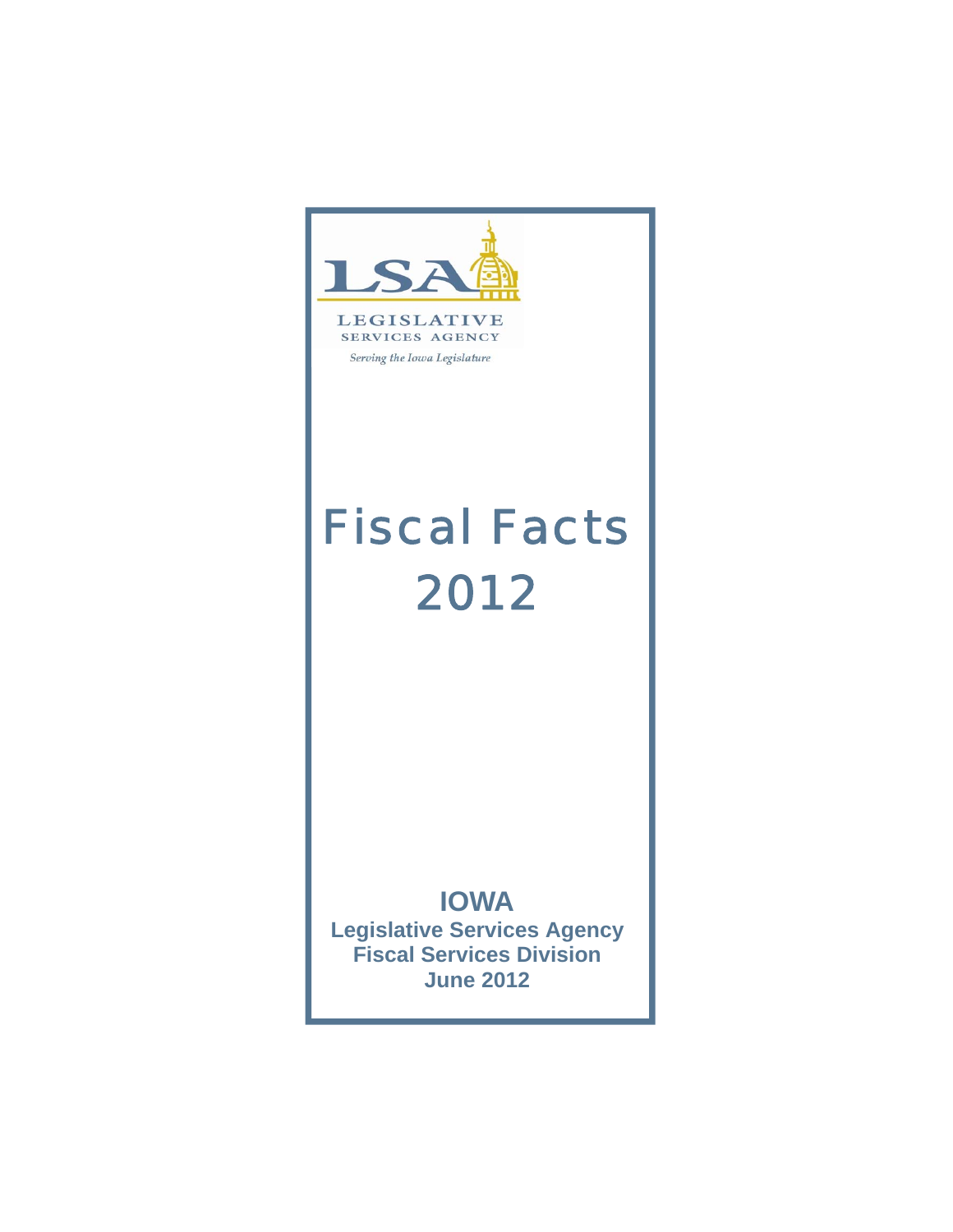LSA

LEGISLATIVE
SERVICES AGENCY

*Serving the Iowa Legislature*

# Fiscal Facts 2012

**IOWA**

**Legislative Services Agency**
**Fiscal Services Division**
**June 2012**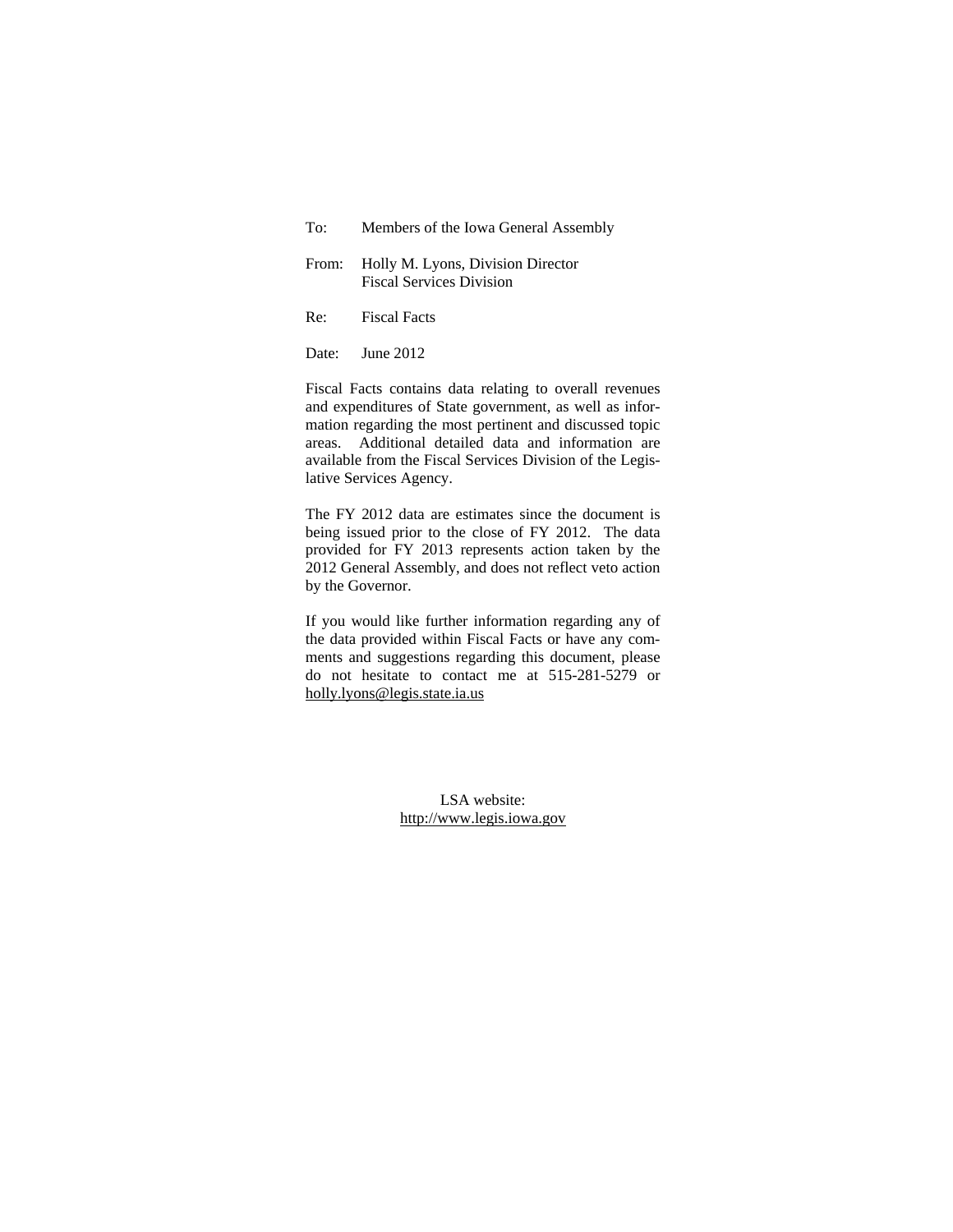To: Members of the Iowa General Assembly

From: Holly M. Lyons, Division Director
Fiscal Services Division

Re: Fiscal Facts

Date: June 2012

Fiscal Facts contains data relating to overall revenues and expenditures of State government, as well as information regarding the most pertinent and discussed topic areas. Additional detailed data and information are available from the Fiscal Services Division of the Legislative Services Agency.

The FY 2012 data are estimates since the document is being issued prior to the close of FY 2012. The data provided for FY 2013 represents action taken by the 2012 General Assembly, and does not reflect veto action by the Governor.

If you would like further information regarding any of the data provided within Fiscal Facts or have any comments and suggestions regarding this document, please do not hesitate to contact me at 515-281-5279 or holly.lyons@legis.state.ia.us

LSA website:
http://www.legis.iowa.gov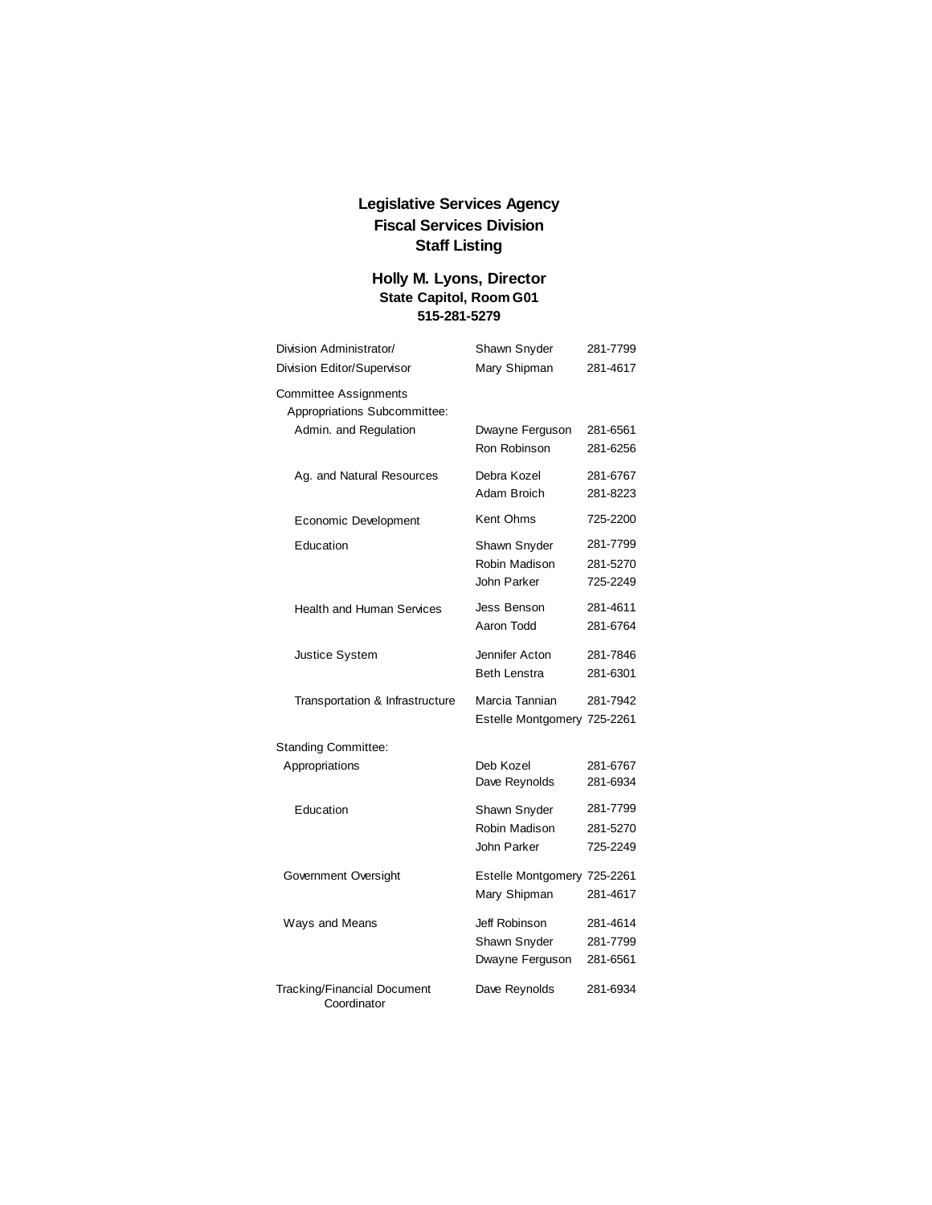# Legislative Services Agency
## Fiscal Services Division
## Staff Listing

### Holly M. Lyons, Director
**State Capitol, Room G01**
**515-281-5279**

| | | |
|---|---|---|
| Division Administrator/ | Shawn Snyder | 281-7799 |
| Division Editor/Supervisor | Mary Shipman | 281-4617 |
| Committee Assignments | | |
| Appropriations Subcommittee: | | |
| Admin. and Regulation | Dwayne Ferguson | 281-6561 |
| | Ron Robinson | 281-6256 |
| Ag. and Natural Resources | Debra Kozel | 281-6767 |
| | Adam Broich | 281-8223 |
| Economic Development | Kent Ohms | 725-2200 |
| Education | Shawn Snyder | 281-7799 |
| | Robin Madison | 281-5270 |
| | John Parker | 725-2249 |
| Health and Human Services | Jess Benson | 281-4611 |
| | Aaron Todd | 281-6764 |
| Justice System | Jennifer Acton | 281-7846 |
| | Beth Lenstra | 281-6301 |
| Transportation & Infrastructure | Marcia Tannian | 281-7942 |
| | Estelle Montgomery | 725-2261 |
| Standing Committee: | | |
| Appropriations | Deb Kozel | 281-6767 |
| | Dave Reynolds | 281-6934 |
| Education | Shawn Snyder | 281-7799 |
| | Robin Madison | 281-5270 |
| | John Parker | 725-2249 |
| Government Oversight | Estelle Montgomery | 725-2261 |
| | Mary Shipman | 281-4617 |
| Ways and Means | Jeff Robinson | 281-4614 |
| | Shawn Snyder | 281-7799 |
| | Dwayne Ferguson | 281-6561 |
| Tracking/Financial Document Coordinator | Dave Reynolds | 281-6934 |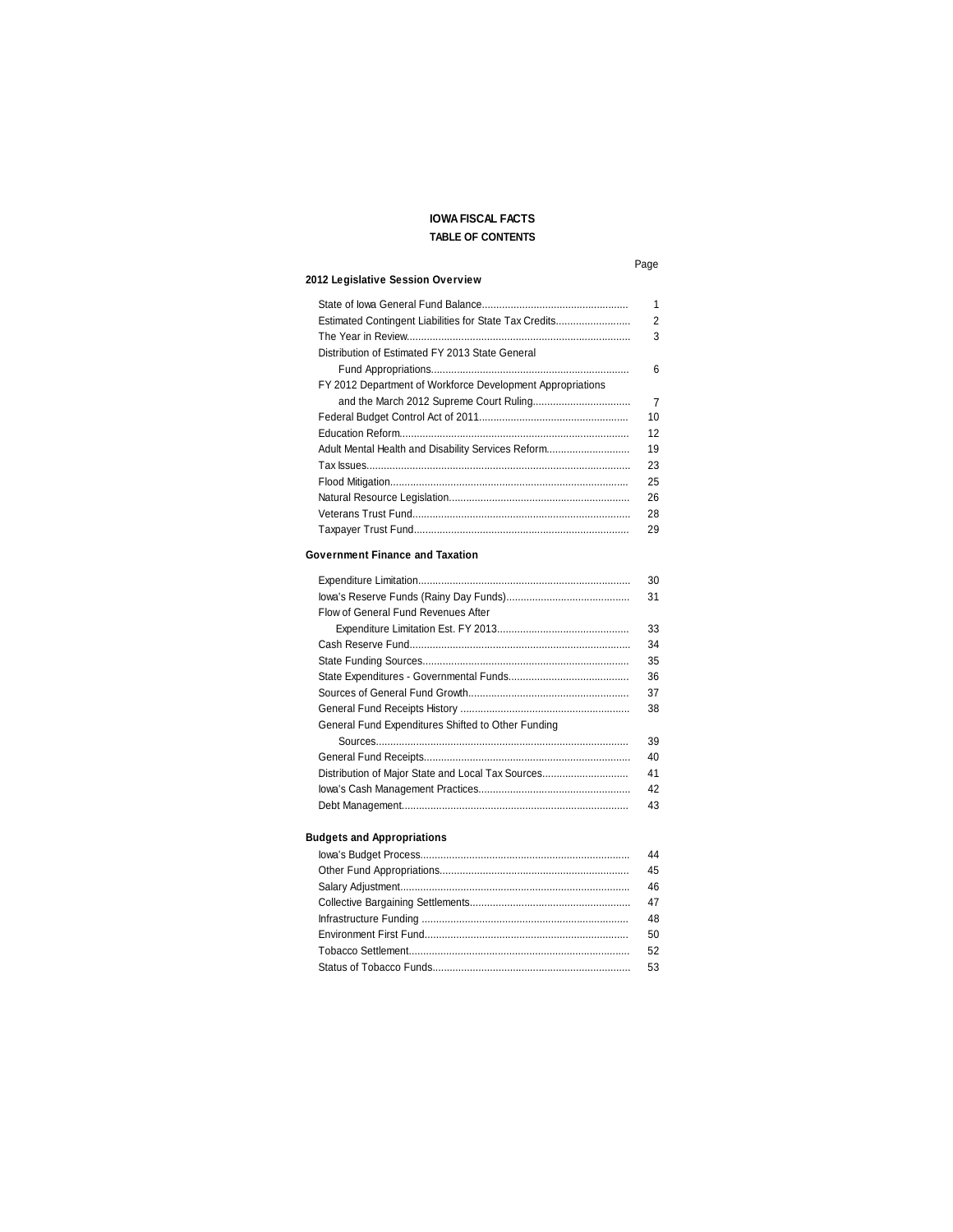# IOWA FISCAL FACTS

## TABLE OF CONTENTS

| | Page |
|---|---|
| **2012 Legislative Session Overview** | |
| State of Iowa General Fund Balance | 1 |
| Estimated Contingent Liabilities for State Tax Credits | 2 |
| The Year in Review | 3 |
| Distribution of Estimated FY 2013 State General Fund Appropriations | 6 |
| FY 2012 Department of Workforce Development Appropriations and the March 2012 Supreme Court Ruling | 7 |
| Federal Budget Control Act of 2011 | 10 |
| Education Reform | 12 |
| Adult Mental Health and Disability Services Reform | 19 |
| Tax Issues | 23 |
| Flood Mitigation | 25 |
| Natural Resource Legislation | 26 |
| Veterans Trust Fund | 28 |
| Taxpayer Trust Fund | 29 |
| **Government Finance and Taxation** | |
| Expenditure Limitation | 30 |
| Iowa's Reserve Funds (Rainy Day Funds) | 31 |
| Flow of General Fund Revenues After Expenditure Limitation Est. FY 2013 | 33 |
| Cash Reserve Fund | 34 |
| State Funding Sources | 35 |
| State Expenditures - Governmental Funds | 36 |
| Sources of General Fund Growth | 37 |
| General Fund Receipts History | 38 |
| General Fund Expenditures Shifted to Other Funding Sources | 39 |
| General Fund Receipts | 40 |
| Distribution of Major State and Local Tax Sources | 41 |
| Iowa's Cash Management Practices | 42 |
| Debt Management | 43 |
| **Budgets and Appropriations** | |
| Iowa's Budget Process | 44 |
| Other Fund Appropriations | 45 |
| Salary Adjustment | 46 |
| Collective Bargaining Settlements | 47 |
| Infrastructure Funding | 48 |
| Environment First Fund | 50 |
| Tobacco Settlement | 52 |
| Status of Tobacco Funds | 53 |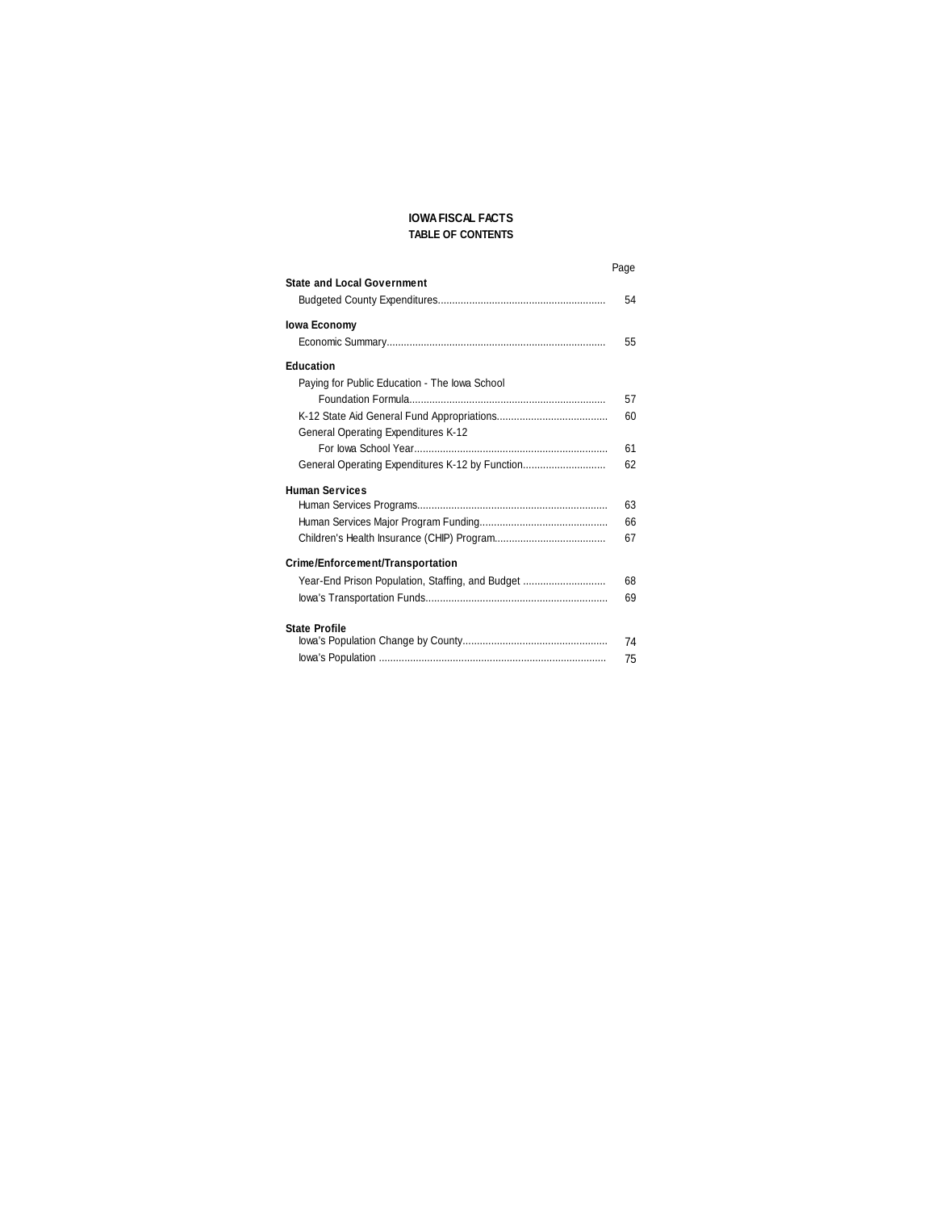# IOWA FISCAL FACTS
## TABLE OF CONTENTS

| | Page |
|---|---|
| **State and Local Government** | |
| Budgeted County Expenditures | 54 |
| **Iowa Economy** | |
| Economic Summary | 55 |
| **Education** | |
| Paying for Public Education - The Iowa School Foundation Formula | 57 |
| K-12 State Aid General Fund Appropriations | 60 |
| General Operating Expenditures K-12 For Iowa School Year | 61 |
| General Operating Expenditures K-12 by Function | 62 |
| **Human Services** | |
| Human Services Programs | 63 |
| Human Services Major Program Funding | 66 |
| Children's Health Insurance (CHIP) Program | 67 |
| **Crime/Enforcement/Transportation** | |
| Year-End Prison Population, Staffing, and Budget | 68 |
| Iowa's Transportation Funds | 69 |
| **State Profile** | |
| Iowa's Population Change by County | 74 |
| Iowa's Population | 75 |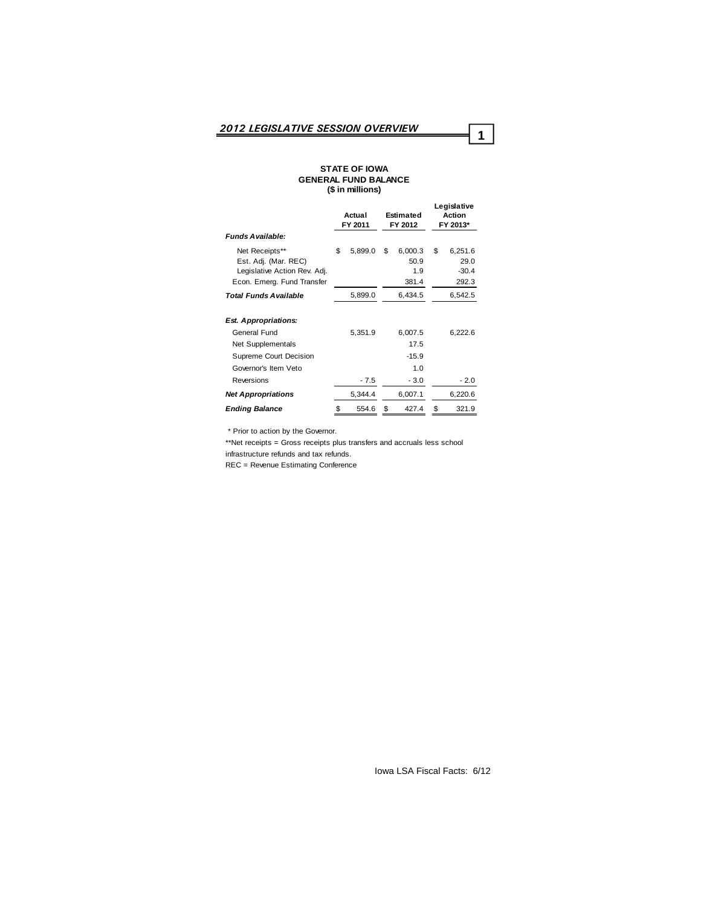## 2012 LEGISLATIVE SESSION OVERVIEW

**STATE OF IOWA**
**GENERAL FUND BALANCE**
**($ in millions)**

| | Actual FY 2011 | Estimated FY 2012 | Legislative Action FY 2013* |
|---|---|---|---|
| ***Funds Available:*** | | | |
| Net Receipts** | $ 5,899.0 | $ 6,000.3 | $ 6,251.6 |
| Est. Adj. (Mar. REC) | | 50.9 | 29.0 |
| Legislative Action Rev. Adj. | | 1.9 | -30.4 |
| Econ. Emerg. Fund Transfer | | 381.4 | 292.3 |
| ***Total Funds Available*** | 5,899.0 | 6,434.5 | 6,542.5 |
| ***Est. Appropriations:*** | | | |
| General Fund | 5,351.9 | 6,007.5 | 6,222.6 |
| Net Supplementals | | 17.5 | |
| Supreme Court Decision | | -15.9 | |
| Governor's Item Veto | | 1.0 | |
| Reversions | - 7.5 | - 3.0 | - 2.0 |
| ***Net Appropriations*** | 5,344.4 | 6,007.1 | 6,220.6 |
| ***Ending Balance*** | $ 554.6 | $ 427.4 | $ 321.9 |

\* Prior to action by the Governor.

**Net receipts = Gross receipts plus transfers and accruals less school infrastructure refunds and tax refunds.

REC = Revenue Estimating Conference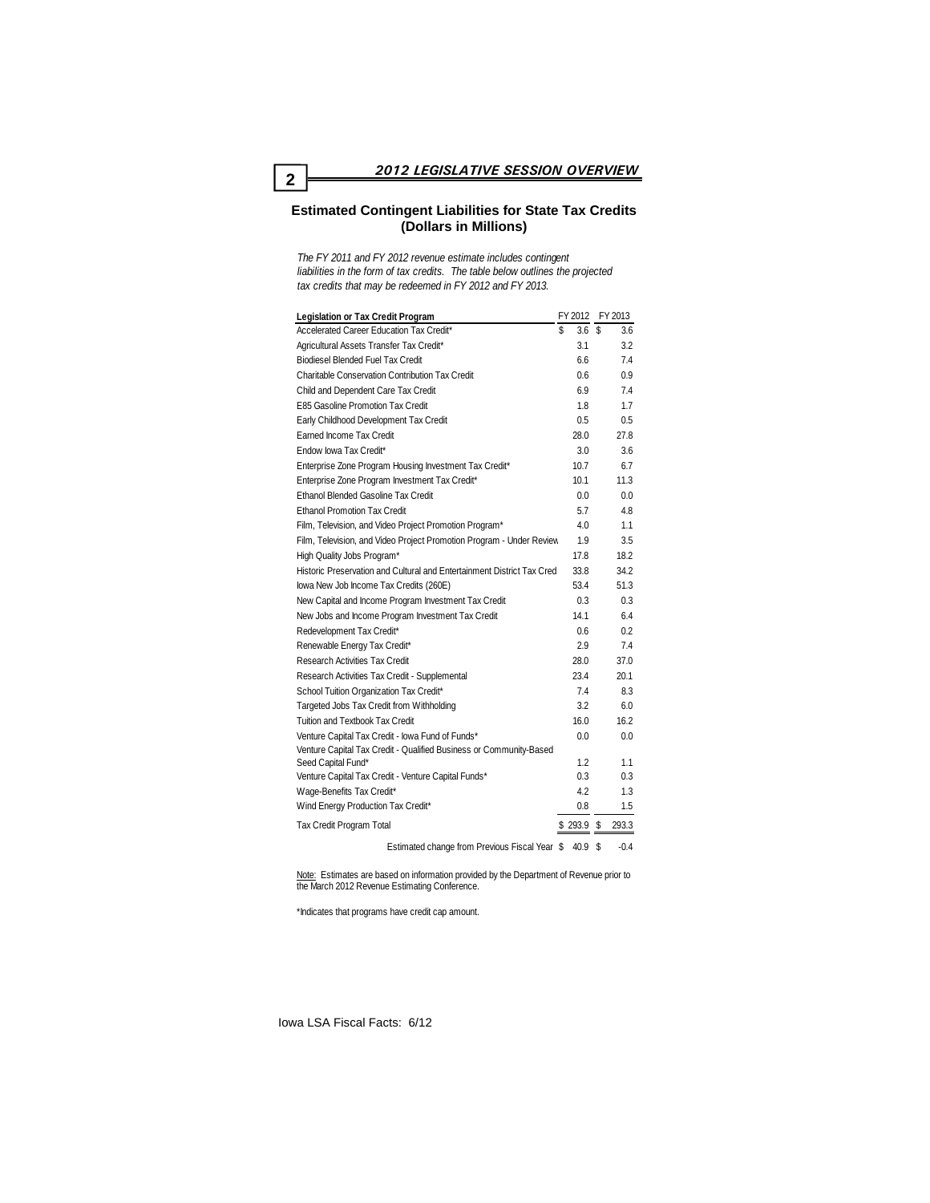## Estimated Contingent Liabilities for State Tax Credits (Dollars in Millions)

*The FY 2011 and FY 2012 revenue estimate includes contingent liabilities in the form of tax credits. The table below outlines the projected tax credits that may be redeemed in FY 2012 and FY 2013.*

| Legislation or Tax Credit Program | FY 2012 | FY 2013 |
|---|---|---|
| Accelerated Career Education Tax Credit* | $ 3.6 | $ 3.6 |
| Agricultural Assets Transfer Tax Credit* | 3.1 | 3.2 |
| Biodiesel Blended Fuel Tax Credit | 6.6 | 7.4 |
| Charitable Conservation Contribution Tax Credit | 0.6 | 0.9 |
| Child and Dependent Care Tax Credit | 6.9 | 7.4 |
| E85 Gasoline Promotion Tax Credit | 1.8 | 1.7 |
| Early Childhood Development Tax Credit | 0.5 | 0.5 |
| Earned Income Tax Credit | 28.0 | 27.8 |
| Endow Iowa Tax Credit* | 3.0 | 3.6 |
| Enterprise Zone Program Housing Investment Tax Credit* | 10.7 | 6.7 |
| Enterprise Zone Program Investment Tax Credit* | 10.1 | 11.3 |
| Ethanol Blended Gasoline Tax Credit | 0.0 | 0.0 |
| Ethanol Promotion Tax Credit | 5.7 | 4.8 |
| Film, Television, and Video Project Promotion Program* | 4.0 | 1.1 |
| Film, Television, and Video Project Promotion Program - Under Review | 1.9 | 3.5 |
| High Quality Jobs Program* | 17.8 | 18.2 |
| Historic Preservation and Cultural and Entertainment District Tax Cred | 33.8 | 34.2 |
| Iowa New Job Income Tax Credits (260E) | 53.4 | 51.3 |
| New Capital and Income Program Investment Tax Credit | 0.3 | 0.3 |
| New Jobs and Income Program Investment Tax Credit | 14.1 | 6.4 |
| Redevelopment Tax Credit* | 0.6 | 0.2 |
| Renewable Energy Tax Credit* | 2.9 | 7.4 |
| Research Activities Tax Credit | 28.0 | 37.0 |
| Research Activities Tax Credit - Supplemental | 23.4 | 20.1 |
| School Tuition Organization Tax Credit* | 7.4 | 8.3 |
| Targeted Jobs Tax Credit from Withholding | 3.2 | 6.0 |
| Tuition and Textbook Tax Credit | 16.0 | 16.2 |
| Venture Capital Tax Credit - Iowa Fund of Funds* | 0.0 | 0.0 |
| Venture Capital Tax Credit - Qualified Business or Community-Based Seed Capital Fund* | 1.2 | 1.1 |
| Venture Capital Tax Credit - Venture Capital Funds* | 0.3 | 0.3 |
| Wage-Benefits Tax Credit* | 4.2 | 1.3 |
| Wind Energy Production Tax Credit* | 0.8 | 1.5 |
| Tax Credit Program Total | $ 293.9 | $ 293.3 |
| Estimated change from Previous Fiscal Year | $ 40.9 | $ -0.4 |

Note: Estimates are based on information provided by the Department of Revenue prior to the March 2012 Revenue Estimating Conference.

*Indicates that programs have credit cap amount.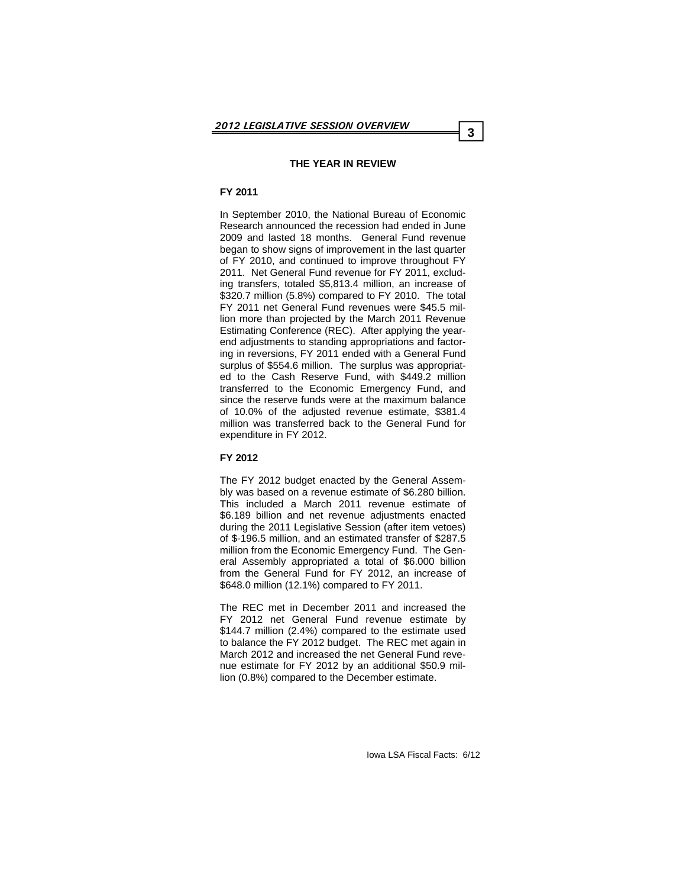## THE YEAR IN REVIEW

### FY 2011

In September 2010, the National Bureau of Economic Research announced the recession had ended in June 2009 and lasted 18 months. General Fund revenue began to show signs of improvement in the last quarter of FY 2010, and continued to improve throughout FY 2011. Net General Fund revenue for FY 2011, excluding transfers, totaled $5,813.4 million, an increase of $320.7 million (5.8%) compared to FY 2010. The total FY 2011 net General Fund revenues were $45.5 million more than projected by the March 2011 Revenue Estimating Conference (REC). After applying the year-end adjustments to standing appropriations and factoring in reversions, FY 2011 ended with a General Fund surplus of $554.6 million. The surplus was appropriated to the Cash Reserve Fund, with $449.2 million transferred to the Economic Emergency Fund, and since the reserve funds were at the maximum balance of 10.0% of the adjusted revenue estimate, $381.4 million was transferred back to the General Fund for expenditure in FY 2012.

### FY 2012

The FY 2012 budget enacted by the General Assembly was based on a revenue estimate of $6.280 billion. This included a March 2011 revenue estimate of $6.189 billion and net revenue adjustments enacted during the 2011 Legislative Session (after item vetoes) of $-196.5 million, and an estimated transfer of $287.5 million from the Economic Emergency Fund. The General Assembly appropriated a total of $6.000 billion from the General Fund for FY 2012, an increase of $648.0 million (12.1%) compared to FY 2011.

The REC met in December 2011 and increased the FY 2012 net General Fund revenue estimate by $144.7 million (2.4%) compared to the estimate used to balance the FY 2012 budget. The REC met again in March 2012 and increased the net General Fund revenue estimate for FY 2012 by an additional $50.9 million (0.8%) compared to the December estimate.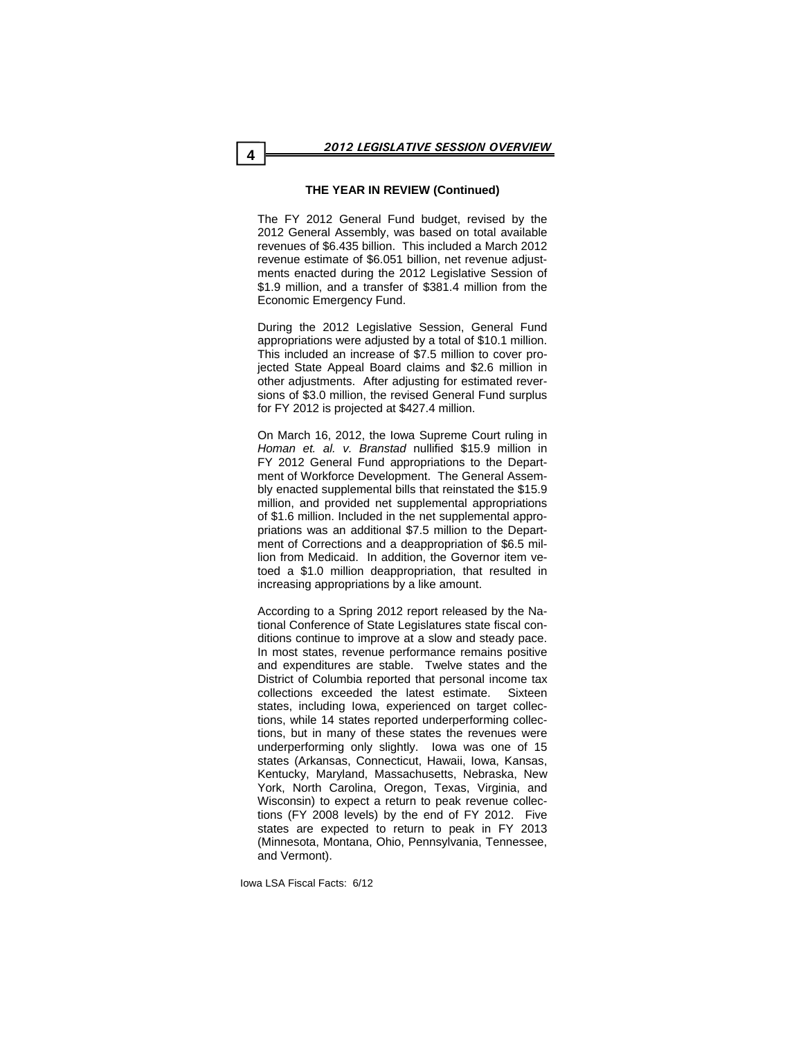### THE YEAR IN REVIEW (Continued)

The FY 2012 General Fund budget, revised by the 2012 General Assembly, was based on total available revenues of $6.435 billion. This included a March 2012 revenue estimate of $6.051 billion, net revenue adjustments enacted during the 2012 Legislative Session of $1.9 million, and a transfer of $381.4 million from the Economic Emergency Fund.

During the 2012 Legislative Session, General Fund appropriations were adjusted by a total of $10.1 million. This included an increase of $7.5 million to cover projected State Appeal Board claims and $2.6 million in other adjustments. After adjusting for estimated reversions of $3.0 million, the revised General Fund surplus for FY 2012 is projected at $427.4 million.

On March 16, 2012, the Iowa Supreme Court ruling in *Homan et. al. v. Branstad* nullified $15.9 million in FY 2012 General Fund appropriations to the Department of Workforce Development. The General Assembly enacted supplemental bills that reinstated the $15.9 million, and provided net supplemental appropriations of $1.6 million. Included in the net supplemental appropriations was an additional $7.5 million to the Department of Corrections and a deappropriation of $6.5 million from Medicaid. In addition, the Governor item vetoed a $1.0 million deappropriation, that resulted in increasing appropriations by a like amount.

According to a Spring 2012 report released by the National Conference of State Legislatures state fiscal conditions continue to improve at a slow and steady pace. In most states, revenue performance remains positive and expenditures are stable. Twelve states and the District of Columbia reported that personal income tax collections exceeded the latest estimate. Sixteen states, including Iowa, experienced on target collections, while 14 states reported underperforming collections, but in many of these states the revenues were underperforming only slightly. Iowa was one of 15 states (Arkansas, Connecticut, Hawaii, Iowa, Kansas, Kentucky, Maryland, Massachusetts, Nebraska, New York, North Carolina, Oregon, Texas, Virginia, and Wisconsin) to expect a return to peak revenue collections (FY 2008 levels) by the end of FY 2012. Five states are expected to return to peak in FY 2013 (Minnesota, Montana, Ohio, Pennsylvania, Tennessee, and Vermont).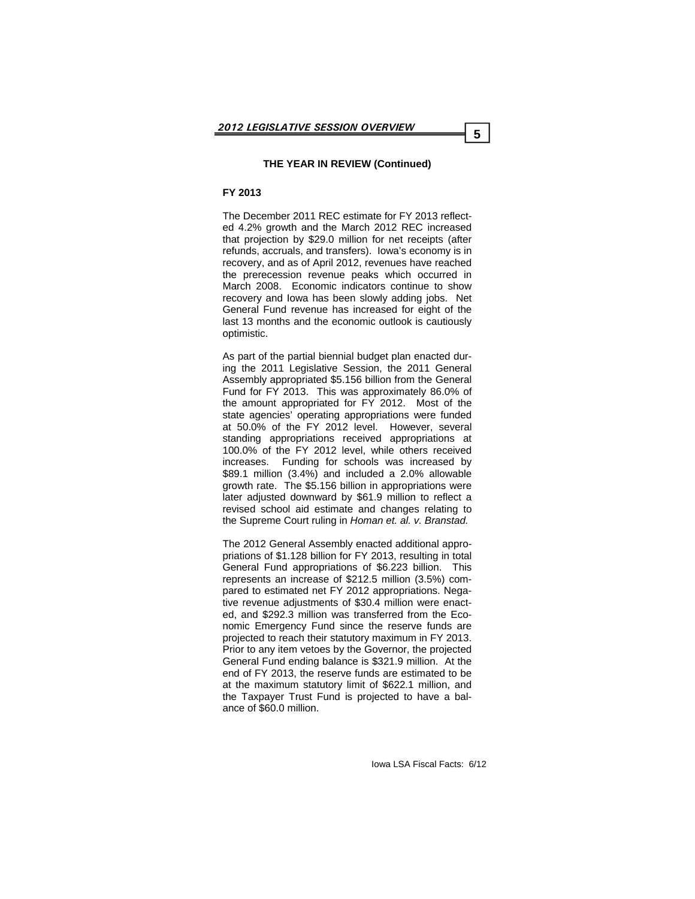**THE YEAR IN REVIEW (Continued)**

**FY 2013**

The December 2011 REC estimate for FY 2013 reflected 4.2% growth and the March 2012 REC increased that projection by $29.0 million for net receipts (after refunds, accruals, and transfers). Iowa's economy is in recovery, and as of April 2012, revenues have reached the prerecession revenue peaks which occurred in March 2008. Economic indicators continue to show recovery and Iowa has been slowly adding jobs. Net General Fund revenue has increased for eight of the last 13 months and the economic outlook is cautiously optimistic.

As part of the partial biennial budget plan enacted during the 2011 Legislative Session, the 2011 General Assembly appropriated $5.156 billion from the General Fund for FY 2013. This was approximately 86.0% of the amount appropriated for FY 2012. Most of the state agencies' operating appropriations were funded at 50.0% of the FY 2012 level. However, several standing appropriations received appropriations at 100.0% of the FY 2012 level, while others received increases. Funding for schools was increased by $89.1 million (3.4%) and included a 2.0% allowable growth rate. The $5.156 billion in appropriations were later adjusted downward by $61.9 million to reflect a revised school aid estimate and changes relating to the Supreme Court ruling in *Homan et. al. v. Branstad.*

The 2012 General Assembly enacted additional appropriations of $1.128 billion for FY 2013, resulting in total General Fund appropriations of $6.223 billion. This represents an increase of $212.5 million (3.5%) compared to estimated net FY 2012 appropriations. Negative revenue adjustments of $30.4 million were enacted, and $292.3 million was transferred from the Economic Emergency Fund since the reserve funds are projected to reach their statutory maximum in FY 2013. Prior to any item vetoes by the Governor, the projected General Fund ending balance is $321.9 million. At the end of FY 2013, the reserve funds are estimated to be at the maximum statutory limit of $622.1 million, and the Taxpayer Trust Fund is projected to have a balance of $60.0 million.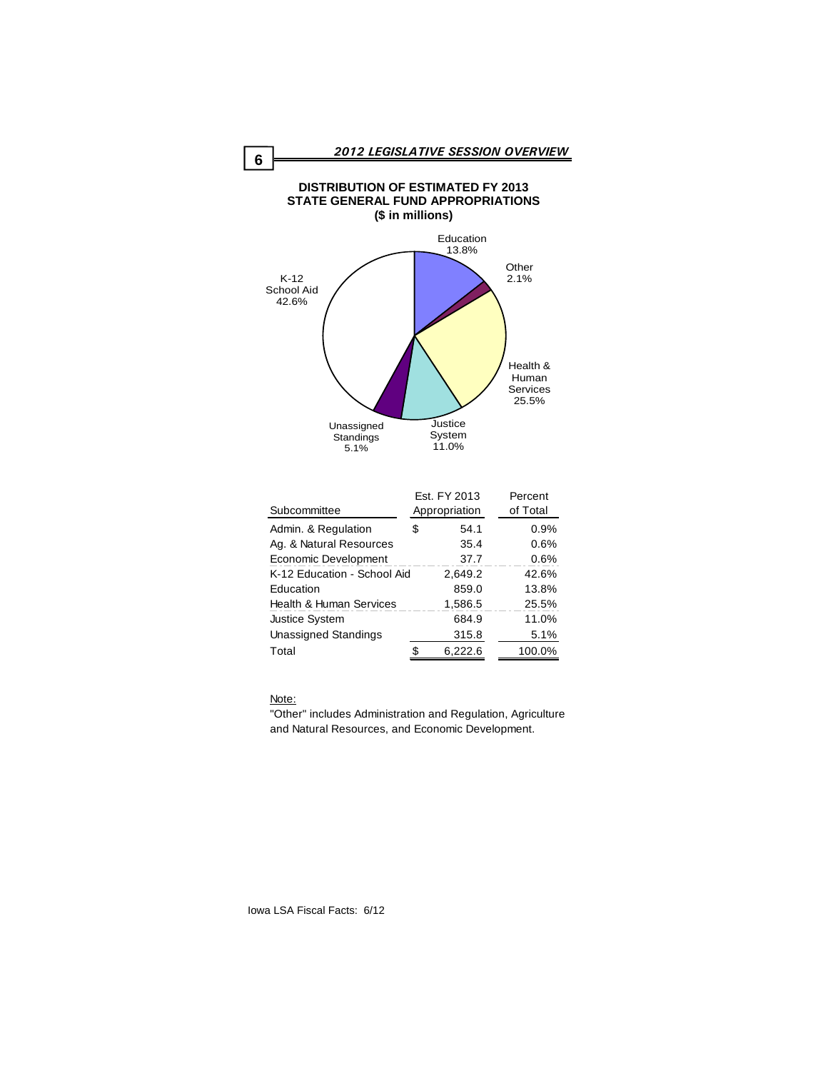**DISTRIBUTION OF ESTIMATED FY 2013 STATE GENERAL FUND APPROPRIATIONS ($ in millions)**

Education 13.8%

Other 2.1%

Health & Human Services 25.5%

Justice System 11.0%

Unassigned Standings 5.1%

K-12 School Aid 42.6%

| Subcommittee | Est. FY 2013 Appropriation | Percent of Total |
|---|---|---|
| Admin. & Regulation | $ 54.1 | 0.9% |
| Ag. & Natural Resources | 35.4 | 0.6% |
| Economic Development | 37.7 | 0.6% |
| K-12 Education - School Aid | 2,649.2 | 42.6% |
| Education | 859.0 | 13.8% |
| Health & Human Services | 1,586.5 | 25.5% |
| Justice System | 684.9 | 11.0% |
| Unassigned Standings | 315.8 | 5.1% |
| Total | $ 6,222.6 | 100.0% |

Note:

"Other" includes Administration and Regulation, Agriculture and Natural Resources, and Economic Development.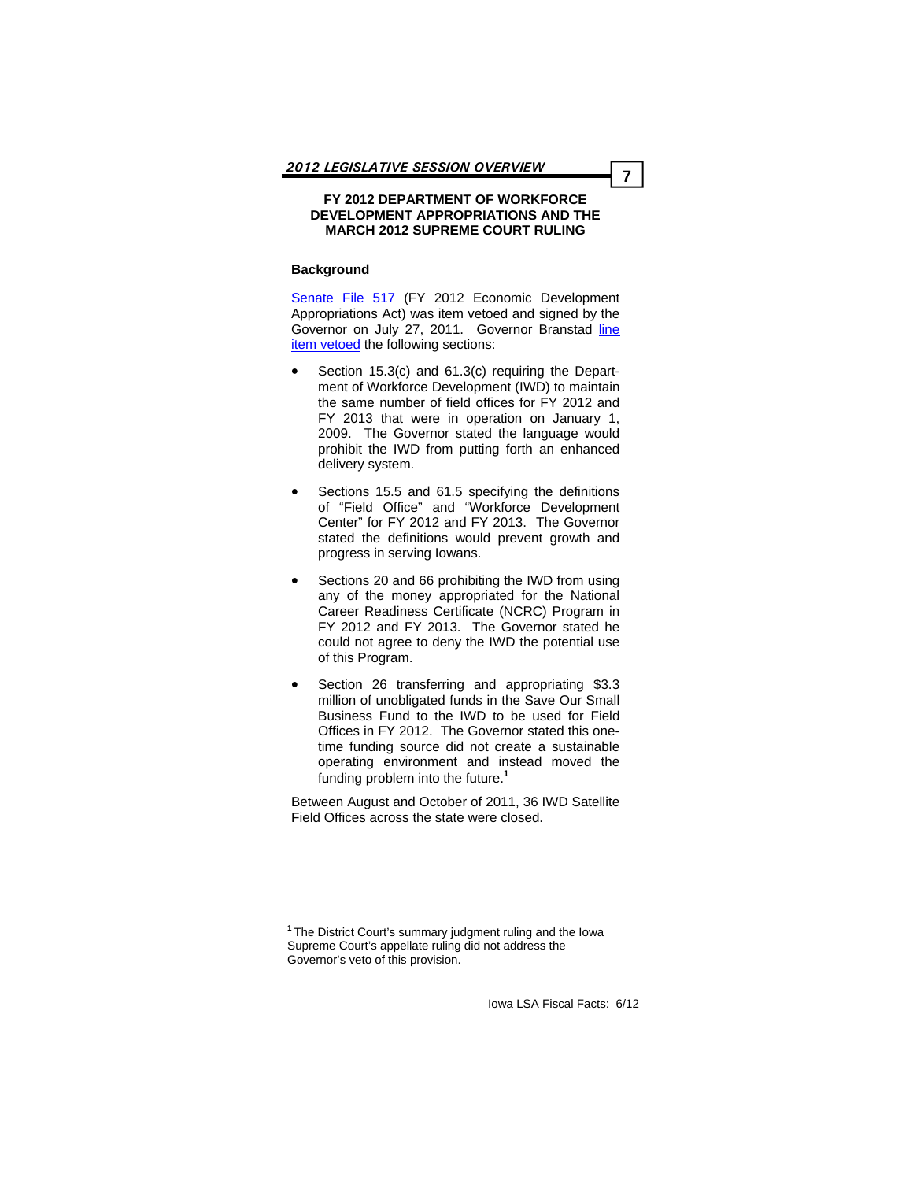## FY 2012 DEPARTMENT OF WORKFORCE DEVELOPMENT APPROPRIATIONS AND THE MARCH 2012 SUPREME COURT RULING

### Background

Senate File 517 (FY 2012 Economic Development Appropriations Act) was item vetoed and signed by the Governor on July 27, 2011. Governor Branstad line item vetoed the following sections:

- Section 15.3(c) and 61.3(c) requiring the Department of Workforce Development (IWD) to maintain the same number of field offices for FY 2012 and FY 2013 that were in operation on January 1, 2009. The Governor stated the language would prohibit the IWD from putting forth an enhanced delivery system.
- Sections 15.5 and 61.5 specifying the definitions of "Field Office" and "Workforce Development Center" for FY 2012 and FY 2013. The Governor stated the definitions would prevent growth and progress in serving Iowans.
- Sections 20 and 66 prohibiting the IWD from using any of the money appropriated for the National Career Readiness Certificate (NCRC) Program in FY 2012 and FY 2013. The Governor stated he could not agree to deny the IWD the potential use of this Program.
- Section 26 transferring and appropriating $3.3 million of unobligated funds in the Save Our Small Business Fund to the IWD to be used for Field Offices in FY 2012. The Governor stated this one-time funding source did not create a sustainable operating environment and instead moved the funding problem into the future.[1]

Between August and October of 2011, 36 IWD Satellite Field Offices across the state were closed.

---

[1] The District Court's summary judgment ruling and the Iowa Supreme Court's appellate ruling did not address the Governor's veto of this provision.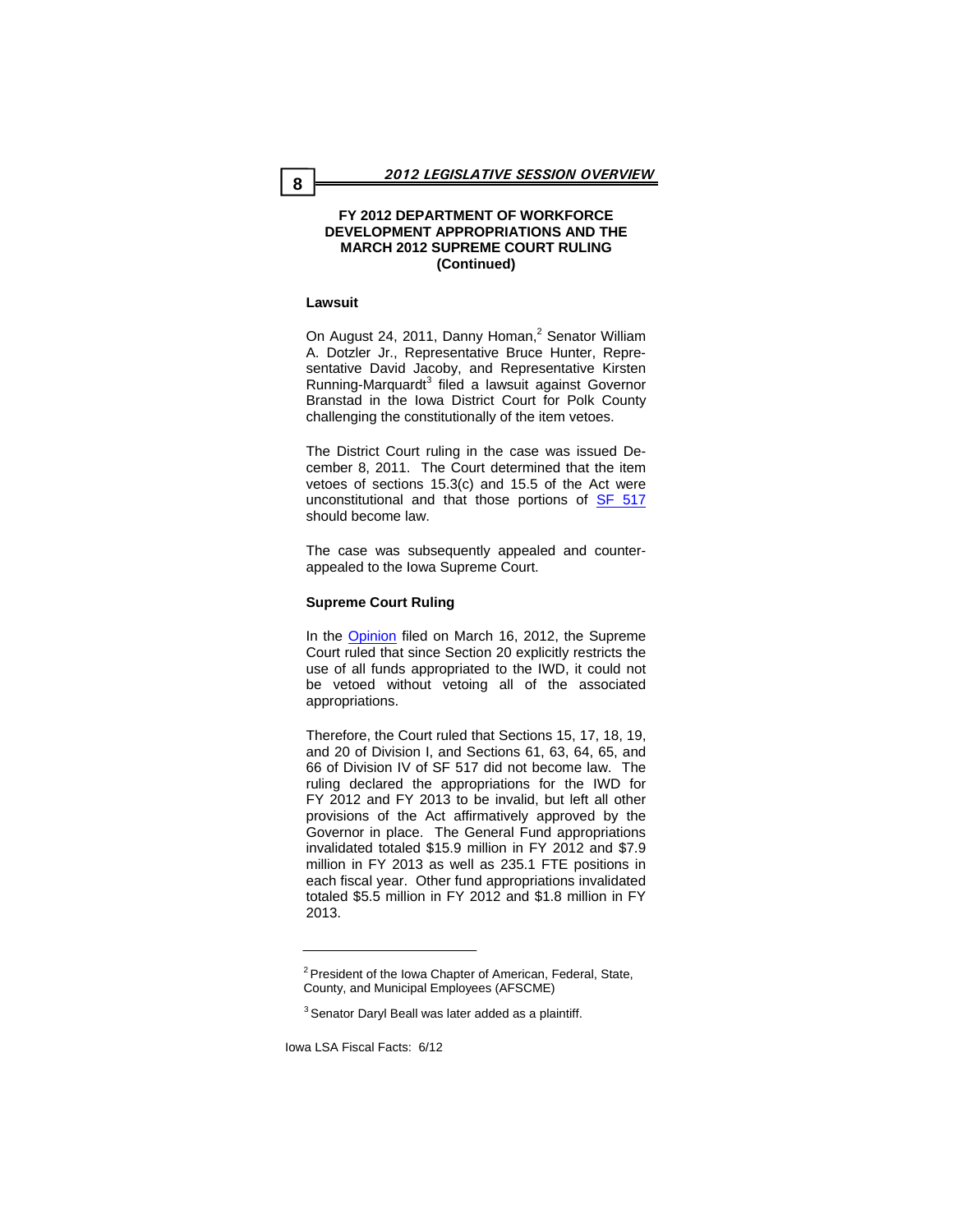## FY 2012 DEPARTMENT OF WORKFORCE DEVELOPMENT APPROPRIATIONS AND THE MARCH 2012 SUPREME COURT RULING (Continued)

### Lawsuit

On August 24, 2011, Danny Homan,[2] Senator William A. Dotzler Jr., Representative Bruce Hunter, Representative David Jacoby, and Representative Kirsten Running-Marquardt[3] filed a lawsuit against Governor Branstad in the Iowa District Court for Polk County challenging the constitutionally of the item vetoes.

The District Court ruling in the case was issued December 8, 2011. The Court determined that the item vetoes of sections 15.3(c) and 15.5 of the Act were unconstitutional and that those portions of SF 517 should become law.

The case was subsequently appealed and counter-appealed to the Iowa Supreme Court.

### Supreme Court Ruling

In the Opinion filed on March 16, 2012, the Supreme Court ruled that since Section 20 explicitly restricts the use of all funds appropriated to the IWD, it could not be vetoed without vetoing all of the associated appropriations.

Therefore, the Court ruled that Sections 15, 17, 18, 19, and 20 of Division I, and Sections 61, 63, 64, 65, and 66 of Division IV of SF 517 did not become law. The ruling declared the appropriations for the IWD for FY 2012 and FY 2013 to be invalid, but left all other provisions of the Act affirmatively approved by the Governor in place. The General Fund appropriations invalidated totaled $15.9 million in FY 2012 and $7.9 million in FY 2013 as well as 235.1 FTE positions in each fiscal year. Other fund appropriations invalidated totaled $5.5 million in FY 2012 and $1.8 million in FY 2013.

---

[2] President of the Iowa Chapter of American, Federal, State, County, and Municipal Employees (AFSCME)

[3] Senator Daryl Beall was later added as a plaintiff.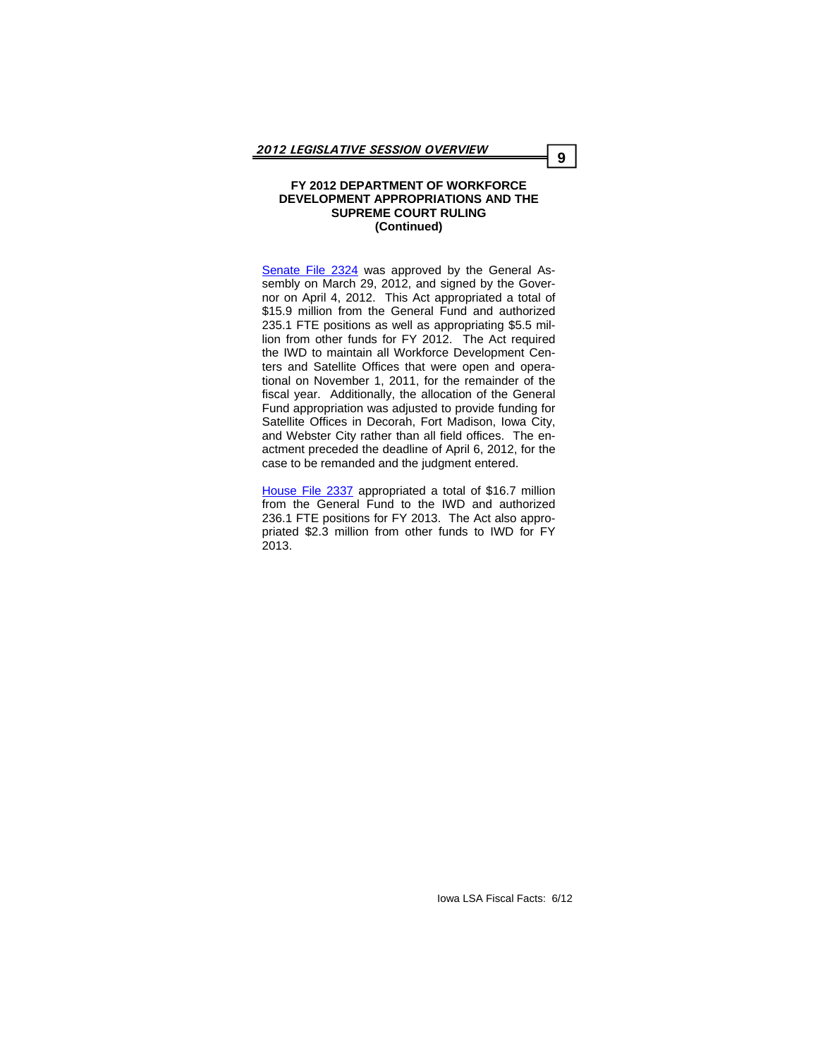### FY 2012 DEPARTMENT OF WORKFORCE DEVELOPMENT APPROPRIATIONS AND THE SUPREME COURT RULING (Continued)

Senate File 2324 was approved by the General Assembly on March 29, 2012, and signed by the Governor on April 4, 2012. This Act appropriated a total of $15.9 million from the General Fund and authorized 235.1 FTE positions as well as appropriating $5.5 million from other funds for FY 2012. The Act required the IWD to maintain all Workforce Development Centers and Satellite Offices that were open and operational on November 1, 2011, for the remainder of the fiscal year. Additionally, the allocation of the General Fund appropriation was adjusted to provide funding for Satellite Offices in Decorah, Fort Madison, Iowa City, and Webster City rather than all field offices. The enactment preceded the deadline of April 6, 2012, for the case to be remanded and the judgment entered.

House File 2337 appropriated a total of $16.7 million from the General Fund to the IWD and authorized 236.1 FTE positions for FY 2013. The Act also appropriated $2.3 million from other funds to IWD for FY 2013.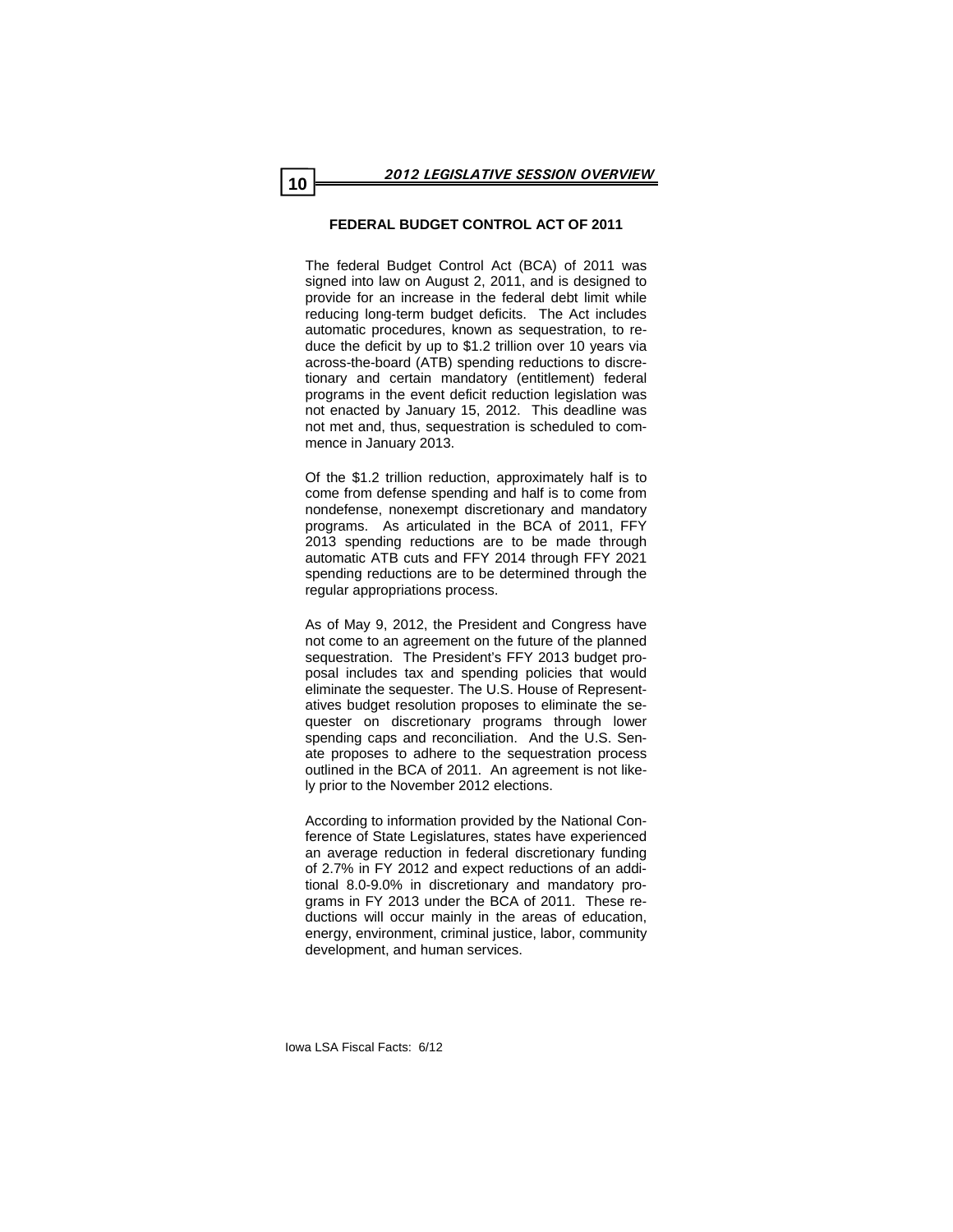## FEDERAL BUDGET CONTROL ACT OF 2011

The federal Budget Control Act (BCA) of 2011 was signed into law on August 2, 2011, and is designed to provide for an increase in the federal debt limit while reducing long-term budget deficits. The Act includes automatic procedures, known as sequestration, to reduce the deficit by up to $1.2 trillion over 10 years via across-the-board (ATB) spending reductions to discretionary and certain mandatory (entitlement) federal programs in the event deficit reduction legislation was not enacted by January 15, 2012. This deadline was not met and, thus, sequestration is scheduled to commence in January 2013.

Of the $1.2 trillion reduction, approximately half is to come from defense spending and half is to come from nondefense, nonexempt discretionary and mandatory programs. As articulated in the BCA of 2011, FFY 2013 spending reductions are to be made through automatic ATB cuts and FFY 2014 through FFY 2021 spending reductions are to be determined through the regular appropriations process.

As of May 9, 2012, the President and Congress have not come to an agreement on the future of the planned sequestration. The President's FFY 2013 budget proposal includes tax and spending policies that would eliminate the sequester. The U.S. House of Representatives budget resolution proposes to eliminate the sequester on discretionary programs through lower spending caps and reconciliation. And the U.S. Senate proposes to adhere to the sequestration process outlined in the BCA of 2011. An agreement is not likely prior to the November 2012 elections.

According to information provided by the National Conference of State Legislatures, states have experienced an average reduction in federal discretionary funding of 2.7% in FY 2012 and expect reductions of an additional 8.0-9.0% in discretionary and mandatory programs in FY 2013 under the BCA of 2011. These reductions will occur mainly in the areas of education, energy, environment, criminal justice, labor, community development, and human services.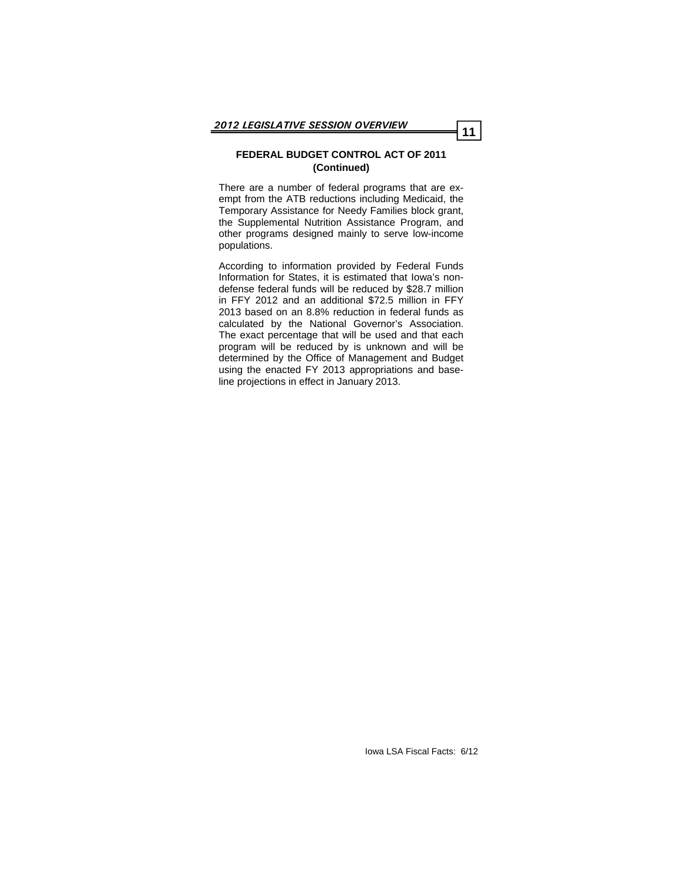## FEDERAL BUDGET CONTROL ACT OF 2011 (Continued)

There are a number of federal programs that are exempt from the ATB reductions including Medicaid, the Temporary Assistance for Needy Families block grant, the Supplemental Nutrition Assistance Program, and other programs designed mainly to serve low-income populations.

According to information provided by Federal Funds Information for States, it is estimated that Iowa's non-defense federal funds will be reduced by $28.7 million in FFY 2012 and an additional $72.5 million in FFY 2013 based on an 8.8% reduction in federal funds as calculated by the National Governor's Association. The exact percentage that will be used and that each program will be reduced by is unknown and will be determined by the Office of Management and Budget using the enacted FY 2013 appropriations and baseline projections in effect in January 2013.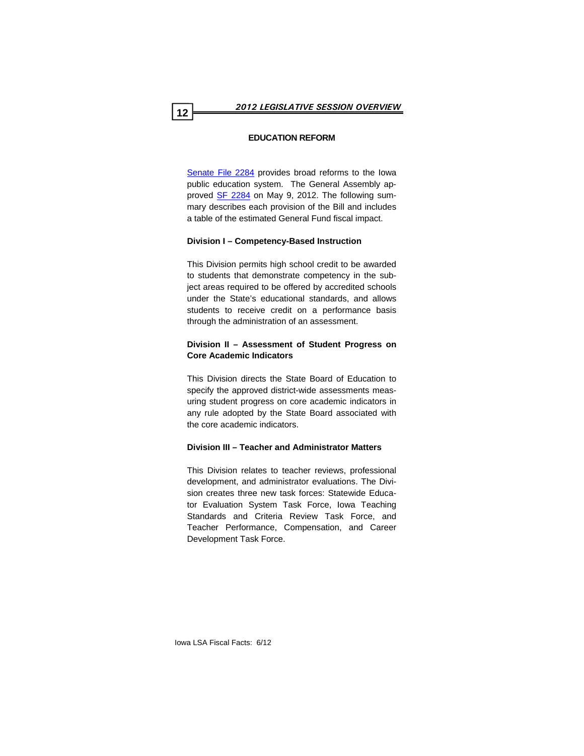## EDUCATION REFORM

[Senate File 2284](#) provides broad reforms to the Iowa public education system. The General Assembly approved [SF 2284](#) on May 9, 2012. The following summary describes each provision of the Bill and includes a table of the estimated General Fund fiscal impact.

### Division I – Competency-Based Instruction

This Division permits high school credit to be awarded to students that demonstrate competency in the subject areas required to be offered by accredited schools under the State's educational standards, and allows students to receive credit on a performance basis through the administration of an assessment.

### Division II – Assessment of Student Progress on Core Academic Indicators

This Division directs the State Board of Education to specify the approved district-wide assessments measuring student progress on core academic indicators in any rule adopted by the State Board associated with the core academic indicators.

### Division III – Teacher and Administrator Matters

This Division relates to teacher reviews, professional development, and administrator evaluations. The Division creates three new task forces: Statewide Educator Evaluation System Task Force, Iowa Teaching Standards and Criteria Review Task Force, and Teacher Performance, Compensation, and Career Development Task Force.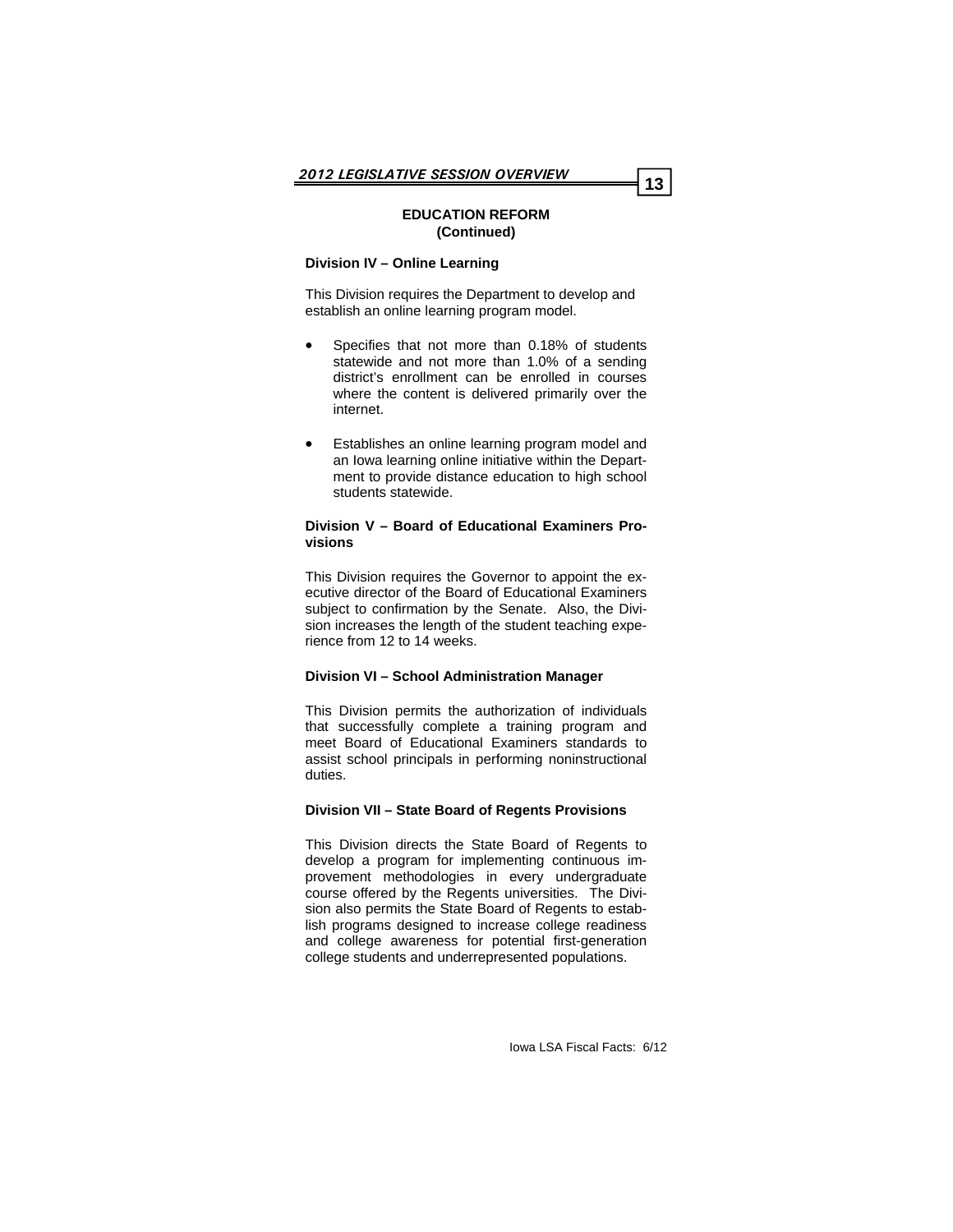## EDUCATION REFORM (Continued)

**Division IV – Online Learning**

This Division requires the Department to develop and establish an online learning program model.

- Specifies that not more than 0.18% of students statewide and not more than 1.0% of a sending district's enrollment can be enrolled in courses where the content is delivered primarily over the internet.
- Establishes an online learning program model and an Iowa learning online initiative within the Department to provide distance education to high school students statewide.

**Division V – Board of Educational Examiners Provisions**

This Division requires the Governor to appoint the executive director of the Board of Educational Examiners subject to confirmation by the Senate. Also, the Division increases the length of the student teaching experience from 12 to 14 weeks.

**Division VI – School Administration Manager**

This Division permits the authorization of individuals that successfully complete a training program and meet Board of Educational Examiners standards to assist school principals in performing noninstructional duties.

**Division VII – State Board of Regents Provisions**

This Division directs the State Board of Regents to develop a program for implementing continuous improvement methodologies in every undergraduate course offered by the Regents universities. The Division also permits the State Board of Regents to establish programs designed to increase college readiness and college awareness for potential first-generation college students and underrepresented populations.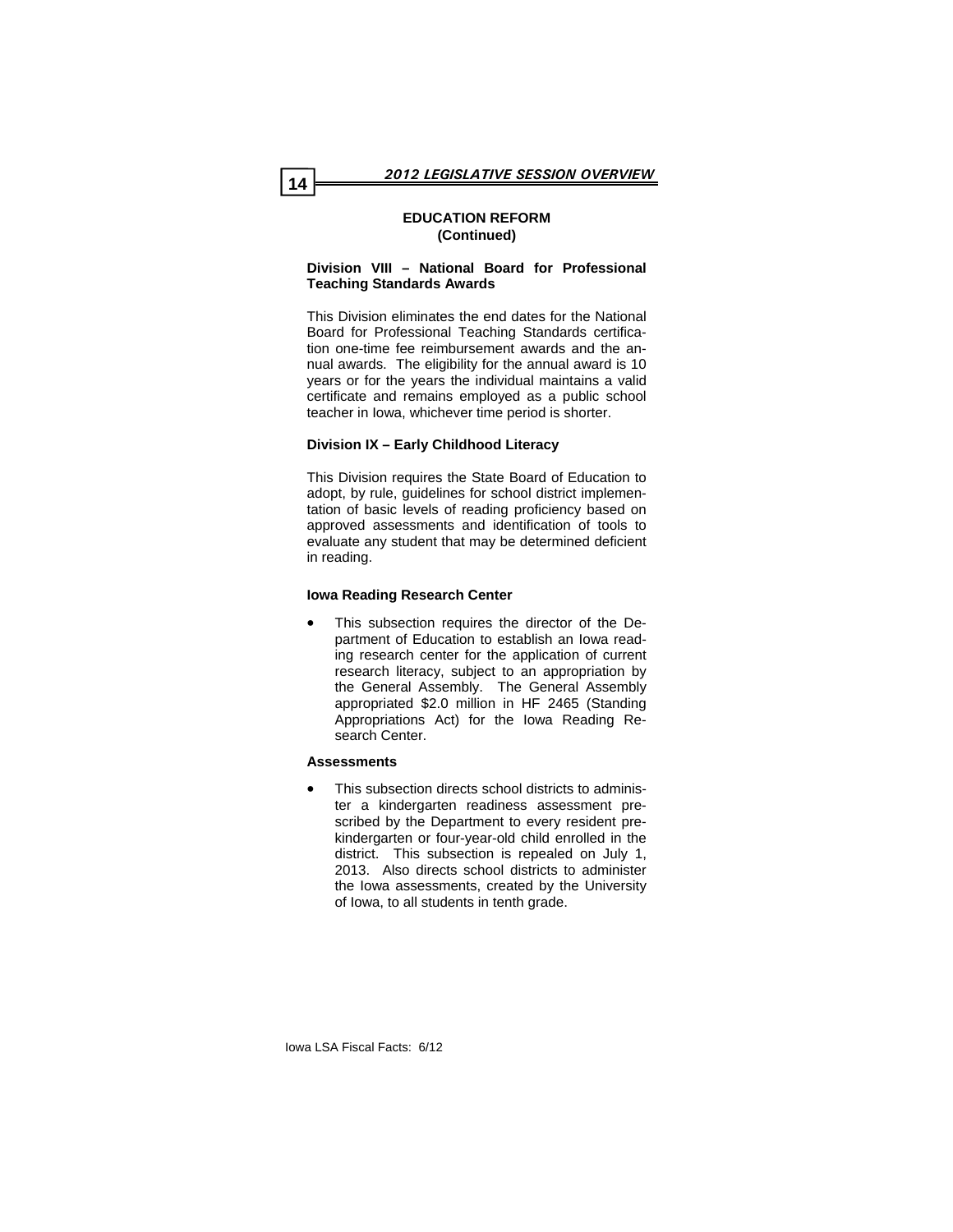## EDUCATION REFORM
## (Continued)

### Division VIII – National Board for Professional Teaching Standards Awards

This Division eliminates the end dates for the National Board for Professional Teaching Standards certification one-time fee reimbursement awards and the annual awards. The eligibility for the annual award is 10 years or for the years the individual maintains a valid certificate and remains employed as a public school teacher in Iowa, whichever time period is shorter.

### Division IX – Early Childhood Literacy

This Division requires the State Board of Education to adopt, by rule, guidelines for school district implementation of basic levels of reading proficiency based on approved assessments and identification of tools to evaluate any student that may be determined deficient in reading.

#### Iowa Reading Research Center

- This subsection requires the director of the Department of Education to establish an Iowa reading research center for the application of current research literacy, subject to an appropriation by the General Assembly. The General Assembly appropriated $2.0 million in HF 2465 (Standing Appropriations Act) for the Iowa Reading Research Center.

#### Assessments

- This subsection directs school districts to administer a kindergarten readiness assessment prescribed by the Department to every resident prekindergarten or four-year-old child enrolled in the district. This subsection is repealed on July 1, 2013. Also directs school districts to administer the Iowa assessments, created by the University of Iowa, to all students in tenth grade.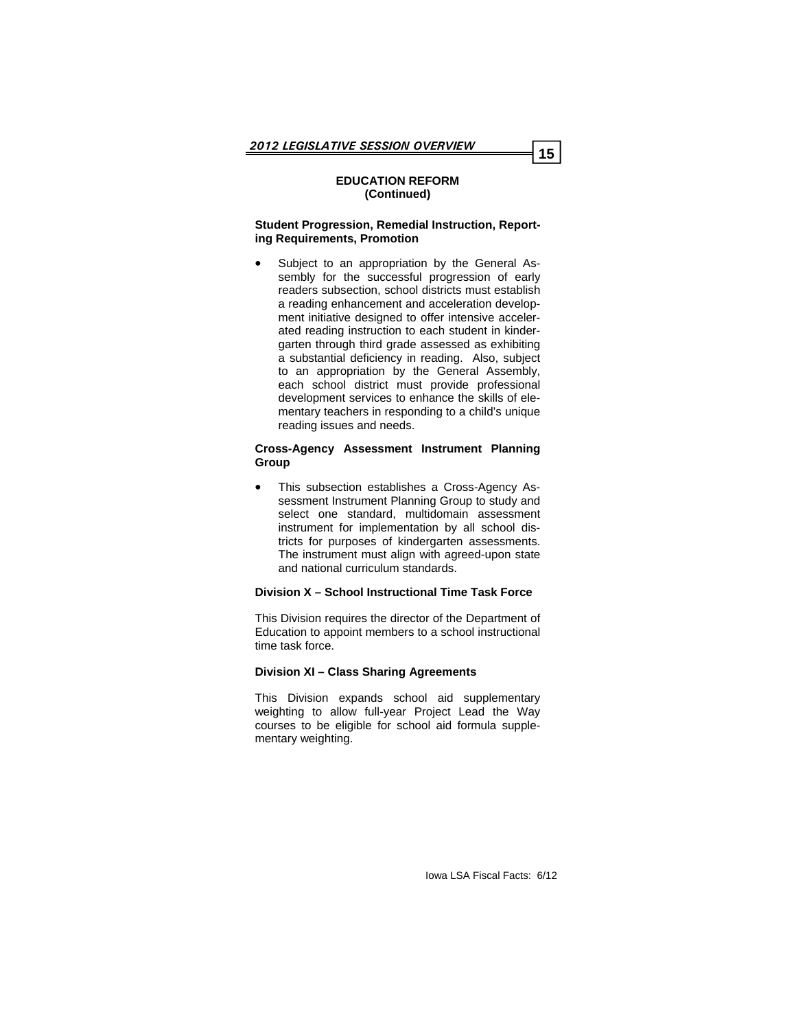## EDUCATION REFORM
## (Continued)

**Student Progression, Remedial Instruction, Reporting Requirements, Promotion**

- Subject to an appropriation by the General Assembly for the successful progression of early readers subsection, school districts must establish a reading enhancement and acceleration development initiative designed to offer intensive accelerated reading instruction to each student in kindergarten through third grade assessed as exhibiting a substantial deficiency in reading. Also, subject to an appropriation by the General Assembly, each school district must provide professional development services to enhance the skills of elementary teachers in responding to a child's unique reading issues and needs.

**Cross-Agency Assessment Instrument Planning Group**

- This subsection establishes a Cross-Agency Assessment Instrument Planning Group to study and select one standard, multidomain assessment instrument for implementation by all school districts for purposes of kindergarten assessments. The instrument must align with agreed-upon state and national curriculum standards.

**Division X – School Instructional Time Task Force**

This Division requires the director of the Department of Education to appoint members to a school instructional time task force.

**Division XI – Class Sharing Agreements**

This Division expands school aid supplementary weighting to allow full-year Project Lead the Way courses to be eligible for school aid formula supplementary weighting.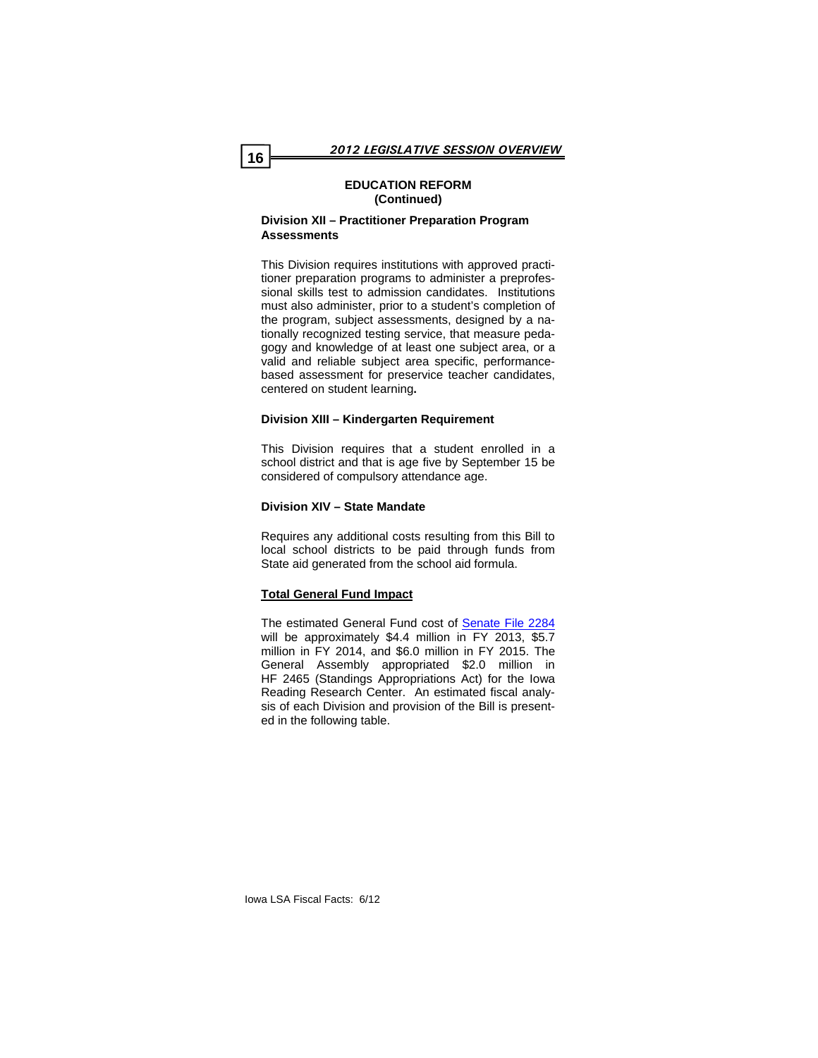## EDUCATION REFORM (Continued)

### Division XII – Practitioner Preparation Program Assessments

This Division requires institutions with approved practitioner preparation programs to administer a preprofessional skills test to admission candidates. Institutions must also administer, prior to a student's completion of the program, subject assessments, designed by a nationally recognized testing service, that measure pedagogy and knowledge of at least one subject area, or a valid and reliable subject area specific, performance-based assessment for preservice teacher candidates, centered on student learning**.**

### Division XIII – Kindergarten Requirement

This Division requires that a student enrolled in a school district and that is age five by September 15 be considered of compulsory attendance age.

### Division XIV – State Mandate

Requires any additional costs resulting from this Bill to local school districts to be paid through funds from State aid generated from the school aid formula.

### Total General Fund Impact

The estimated General Fund cost of Senate File 2284 will be approximately $4.4 million in FY 2013, $5.7 million in FY 2014, and $6.0 million in FY 2015. The General Assembly appropriated $2.0 million in HF 2465 (Standings Appropriations Act) for the Iowa Reading Research Center. An estimated fiscal analysis of each Division and provision of the Bill is presented in the following table.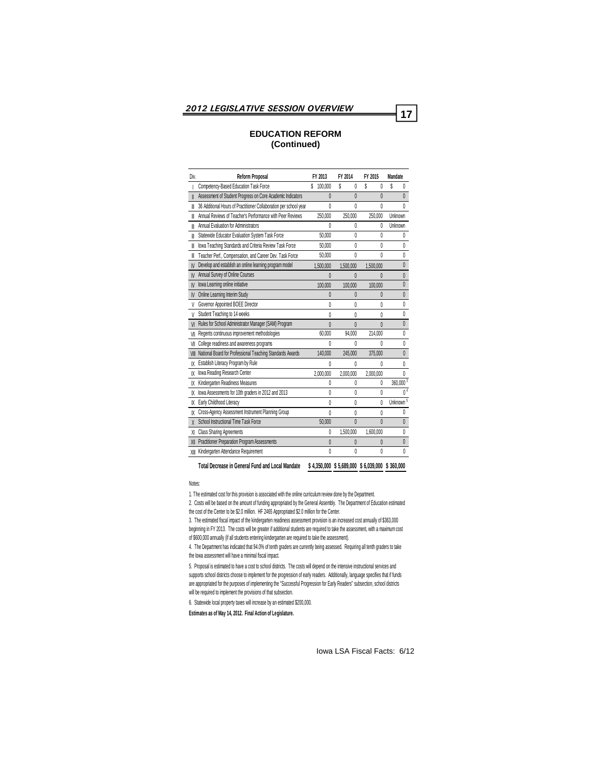## EDUCATION REFORM
## (Continued)

| Div. | Reform Proposal | FY 2013 | FY 2014 | FY 2015 | Mandate |
|---|---|---|---|---|---|
| I | Competency-Based Education Task Force | $ 100,000 | $ 0 | $ 0 | $ 0 |
| II | Assessment of Student Progress on Core Academic Indicators | 0 | 0 | 0 | 0 |
| III | 36 Additional Hours of Practitioner Collaboration per school year | 0 | 0 | 0 | 0 |
| III | Annual Reviews of Teacher's Performance with Peer Reviews | 250,000 | 250,000 | 250,000 | Unknown |
| III | Annual Evaluation for Administrators | 0 | 0 | 0 | Unknown |
| III | Statewide Educator Evaluation System Task Force | 50,000 | 0 | 0 | 0 |
| III | Iowa Teaching Standards and Criteria Review Task Force | 50,000 | 0 | 0 | 0 |
| III | Teacher Perf., Compensation, and Career Dev. Task Force | 50,000 | 0 | 0 | 0 |
| IV | Develop and establish an online learning program model | 1,500,000 | 1,500,000 | 1,500,000 | 0 |
| IV | Annual Survey of Online Courses | 0 | 0 | 0 | 0 |
| IV | Iowa Learning online initiative | 100,000 | 100,000 | 100,000 | 0 |
| IV | Online Learning Interim Study | 0 | 0 | 0 | 0 |
| V | Governor Appointed BOEE Director | 0 | 0 | 0 | 0 |
| V | Student Teaching to 14 weeks | 0 | 0 | 0 | 0 |
| VI | Rules for School Administrator Manager (SAM) Program | 0 | 0 | 0 | 0 |
| VII | Regents continuous improvement methodologies | 60,000 | 94,000 | 214,000 | 0 |
| VII | College readiness and awareness programs | 0 | 0 | 0 | 0 |
| VIII | National Board for Professional Teaching Standards Awards | 140,000 | 245,000 | 375,000 | 0 |
| IX | Establish Literacy Program by Rule | 0 | 0 | 0 | 0 |
| IX | Iowa Reading Research Center | 2,000,000 | 2,000,000 | 2,000,000 | 0 |
| IX | Kindergarten Readiness Measures | 0 | 0 | 0 | 360,000 [3] |
| IX | Iowa Assessments for 10th graders in 2012 and 2013 | 0 | 0 | 0 | 0 [4] |
| IX | Early Childhood Literacy | 0 | 0 | 0 | Unknown [5] |
| IX | Cross-Agency Assessment Instrument Planning Group | 0 | 0 | 0 | 0 |
| X | School Instructional Time Task Force | 50,000 | 0 | 0 | 0 |
| XI | Class Sharing Agreements | 0 | 1,500,000 | 1,600,000 | 0 |
| XII | Practitioner Preparation Program Assessments | 0 | 0 | 0 | 0 |
| XIII | Kindergarten Attendance Requirement | 0 | 0 | 0 | 0 |
| | **Total Decrease in General Fund and Local Mandate** | **$ 4,350,000** | **$ 5,689,000** | **$ 6,039,000** | **$ 360,000** |

Notes:

1. The estimated cost for this provision is associated with the online curriculum review done by the Department.

2. Costs will be based on the amount of funding appropriated by the General Assembly. The Department of Education estimated the cost of the Center to be $2.0 million. HF 2465 Appropriated $2.0 million for the Center.

3. The estimated fiscal impact of the kindergarten readiness assessment provision is an increased cost annually of $363,000 beginning in FY 2013. The costs will be greater if additional students are required to take the assessment, with a maximum cost of $600,000 annually (if all students entering kindergarten are required to take the assessment).

4. The Department has indicated that 94.0% of tenth graders are currently being assessed. Requiring all tenth graders to take the Iowa assessment will have a minimal fiscal impact.

5. Proposal is estimated to have a cost to school districts. The costs will depend on the intensive instructional services and supports school districts choose to implement for the progression of early readers. Additionally, language specifies that if funds are appropriated for the purposes of implementing the "Successful Progression for Early Readers" subsection, school districts will be required to implement the provisions of that subsection.

6. Statewide local property taxes will increase by an estimated $200,000.

**Estimates as of May 14, 2012. Final Action of Legislature.**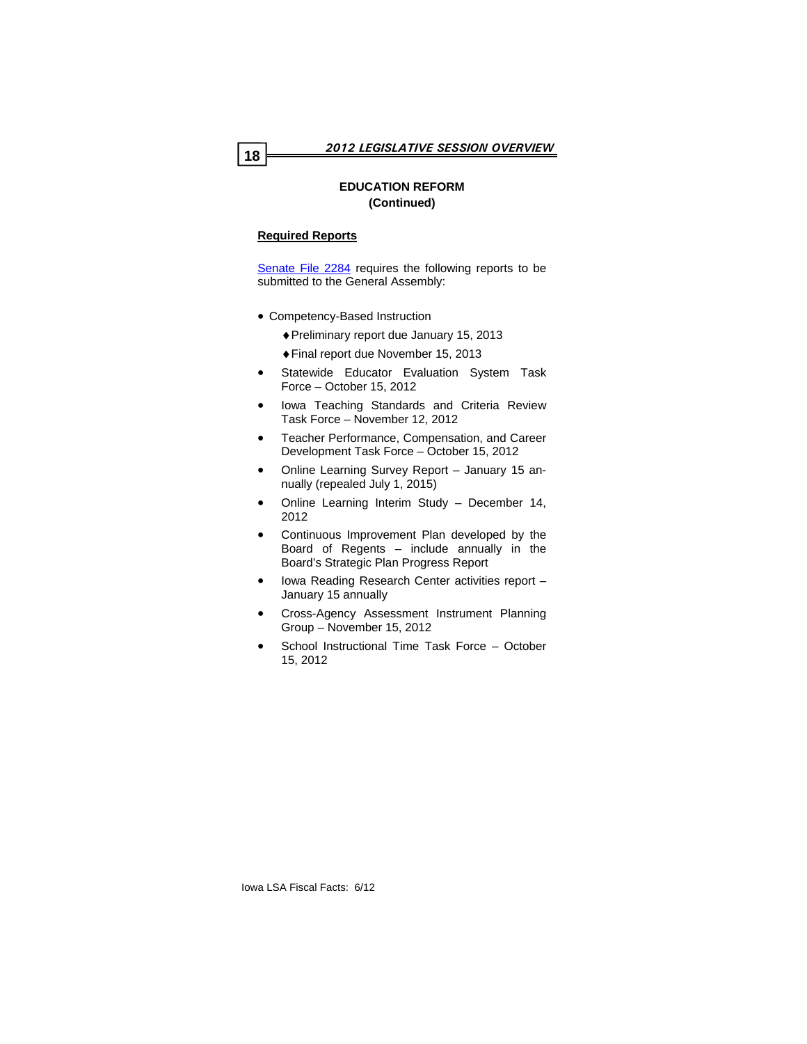## EDUCATION REFORM
### (Continued)

**Required Reports**

Senate File 2284 requires the following reports to be submitted to the General Assembly:

- Competency-Based Instruction
  - Preliminary report due January 15, 2013
  - Final report due November 15, 2013
- Statewide Educator Evaluation System Task Force – October 15, 2012
- Iowa Teaching Standards and Criteria Review Task Force – November 12, 2012
- Teacher Performance, Compensation, and Career Development Task Force – October 15, 2012
- Online Learning Survey Report – January 15 annually (repealed July 1, 2015)
- Online Learning Interim Study – December 14, 2012
- Continuous Improvement Plan developed by the Board of Regents – include annually in the Board's Strategic Plan Progress Report
- Iowa Reading Research Center activities report – January 15 annually
- Cross-Agency Assessment Instrument Planning Group – November 15, 2012
- School Instructional Time Task Force – October 15, 2012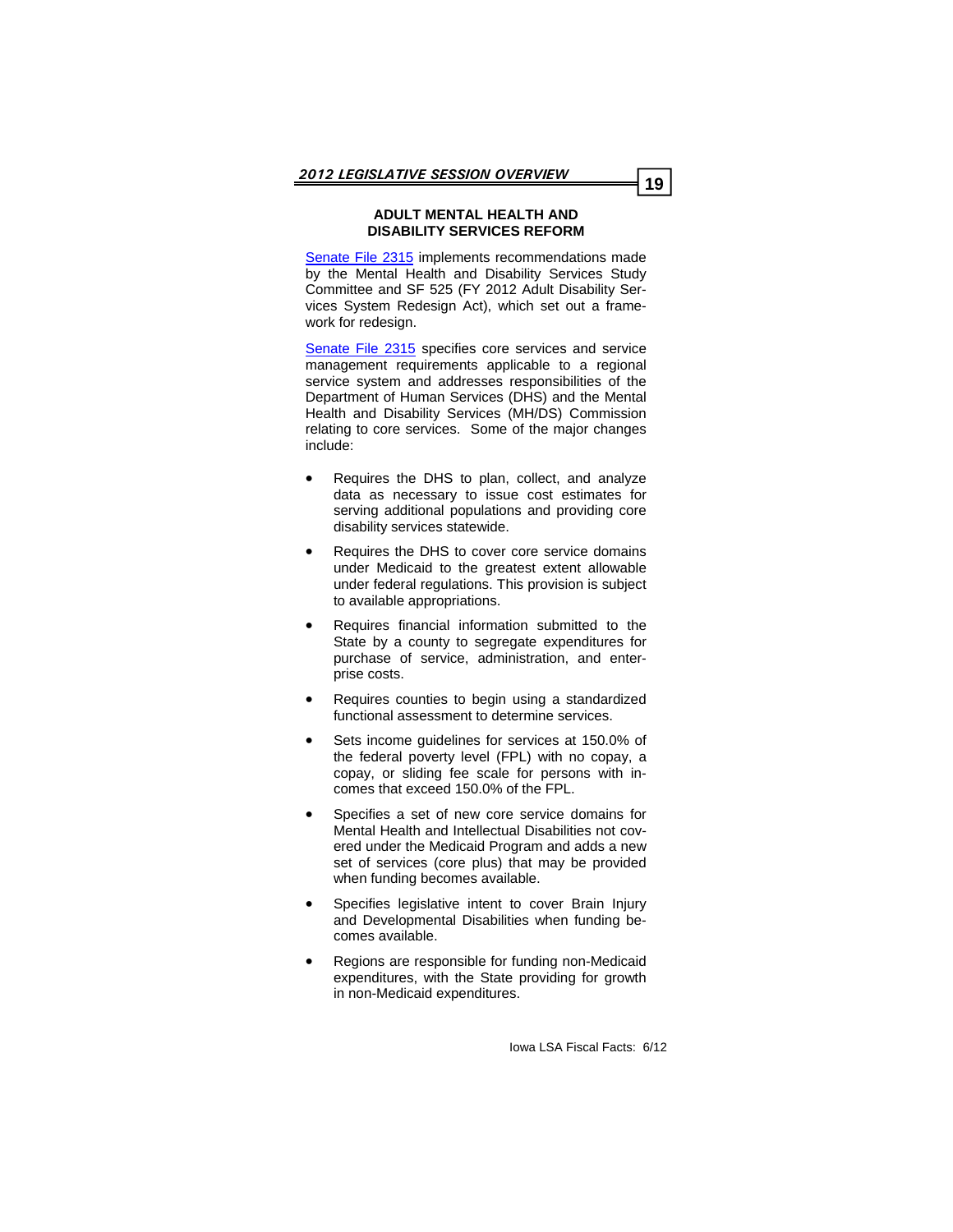## ADULT MENTAL HEALTH AND DISABILITY SERVICES REFORM

Senate File 2315 implements recommendations made by the Mental Health and Disability Services Study Committee and SF 525 (FY 2012 Adult Disability Services System Redesign Act), which set out a framework for redesign.

Senate File 2315 specifies core services and service management requirements applicable to a regional service system and addresses responsibilities of the Department of Human Services (DHS) and the Mental Health and Disability Services (MH/DS) Commission relating to core services. Some of the major changes include:

- Requires the DHS to plan, collect, and analyze data as necessary to issue cost estimates for serving additional populations and providing core disability services statewide.
- Requires the DHS to cover core service domains under Medicaid to the greatest extent allowable under federal regulations. This provision is subject to available appropriations.
- Requires financial information submitted to the State by a county to segregate expenditures for purchase of service, administration, and enterprise costs.
- Requires counties to begin using a standardized functional assessment to determine services.
- Sets income guidelines for services at 150.0% of the federal poverty level (FPL) with no copay, a copay, or sliding fee scale for persons with incomes that exceed 150.0% of the FPL.
- Specifies a set of new core service domains for Mental Health and Intellectual Disabilities not covered under the Medicaid Program and adds a new set of services (core plus) that may be provided when funding becomes available.
- Specifies legislative intent to cover Brain Injury and Developmental Disabilities when funding becomes available.
- Regions are responsible for funding non-Medicaid expenditures, with the State providing for growth in non-Medicaid expenditures.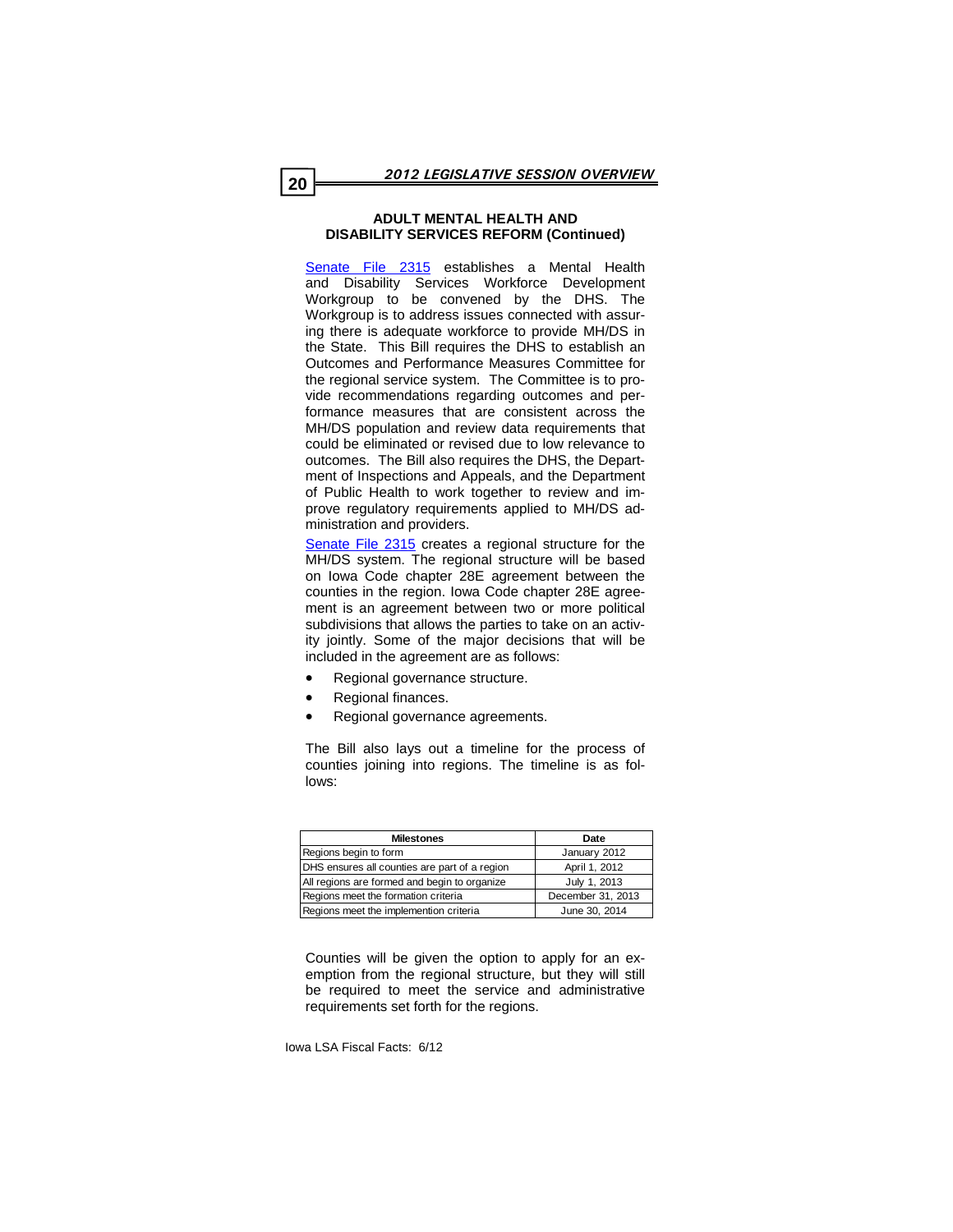### ADULT MENTAL HEALTH AND DISABILITY SERVICES REFORM (Continued)

Senate File 2315 establishes a Mental Health and Disability Services Workforce Development Workgroup to be convened by the DHS. The Workgroup is to address issues connected with assuring there is adequate workforce to provide MH/DS in the State. This Bill requires the DHS to establish an Outcomes and Performance Measures Committee for the regional service system. The Committee is to provide recommendations regarding outcomes and performance measures that are consistent across the MH/DS population and review data requirements that could be eliminated or revised due to low relevance to outcomes. The Bill also requires the DHS, the Department of Inspections and Appeals, and the Department of Public Health to work together to review and improve regulatory requirements applied to MH/DS administration and providers.

Senate File 2315 creates a regional structure for the MH/DS system. The regional structure will be based on Iowa Code chapter 28E agreement between the counties in the region. Iowa Code chapter 28E agreement is an agreement between two or more political subdivisions that allows the parties to take on an activity jointly. Some of the major decisions that will be included in the agreement are as follows:

- Regional governance structure.
- Regional finances.
- Regional governance agreements.

The Bill also lays out a timeline for the process of counties joining into regions. The timeline is as follows:

| Milestones | Date |
| --- | --- |
| Regions begin to form | January 2012 |
| DHS ensures all counties are part of a region | April 1, 2012 |
| All regions are formed and begin to organize | July 1, 2013 |
| Regions meet the formation criteria | December 31, 2013 |
| Regions meet the implemention criteria | June 30, 2014 |

Counties will be given the option to apply for an exemption from the regional structure, but they will still be required to meet the service and administrative requirements set forth for the regions.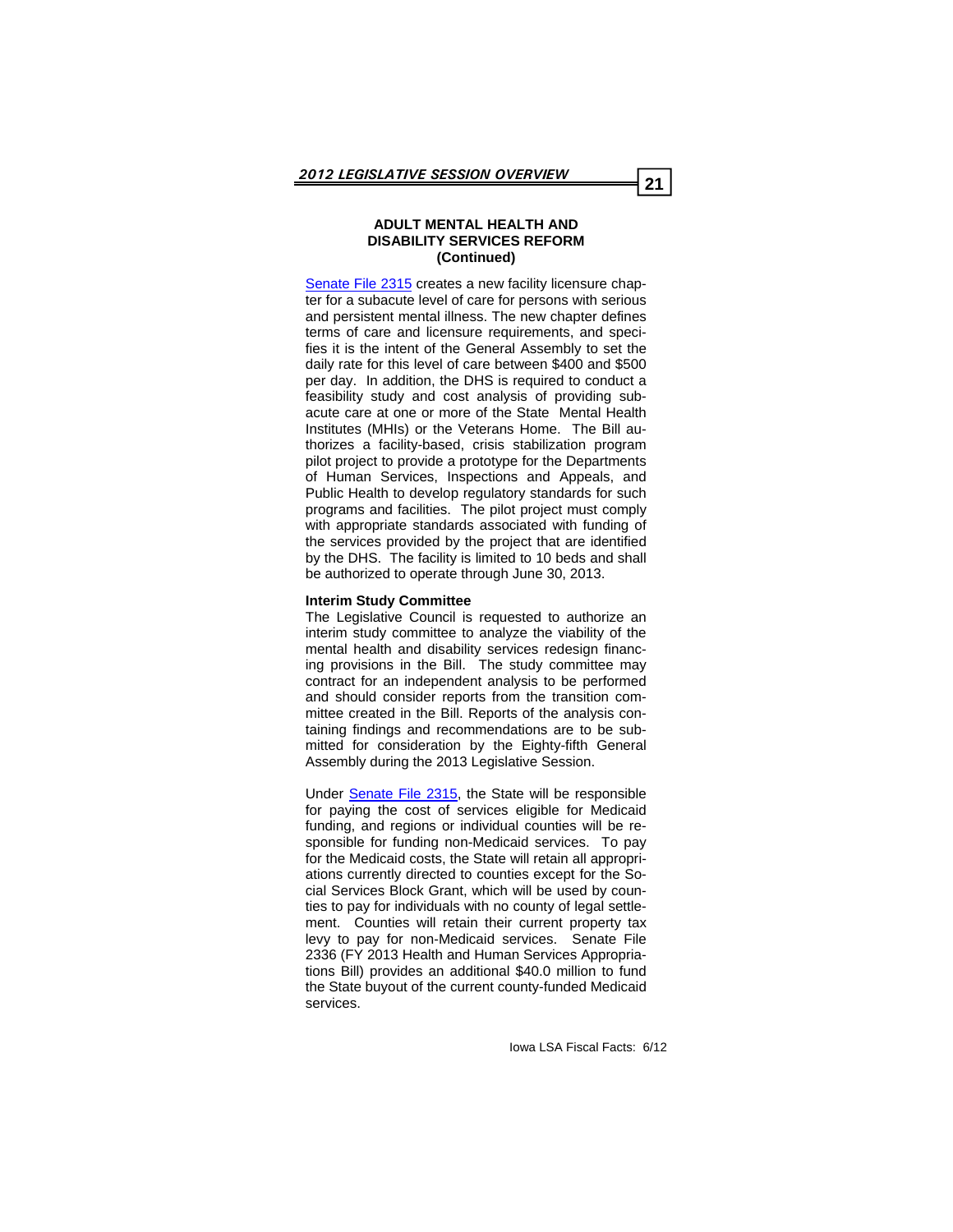## ADULT MENTAL HEALTH AND DISABILITY SERVICES REFORM (Continued)

Senate File 2315 creates a new facility licensure chapter for a subacute level of care for persons with serious and persistent mental illness. The new chapter defines terms of care and licensure requirements, and specifies it is the intent of the General Assembly to set the daily rate for this level of care between $400 and $500 per day. In addition, the DHS is required to conduct a feasibility study and cost analysis of providing subacute care at one or more of the State Mental Health Institutes (MHIs) or the Veterans Home. The Bill authorizes a facility-based, crisis stabilization program pilot project to provide a prototype for the Departments of Human Services, Inspections and Appeals, and Public Health to develop regulatory standards for such programs and facilities. The pilot project must comply with appropriate standards associated with funding of the services provided by the project that are identified by the DHS. The facility is limited to 10 beds and shall be authorized to operate through June 30, 2013.

**Interim Study Committee**

The Legislative Council is requested to authorize an interim study committee to analyze the viability of the mental health and disability services redesign financing provisions in the Bill. The study committee may contract for an independent analysis to be performed and should consider reports from the transition committee created in the Bill. Reports of the analysis containing findings and recommendations are to be submitted for consideration by the Eighty-fifth General Assembly during the 2013 Legislative Session.

Under Senate File 2315, the State will be responsible for paying the cost of services eligible for Medicaid funding, and regions or individual counties will be responsible for funding non-Medicaid services. To pay for the Medicaid costs, the State will retain all appropriations currently directed to counties except for the Social Services Block Grant, which will be used by counties to pay for individuals with no county of legal settlement. Counties will retain their current property tax levy to pay for non-Medicaid services. Senate File 2336 (FY 2013 Health and Human Services Appropriations Bill) provides an additional $40.0 million to fund the State buyout of the current county-funded Medicaid services.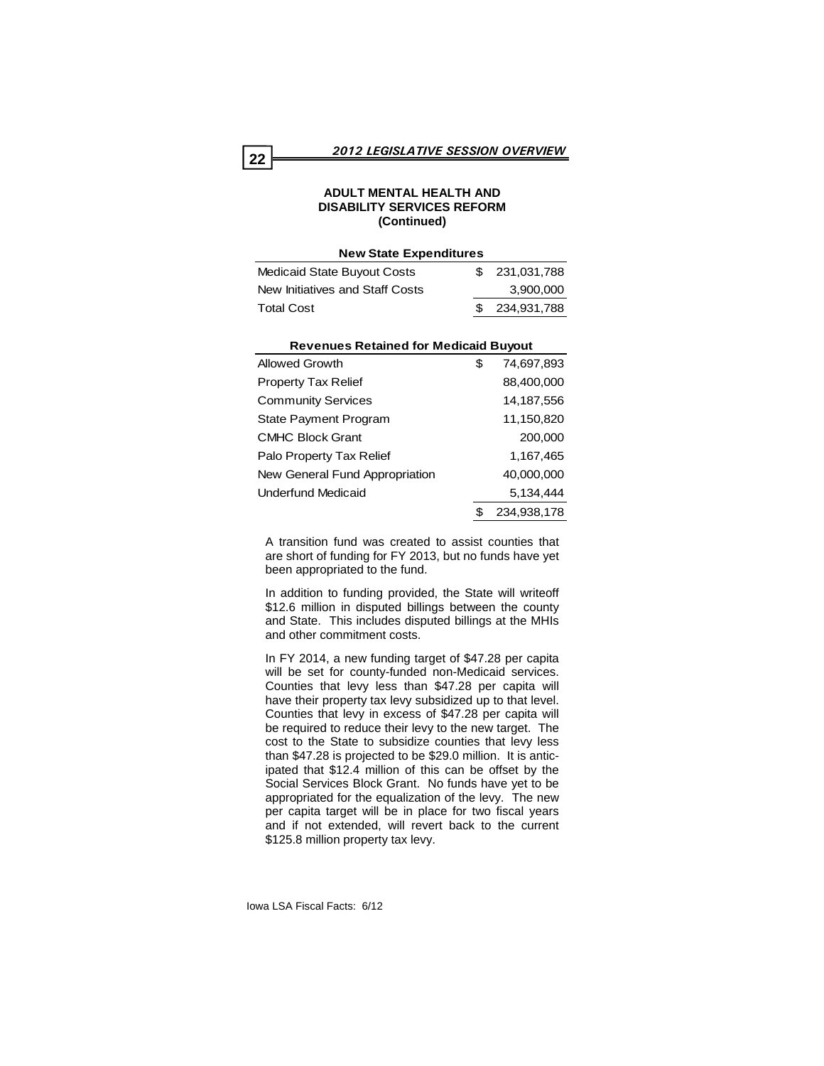## ADULT MENTAL HEALTH AND DISABILITY SERVICES REFORM (Continued)

| New State Expenditures | |
|---|---|
| Medicaid State Buyout Costs | $ 231,031,788 |
| New Initiatives and Staff Costs | 3,900,000 |
| Total Cost | $ 234,931,788 |

| Revenues Retained for Medicaid Buyout | |
|---|---|
| Allowed Growth | $ 74,697,893 |
| Property Tax Relief | 88,400,000 |
| Community Services | 14,187,556 |
| State Payment Program | 11,150,820 |
| CMHC Block Grant | 200,000 |
| Palo Property Tax Relief | 1,167,465 |
| New General Fund Appropriation | 40,000,000 |
| Underfund Medicaid | 5,134,444 |
| | $ 234,938,178 |

A transition fund was created to assist counties that are short of funding for FY 2013, but no funds have yet been appropriated to the fund.

In addition to funding provided, the State will writeoff $12.6 million in disputed billings between the county and State. This includes disputed billings at the MHIs and other commitment costs.

In FY 2014, a new funding target of $47.28 per capita will be set for county-funded non-Medicaid services. Counties that levy less than $47.28 per capita will have their property tax levy subsidized up to that level. Counties that levy in excess of $47.28 per capita will be required to reduce their levy to the new target. The cost to the State to subsidize counties that levy less than $47.28 is projected to be $29.0 million. It is anticipated that $12.4 million of this can be offset by the Social Services Block Grant. No funds have yet to be appropriated for the equalization of the levy. The new per capita target will be in place for two fiscal years and if not extended, will revert back to the current $125.8 million property tax levy.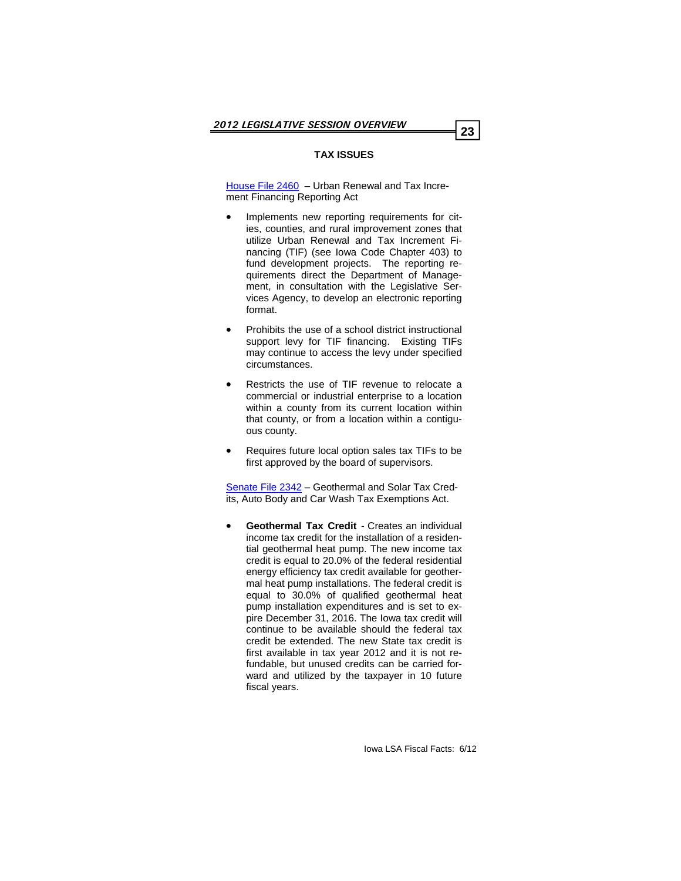## TAX ISSUES

House File 2460 – Urban Renewal and Tax Increment Financing Reporting Act

- Implements new reporting requirements for cities, counties, and rural improvement zones that utilize Urban Renewal and Tax Increment Financing (TIF) (see Iowa Code Chapter 403) to fund development projects. The reporting requirements direct the Department of Management, in consultation with the Legislative Services Agency, to develop an electronic reporting format.
- Prohibits the use of a school district instructional support levy for TIF financing. Existing TIFs may continue to access the levy under specified circumstances.
- Restricts the use of TIF revenue to relocate a commercial or industrial enterprise to a location within a county from its current location within that county, or from a location within a contiguous county.
- Requires future local option sales tax TIFs to be first approved by the board of supervisors.

Senate File 2342 – Geothermal and Solar Tax Credits, Auto Body and Car Wash Tax Exemptions Act.

- **Geothermal Tax Credit** - Creates an individual income tax credit for the installation of a residential geothermal heat pump. The new income tax credit is equal to 20.0% of the federal residential energy efficiency tax credit available for geothermal heat pump installations. The federal credit is equal to 30.0% of qualified geothermal heat pump installation expenditures and is set to expire December 31, 2016. The Iowa tax credit will continue to be available should the federal tax credit be extended. The new State tax credit is first available in tax year 2012 and it is not refundable, but unused credits can be carried forward and utilized by the taxpayer in 10 future fiscal years.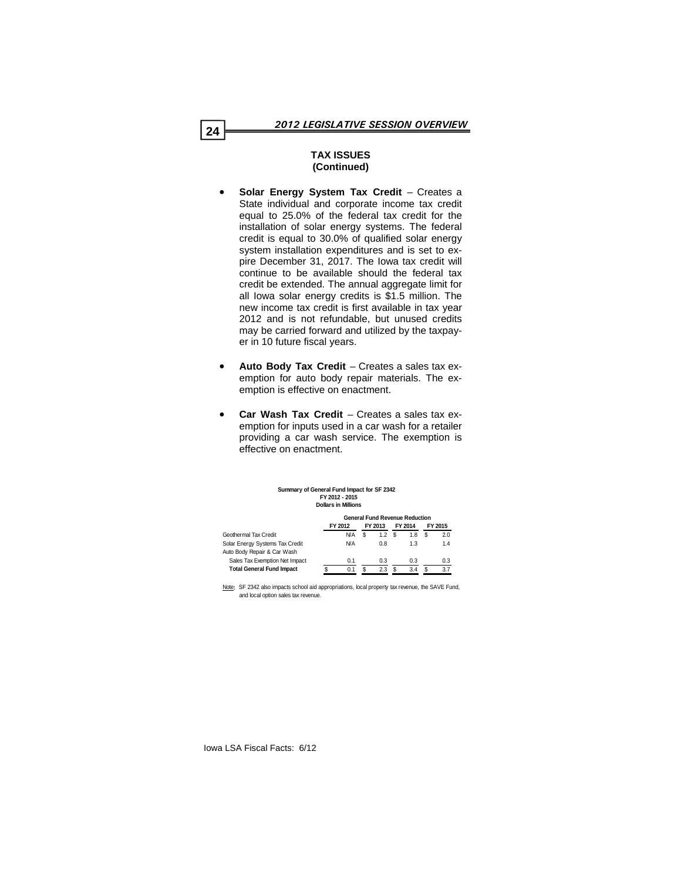## TAX ISSUES
## (Continued)

- **Solar Energy System Tax Credit** – Creates a State individual and corporate income tax credit equal to 25.0% of the federal tax credit for the installation of solar energy systems. The federal credit is equal to 30.0% of qualified solar energy system installation expenditures and is set to expire December 31, 2017. The Iowa tax credit will continue to be available should the federal tax credit be extended. The annual aggregate limit for all Iowa solar energy credits is $1.5 million. The new income tax credit is first available in tax year 2012 and is not refundable, but unused credits may be carried forward and utilized by the taxpayer in 10 future fiscal years.

- **Auto Body Tax Credit** – Creates a sales tax exemption for auto body repair materials. The exemption is effective on enactment.

- **Car Wash Tax Credit** – Creates a sales tax exemption for inputs used in a car wash for a retailer providing a car wash service. The exemption is effective on enactment.

**Summary of General Fund Impact for SF 2342**
**FY 2012 - 2015**
**Dollars in Millions**

| | General Fund Revenue Reduction | | | |
|---|---|---|---|---|
| | FY 2012 | FY 2013 | FY 2014 | FY 2015 |
| Geothermal Tax Credit | N/A | $ 1.2 | $ 1.8 | $ 2.0 |
| Solar Energy Systems Tax Credit | N/A | 0.8 | 1.3 | 1.4 |
| Auto Body Repair & Car Wash | | | | |
| Sales Tax Exemption Net Impact | 0.1 | 0.3 | 0.3 | 0.3 |
| **Total General Fund Impact** | $ 0.1 | $ 2.3 | $ 3.4 | $ 3.7 |

Note: SF 2342 also impacts school aid appropriations, local property tax revenue, the SAVE Fund, and local option sales tax revenue.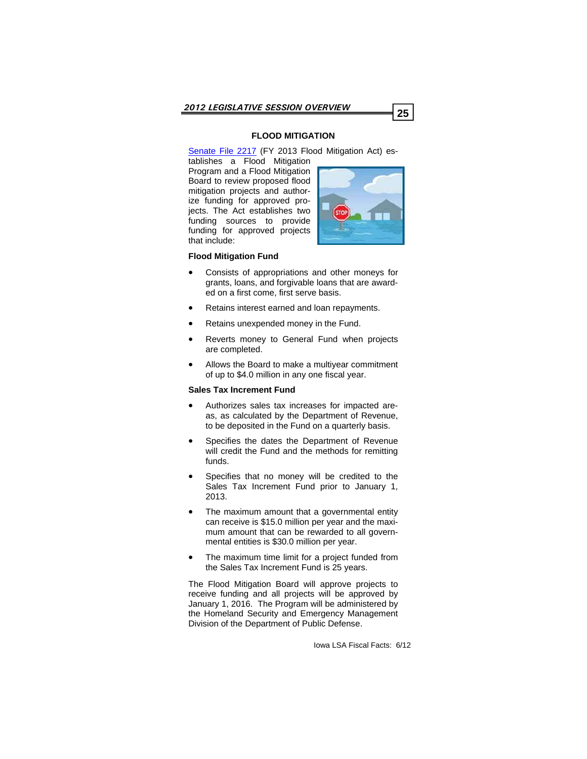## FLOOD MITIGATION

Senate File 2217 (FY 2013 Flood Mitigation Act) establishes a Flood Mitigation Program and a Flood Mitigation Board to review proposed flood mitigation projects and authorize funding for approved projects. The Act establishes two funding sources to provide funding for approved projects that include:

### Flood Mitigation Fund

- Consists of appropriations and other moneys for grants, loans, and forgivable loans that are awarded on a first come, first serve basis.
- Retains interest earned and loan repayments.
- Retains unexpended money in the Fund.
- Reverts money to General Fund when projects are completed.
- Allows the Board to make a multiyear commitment of up to $4.0 million in any one fiscal year.

### Sales Tax Increment Fund

- Authorizes sales tax increases for impacted areas, as calculated by the Department of Revenue, to be deposited in the Fund on a quarterly basis.
- Specifies the dates the Department of Revenue will credit the Fund and the methods for remitting funds.
- Specifies that no money will be credited to the Sales Tax Increment Fund prior to January 1, 2013.
- The maximum amount that a governmental entity can receive is $15.0 million per year and the maximum amount that can be rewarded to all governmental entities is $30.0 million per year.
- The maximum time limit for a project funded from the Sales Tax Increment Fund is 25 years.

The Flood Mitigation Board will approve projects to receive funding and all projects will be approved by January 1, 2016. The Program will be administered by the Homeland Security and Emergency Management Division of the Department of Public Defense.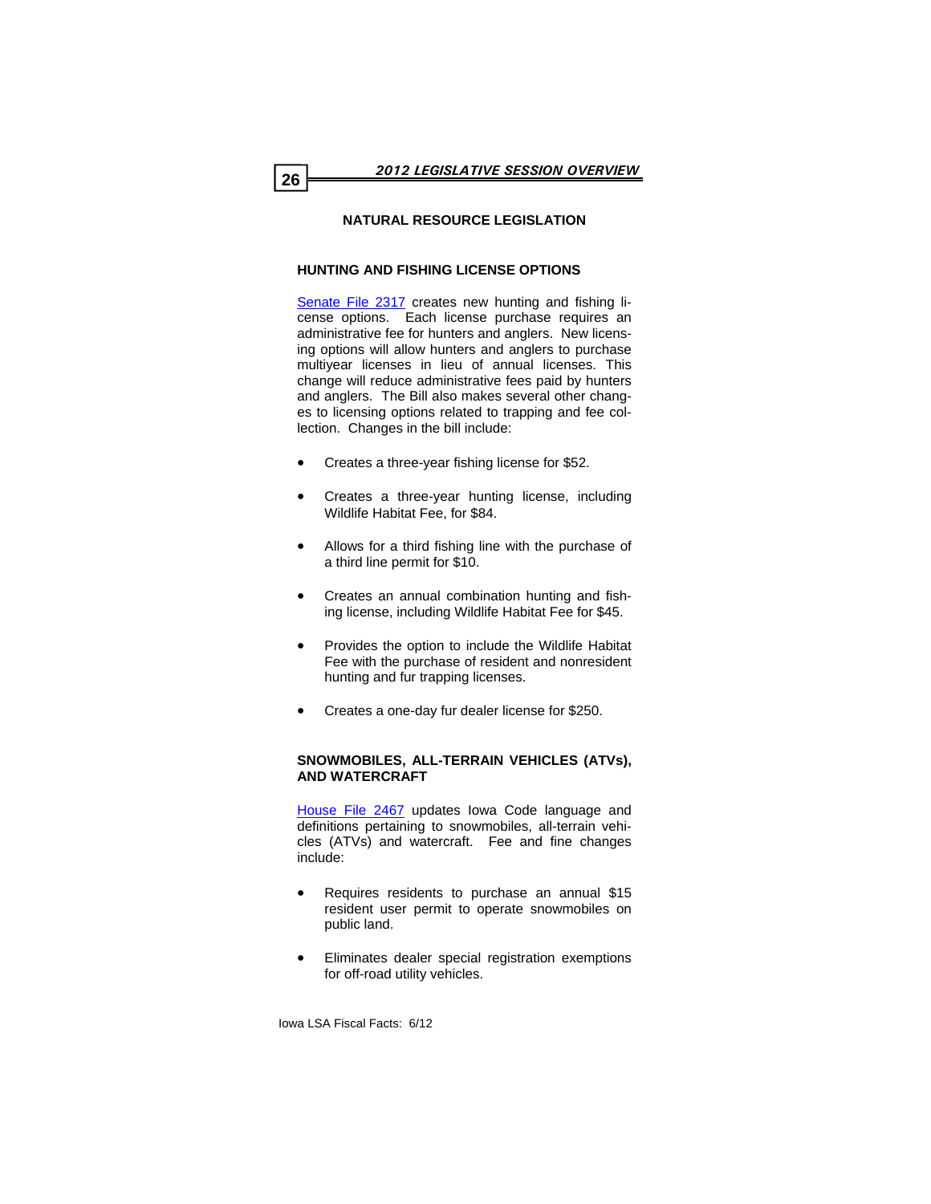## NATURAL RESOURCE LEGISLATION

### HUNTING AND FISHING LICENSE OPTIONS

Senate File 2317 creates new hunting and fishing license options. Each license purchase requires an administrative fee for hunters and anglers. New licensing options will allow hunters and anglers to purchase multiyear licenses in lieu of annual licenses. This change will reduce administrative fees paid by hunters and anglers. The Bill also makes several other changes to licensing options related to trapping and fee collection. Changes in the bill include:

- Creates a three-year fishing license for $52.
- Creates a three-year hunting license, including Wildlife Habitat Fee, for $84.
- Allows for a third fishing line with the purchase of a third line permit for $10.
- Creates an annual combination hunting and fishing license, including Wildlife Habitat Fee for $45.
- Provides the option to include the Wildlife Habitat Fee with the purchase of resident and nonresident hunting and fur trapping licenses.
- Creates a one-day fur dealer license for $250.

### SNOWMOBILES, ALL-TERRAIN VEHICLES (ATVs), AND WATERCRAFT

House File 2467 updates Iowa Code language and definitions pertaining to snowmobiles, all-terrain vehicles (ATVs) and watercraft. Fee and fine changes include:

- Requires residents to purchase an annual $15 resident user permit to operate snowmobiles on public land.
- Eliminates dealer special registration exemptions for off-road utility vehicles.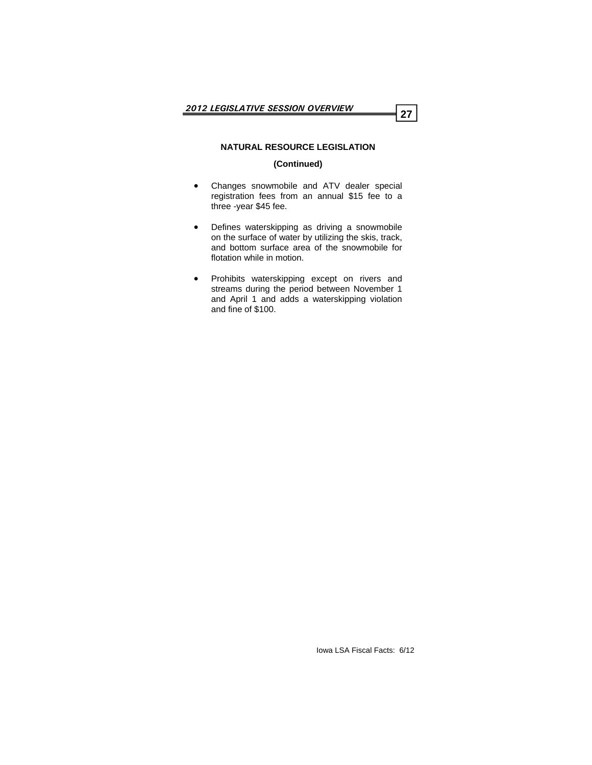## NATURAL RESOURCE LEGISLATION

**(Continued)**

- Changes snowmobile and ATV dealer special registration fees from an annual $15 fee to a three -year $45 fee.
- Defines waterskipping as driving a snowmobile on the surface of water by utilizing the skis, track, and bottom surface area of the snowmobile for flotation while in motion.
- Prohibits waterskipping except on rivers and streams during the period between November 1 and April 1 and adds a waterskipping violation and fine of $100.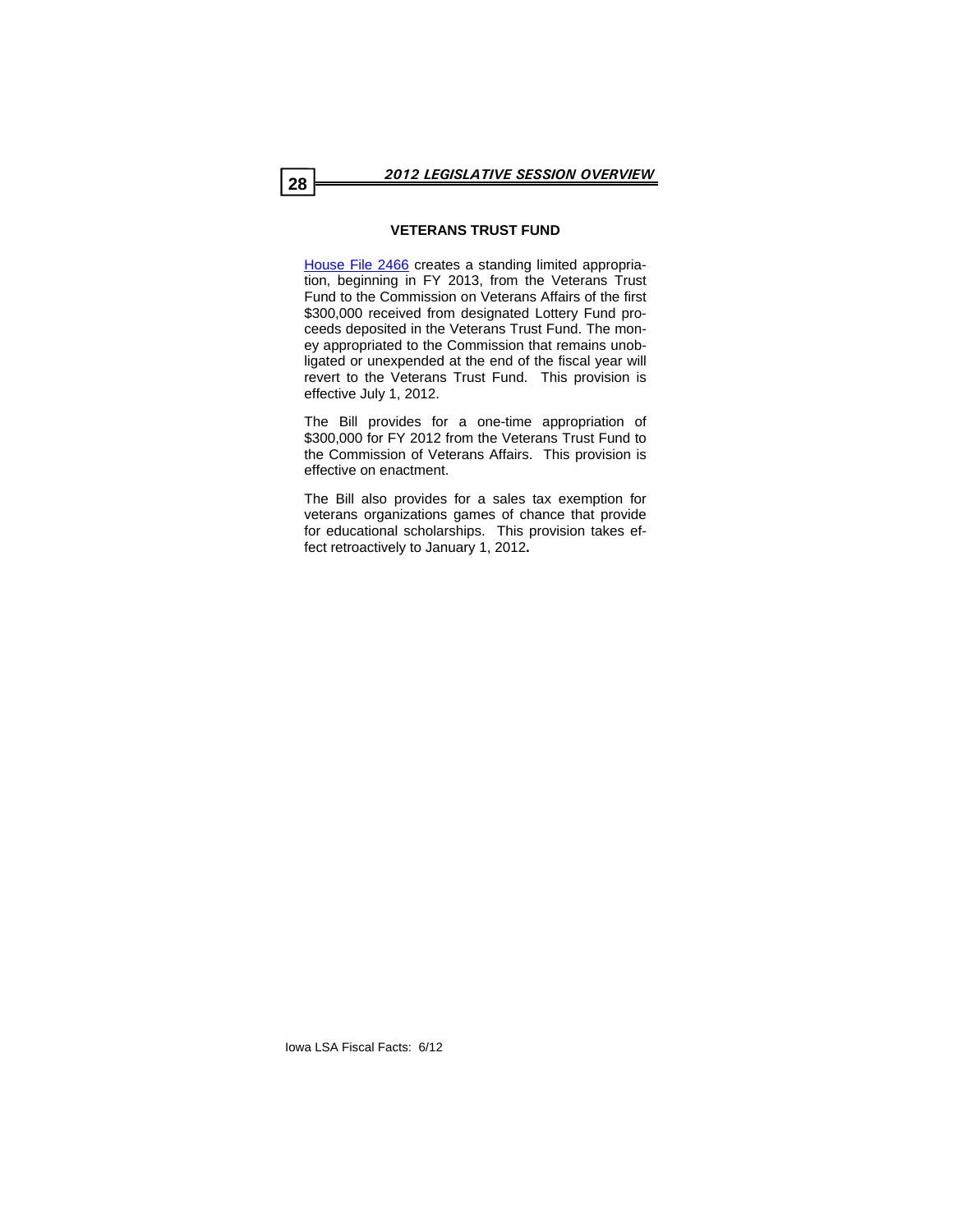## VETERANS TRUST FUND

House File 2466 creates a standing limited appropriation, beginning in FY 2013, from the Veterans Trust Fund to the Commission on Veterans Affairs of the first $300,000 received from designated Lottery Fund proceeds deposited in the Veterans Trust Fund. The money appropriated to the Commission that remains unobligated or unexpended at the end of the fiscal year will revert to the Veterans Trust Fund. This provision is effective July 1, 2012.

The Bill provides for a one-time appropriation of $300,000 for FY 2012 from the Veterans Trust Fund to the Commission of Veterans Affairs. This provision is effective on enactment.

The Bill also provides for a sales tax exemption for veterans organizations games of chance that provide for educational scholarships. This provision takes effect retroactively to January 1, 2012**.**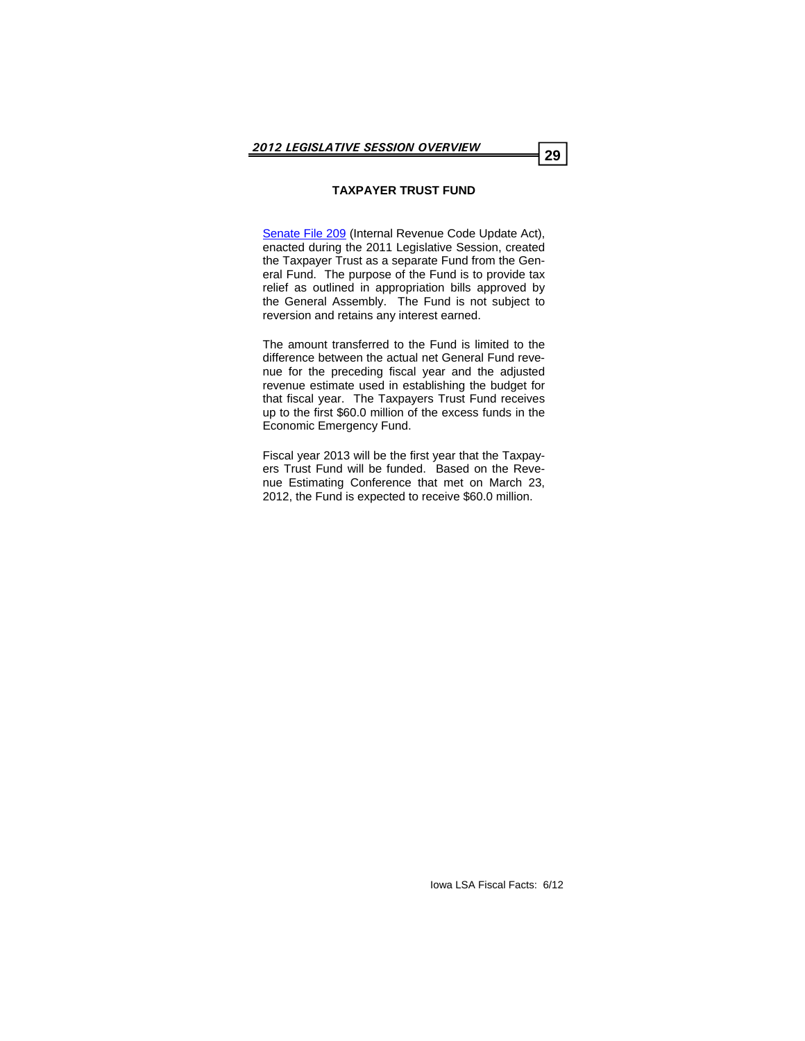## TAXPAYER TRUST FUND

[Senate File 209](#) (Internal Revenue Code Update Act), enacted during the 2011 Legislative Session, created the Taxpayer Trust as a separate Fund from the General Fund. The purpose of the Fund is to provide tax relief as outlined in appropriation bills approved by the General Assembly. The Fund is not subject to reversion and retains any interest earned.

The amount transferred to the Fund is limited to the difference between the actual net General Fund revenue for the preceding fiscal year and the adjusted revenue estimate used in establishing the budget for that fiscal year. The Taxpayers Trust Fund receives up to the first $60.0 million of the excess funds in the Economic Emergency Fund.

Fiscal year 2013 will be the first year that the Taxpayers Trust Fund will be funded. Based on the Revenue Estimating Conference that met on March 23, 2012, the Fund is expected to receive $60.0 million.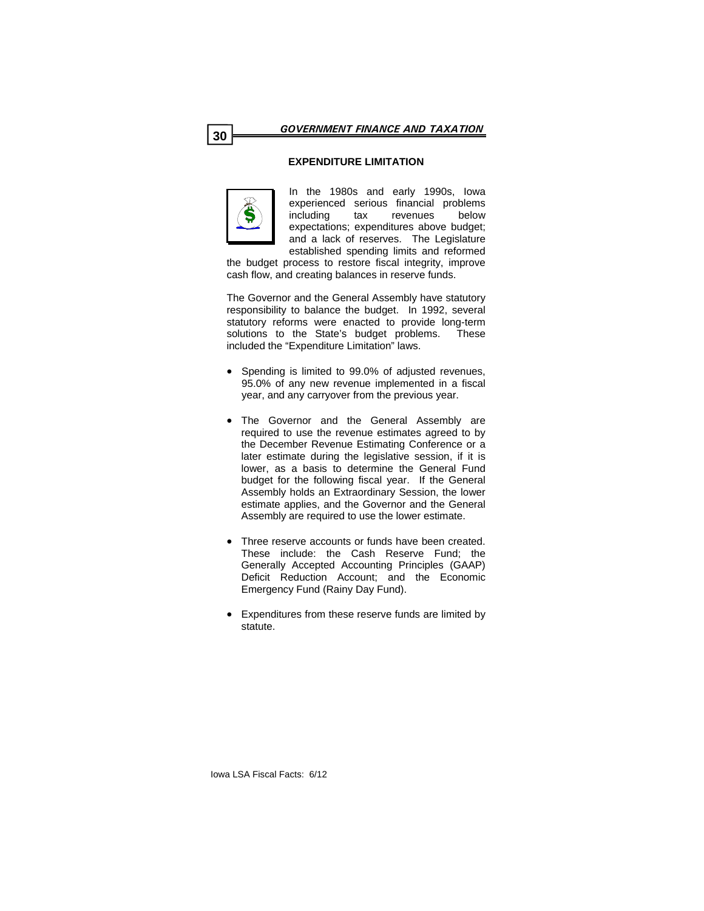## EXPENDITURE LIMITATION

In the 1980s and early 1990s, Iowa experienced serious financial problems including tax revenues below expectations; expenditures above budget; and a lack of reserves. The Legislature established spending limits and reformed the budget process to restore fiscal integrity, improve cash flow, and creating balances in reserve funds.

The Governor and the General Assembly have statutory responsibility to balance the budget. In 1992, several statutory reforms were enacted to provide long-term solutions to the State's budget problems. These included the "Expenditure Limitation" laws.

- Spending is limited to 99.0% of adjusted revenues, 95.0% of any new revenue implemented in a fiscal year, and any carryover from the previous year.
- The Governor and the General Assembly are required to use the revenue estimates agreed to by the December Revenue Estimating Conference or a later estimate during the legislative session, if it is lower, as a basis to determine the General Fund budget for the following fiscal year. If the General Assembly holds an Extraordinary Session, the lower estimate applies, and the Governor and the General Assembly are required to use the lower estimate.
- Three reserve accounts or funds have been created. These include: the Cash Reserve Fund; the Generally Accepted Accounting Principles (GAAP) Deficit Reduction Account; and the Economic Emergency Fund (Rainy Day Fund).
- Expenditures from these reserve funds are limited by statute.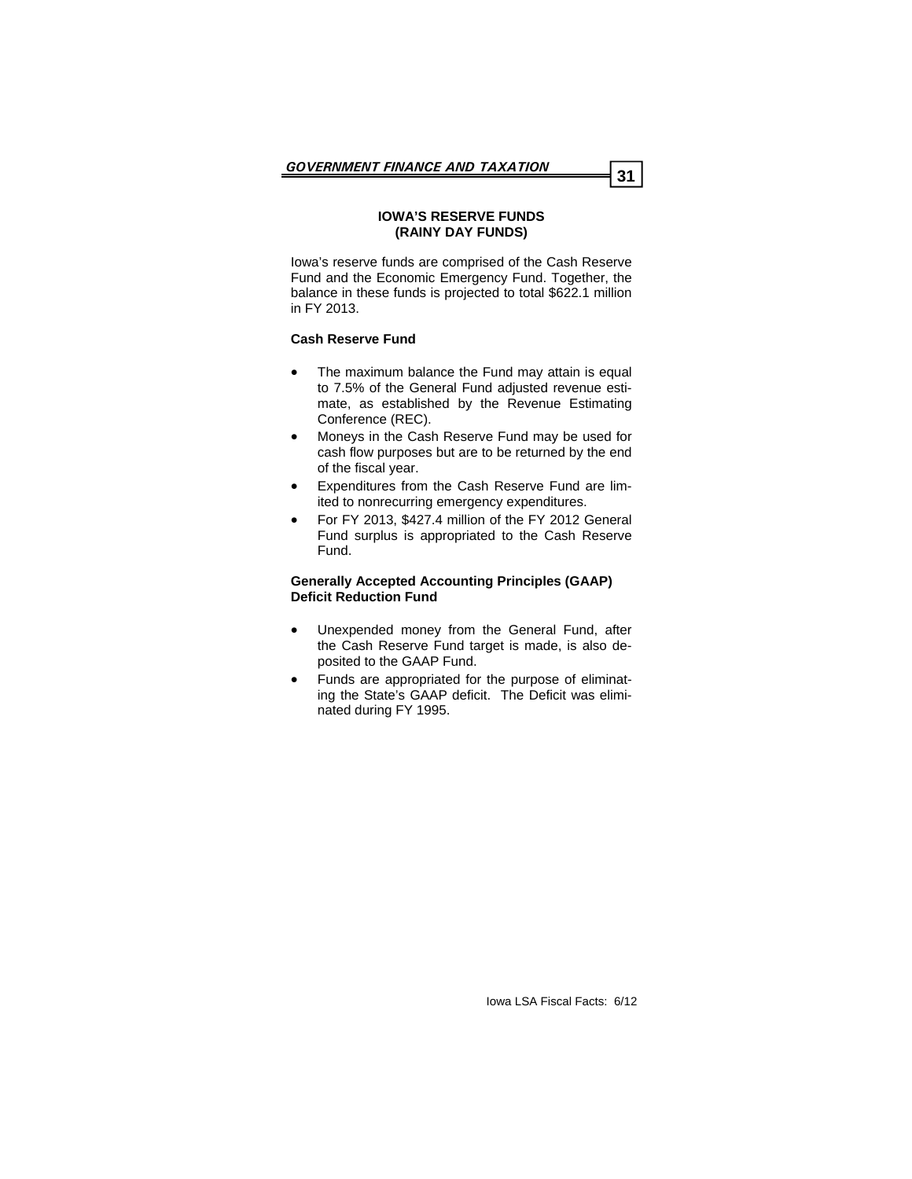## IOWA'S RESERVE FUNDS (RAINY DAY FUNDS)

Iowa's reserve funds are comprised of the Cash Reserve Fund and the Economic Emergency Fund. Together, the balance in these funds is projected to total $622.1 million in FY 2013.

### Cash Reserve Fund

- The maximum balance the Fund may attain is equal to 7.5% of the General Fund adjusted revenue estimate, as established by the Revenue Estimating Conference (REC).
- Moneys in the Cash Reserve Fund may be used for cash flow purposes but are to be returned by the end of the fiscal year.
- Expenditures from the Cash Reserve Fund are limited to nonrecurring emergency expenditures.
- For FY 2013, $427.4 million of the FY 2012 General Fund surplus is appropriated to the Cash Reserve Fund.

### Generally Accepted Accounting Principles (GAAP) Deficit Reduction Fund

- Unexpended money from the General Fund, after the Cash Reserve Fund target is made, is also deposited to the GAAP Fund.
- Funds are appropriated for the purpose of eliminating the State's GAAP deficit. The Deficit was eliminated during FY 1995.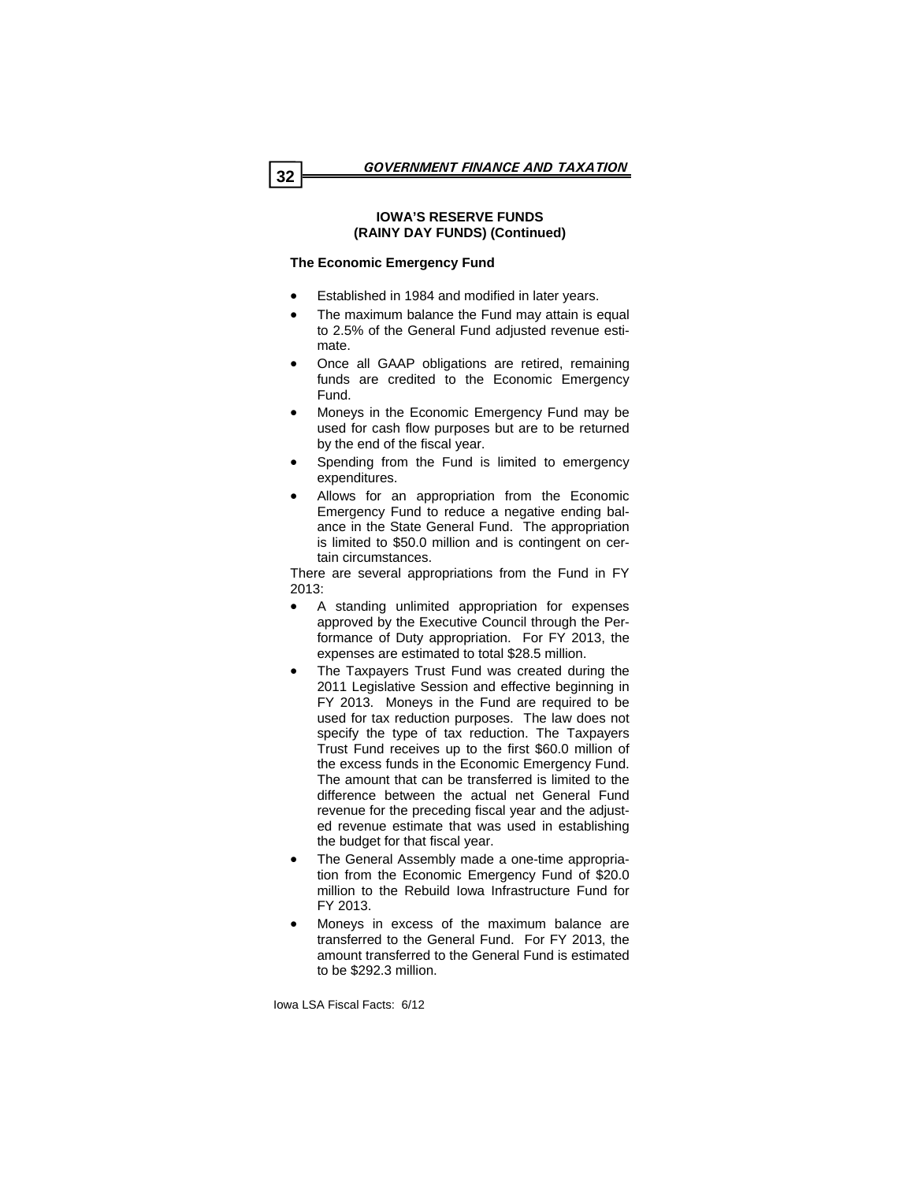## IOWA'S RESERVE FUNDS (RAINY DAY FUNDS) (Continued)

### The Economic Emergency Fund

- Established in 1984 and modified in later years.
- The maximum balance the Fund may attain is equal to 2.5% of the General Fund adjusted revenue estimate.
- Once all GAAP obligations are retired, remaining funds are credited to the Economic Emergency Fund.
- Moneys in the Economic Emergency Fund may be used for cash flow purposes but are to be returned by the end of the fiscal year.
- Spending from the Fund is limited to emergency expenditures.
- Allows for an appropriation from the Economic Emergency Fund to reduce a negative ending balance in the State General Fund. The appropriation is limited to $50.0 million and is contingent on certain circumstances.

There are several appropriations from the Fund in FY 2013:

- A standing unlimited appropriation for expenses approved by the Executive Council through the Performance of Duty appropriation. For FY 2013, the expenses are estimated to total $28.5 million.
- The Taxpayers Trust Fund was created during the 2011 Legislative Session and effective beginning in FY 2013. Moneys in the Fund are required to be used for tax reduction purposes. The law does not specify the type of tax reduction. The Taxpayers Trust Fund receives up to the first $60.0 million of the excess funds in the Economic Emergency Fund. The amount that can be transferred is limited to the difference between the actual net General Fund revenue for the preceding fiscal year and the adjusted revenue estimate that was used in establishing the budget for that fiscal year.
- The General Assembly made a one-time appropriation from the Economic Emergency Fund of $20.0 million to the Rebuild Iowa Infrastructure Fund for FY 2013.
- Moneys in excess of the maximum balance are transferred to the General Fund. For FY 2013, the amount transferred to the General Fund is estimated to be $292.3 million.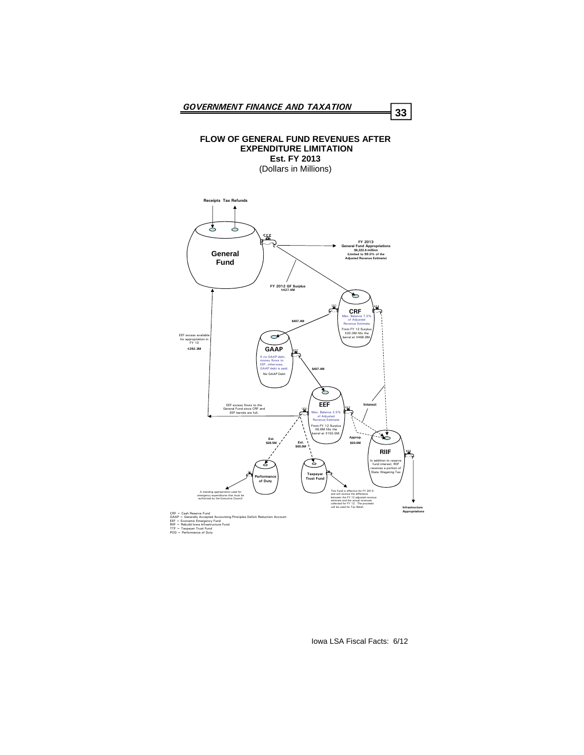## FLOW OF GENERAL FUND REVENUES AFTER EXPENDITURE LIMITATION

### Est. FY 2013

(Dollars in Millions)

Receipts Tax Refunds

**General Fund**

**FY 2013 General Fund Appropriations $6,222.6 million (Limited to 99.0% of the Adjusted Revenue Estimate)**

**FY 2012 GF Surplus $427.4M**

**CRF**
Max. Balance 7.5% of Adjusted Revenue Estimate
From FY 12 Surplus $20.0M fills the barrel at $466.6M.

**$407.4M**

EEF excess available for appropriation in FY 13
**$292.3M**

**GAAP**
If no GAAP debt, money flows to EEF, otherwise, GAAP debt is paid.
No GAAP Debt

**$407.4M**

EEF excess flows to the General Fund since CRF and EEF barrels are full.

**EEF**
Max. Balance 2.5% of Adjusted Revenue Estimate
From FY 12 Surplus $6.6M fills the barrel at $155.5M.

**Interest**

**Est. $28.5M**

**Est. $60.0M**

**Approp. $20.0M**

**RIIF**
In addition to reserve fund interest, RIIF receives a portion of State Wagering Tax

**Performance of Duty**

**Taxpayer Trust Fund**

A standing appropriation used for emergency expenditures that must be authorized by the Executive Council.

This Fund is effective for FY 2013 and will receive the difference between the FY 12 adjusted revenue estimate and the actual revenues collected for FY 12. The proceeds will be used for Tax Relief.

**Infrastructure Appropriations**

CRF = Cash Reserve Fund
GAAP = Generally Accepted Accounting Principles Deficit Reduction Account
EEF = Economic Emergency Fund
RIIF = Rebuild Iowa Infrastructure Fund
TTF = Taxpayer Trust Fund
POD = Performance of Duty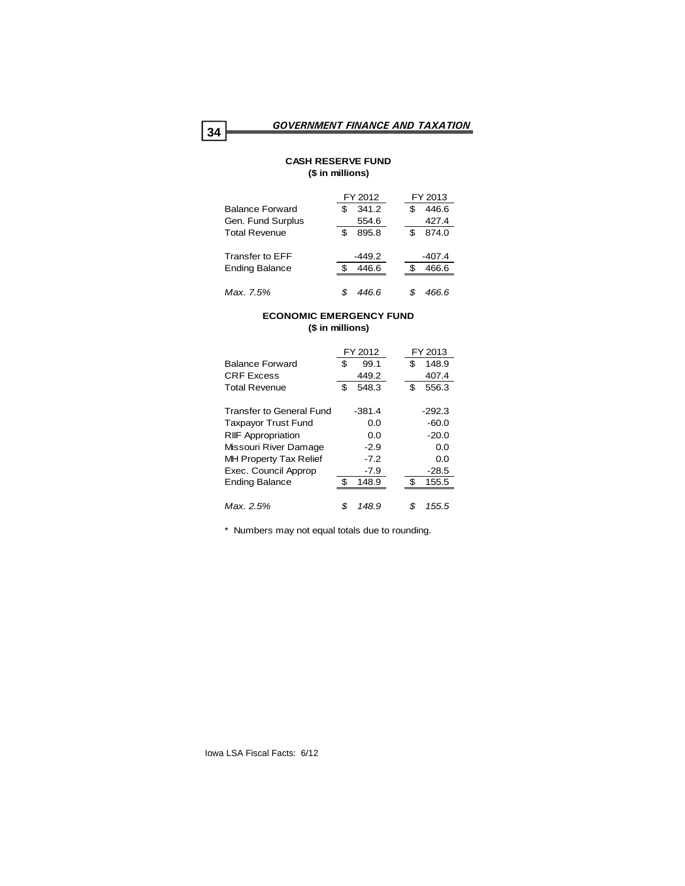## CASH RESERVE FUND
**($ in millions)**

| | FY 2012 | FY 2013 |
|---|---|---|
| Balance Forward | $ 341.2 | $ 446.6 |
| Gen. Fund Surplus | 554.6 | 427.4 |
| Total Revenue | $ 895.8 | $ 874.0 |
| | | |
| Transfer to EFF | -449.2 | -407.4 |
| Ending Balance | $ 446.6 | $ 466.6 |
| | | |
| *Max. 7.5%* | *$ 446.6* | *$ 466.6* |

## ECONOMIC EMERGENCY FUND
**($ in millions)**

| | FY 2012 | FY 2013 |
|---|---|---|
| Balance Forward | $ 99.1 | $ 148.9 |
| CRF Excess | 449.2 | 407.4 |
| Total Revenue | $ 548.3 | $ 556.3 |
| | | |
| Transfer to General Fund | -381.4 | -292.3 |
| Taxpayor Trust Fund | 0.0 | -60.0 |
| RIIF Appropriation | 0.0 | -20.0 |
| Missouri River Damage | -2.9 | 0.0 |
| MH Property Tax Relief | -7.2 | 0.0 |
| Exec. Council Approp | -7.9 | -28.5 |
| Ending Balance | $ 148.9 | $ 155.5 |
| | | |
| *Max. 2.5%* | *$ 148.9* | *$ 155.5* |

* Numbers may not equal totals due to rounding.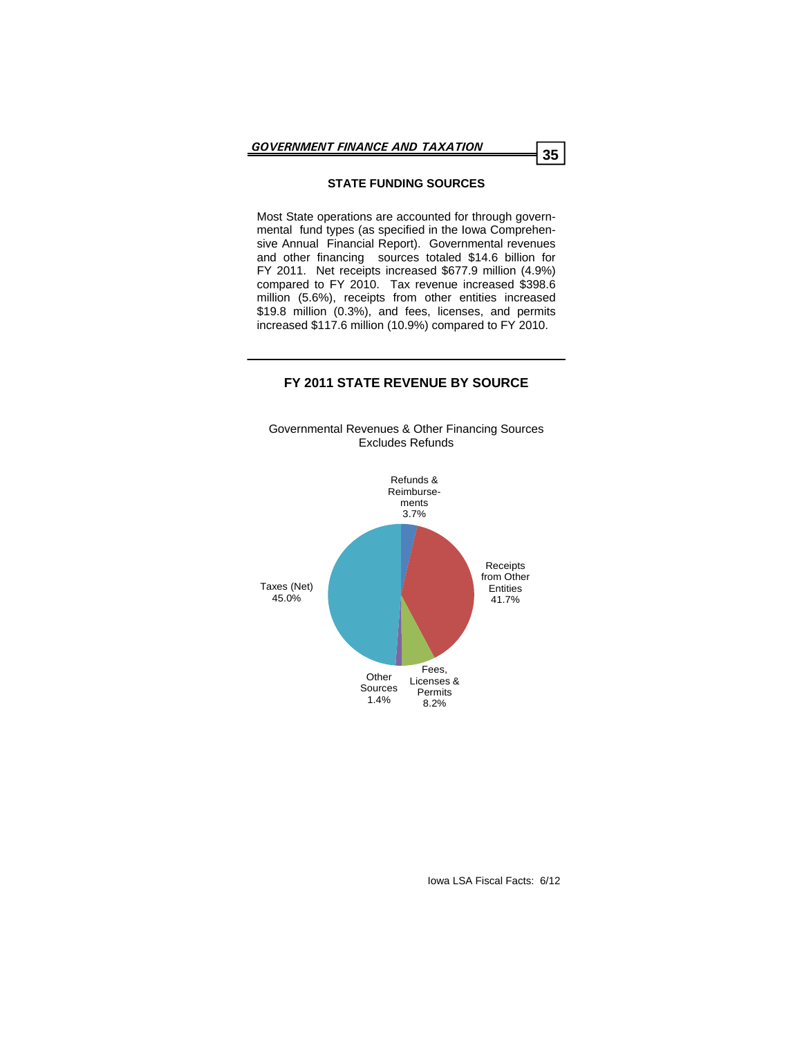## STATE FUNDING SOURCES

Most State operations are accounted for through governmental fund types (as specified in the Iowa Comprehensive Annual Financial Report). Governmental revenues and other financing sources totaled $14.6 billion for FY 2011. Net receipts increased $677.9 million (4.9%) compared to FY 2010. Tax revenue increased $398.6 million (5.6%), receipts from other entities increased $19.8 million (0.3%), and fees, licenses, and permits increased $117.6 million (10.9%) compared to FY 2010.

---

## FY 2011 STATE REVENUE BY SOURCE

Governmental Revenues & Other Financing Sources
Excludes Refunds

Refunds & Reimbursements 3.7%

Receipts from Other Entities 41.7%

Taxes (Net) 45.0%

Other Sources 1.4%

Fees, Licenses & Permits 8.2%

Iowa LSA Fiscal Facts: 6/12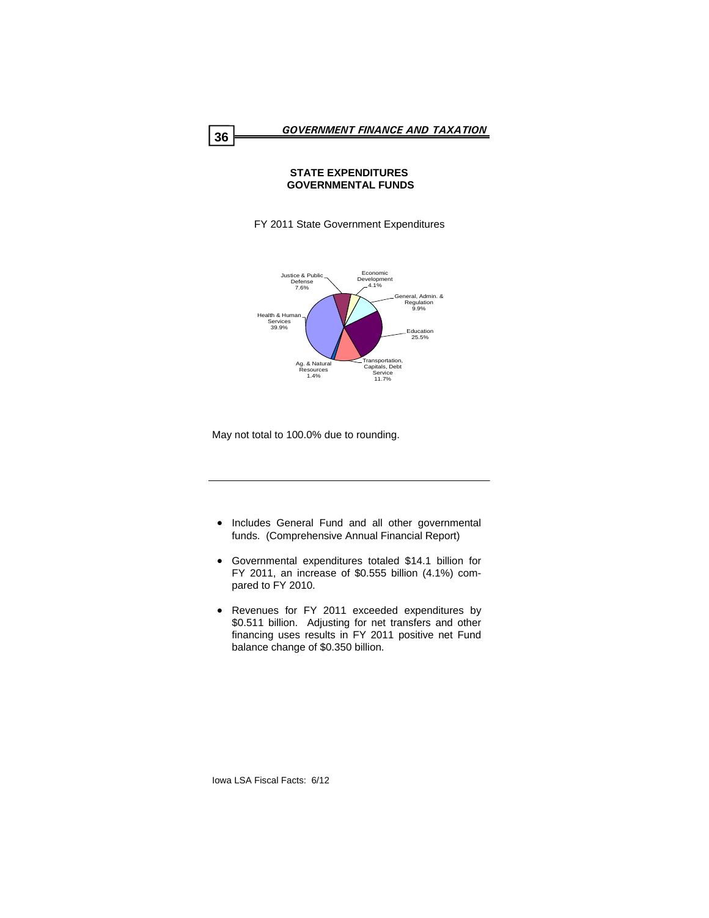## STATE EXPENDITURES
## GOVERNMENTAL FUNDS

FY 2011 State Government Expenditures

| Category | Percent |
|---|---|
| Health & Human Services | 39.9% |
| Education | 25.5% |
| Transportation, Capitals, Debt Service | 11.7% |
| General, Admin. & Regulation | 9.9% |
| Justice & Public Defense | 7.6% |
| Economic Development | 4.1% |
| Ag. & Natural Resources | 1.4% |

May not total to 100.0% due to rounding.

---

- Includes General Fund and all other governmental funds. (Comprehensive Annual Financial Report)
- Governmental expenditures totaled $14.1 billion for FY 2011, an increase of $0.555 billion (4.1%) compared to FY 2010.
- Revenues for FY 2011 exceeded expenditures by $0.511 billion. Adjusting for net transfers and other financing uses results in FY 2011 positive net Fund balance change of $0.350 billion.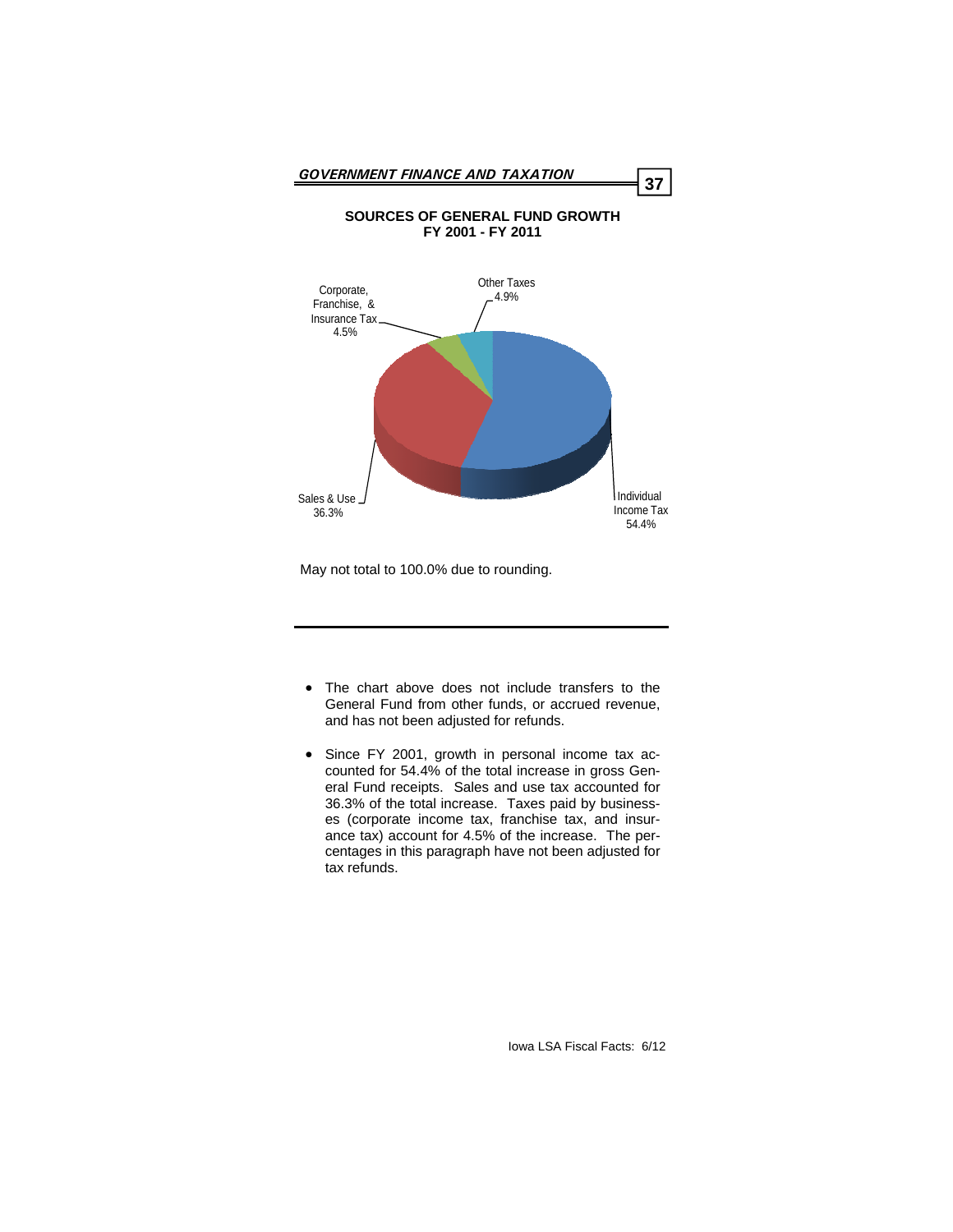**SOURCES OF GENERAL FUND GROWTH**
**FY 2001 - FY 2011**

Other Taxes 4.9%

Corporate, Franchise, & Insurance Tax 4.5%

Sales & Use 36.3%

Individual Income Tax 54.4%

May not total to 100.0% due to rounding.

- The chart above does not include transfers to the General Fund from other funds, or accrued revenue, and has not been adjusted for refunds.

- Since FY 2001, growth in personal income tax accounted for 54.4% of the total increase in gross General Fund receipts. Sales and use tax accounted for 36.3% of the total increase. Taxes paid by businesses (corporate income tax, franchise tax, and insurance tax) account for 4.5% of the increase. The percentages in this paragraph have not been adjusted for tax refunds.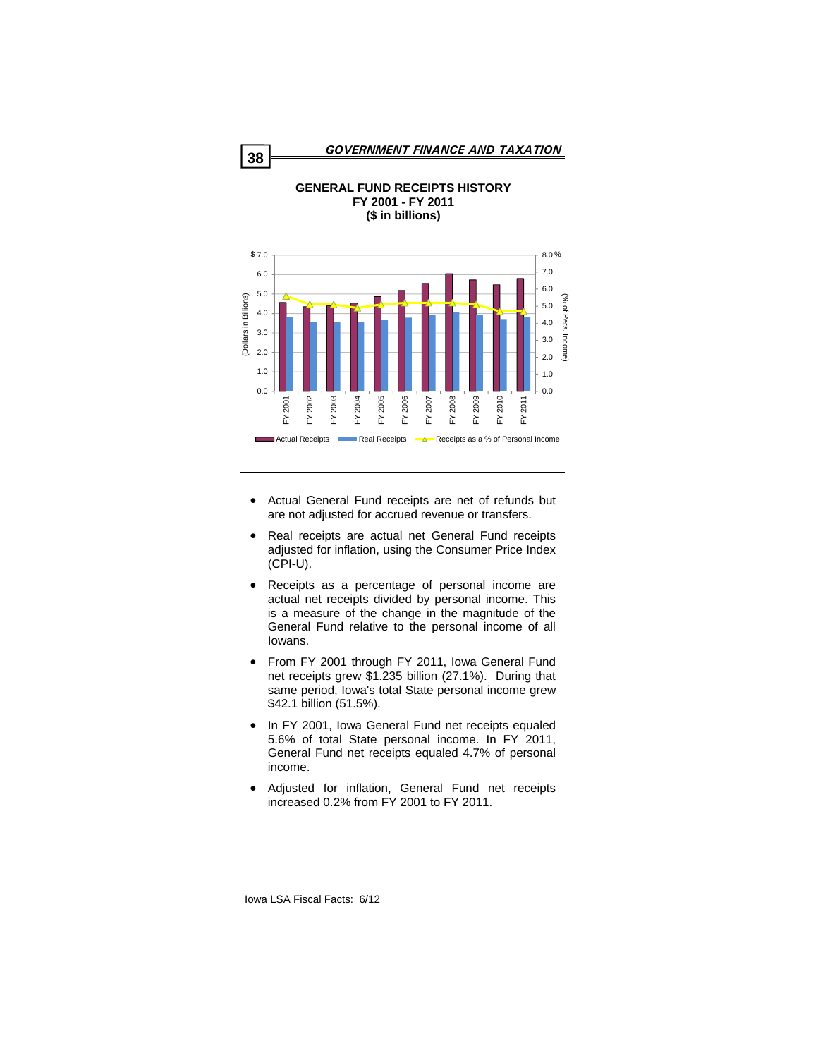## GENERAL FUND RECEIPTS HISTORY
**FY 2001 - FY 2011**
**($ in billions)**

- Actual General Fund receipts are net of refunds but are not adjusted for accrued revenue or transfers.
- Real receipts are actual net General Fund receipts adjusted for inflation, using the Consumer Price Index (CPI-U).
- Receipts as a percentage of personal income are actual net receipts divided by personal income. This is a measure of the change in the magnitude of the General Fund relative to the personal income of all Iowans.
- From FY 2001 through FY 2011, Iowa General Fund net receipts grew $1.235 billion (27.1%). During that same period, Iowa's total State personal income grew $42.1 billion (51.5%).
- In FY 2001, Iowa General Fund net receipts equaled 5.6% of total State personal income. In FY 2011, General Fund net receipts equaled 4.7% of personal income.
- Adjusted for inflation, General Fund net receipts increased 0.2% from FY 2001 to FY 2011.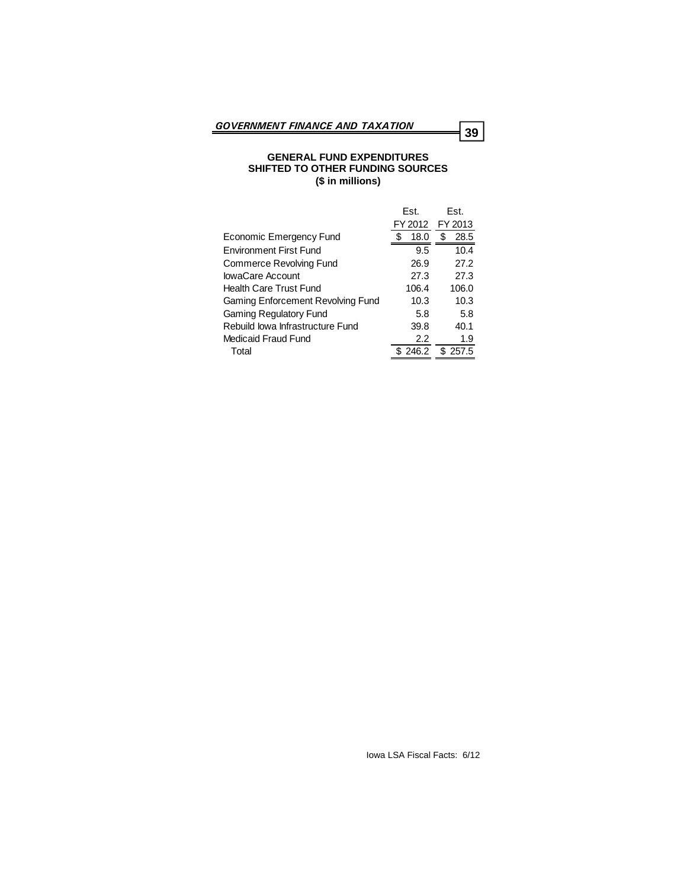## GENERAL FUND EXPENDITURES SHIFTED TO OTHER FUNDING SOURCES

### ($ in millions)

| | Est. FY 2012 | Est. FY 2013 |
|---|---|---|
| Economic Emergency Fund | $ 18.0 | $ 28.5 |
| Environment First Fund | 9.5 | 10.4 |
| Commerce Revolving Fund | 26.9 | 27.2 |
| IowaCare Account | 27.3 | 27.3 |
| Health Care Trust Fund | 106.4 | 106.0 |
| Gaming Enforcement Revolving Fund | 10.3 | 10.3 |
| Gaming Regulatory Fund | 5.8 | 5.8 |
| Rebuild Iowa Infrastructure Fund | 39.8 | 40.1 |
| Medicaid Fraud Fund | 2.2 | 1.9 |
| Total | $ 246.2 | $ 257.5 |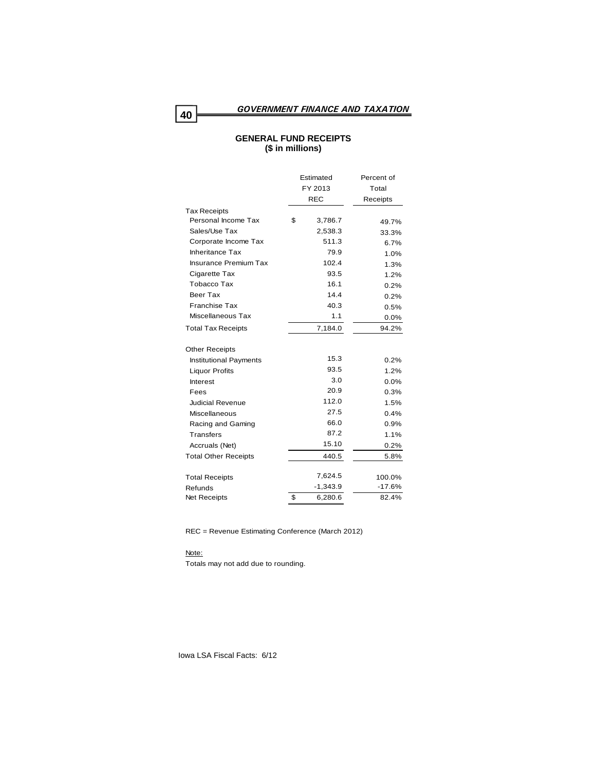# GOVERNMENT FINANCE AND TAXATION

## GENERAL FUND RECEIPTS
**($ in millions)**

| | Estimated FY 2013 REC | Percent of Total Receipts |
|---|---|---|
| **Tax Receipts** | | |
| Personal Income Tax | $ 3,786.7 | 49.7% |
| Sales/Use Tax | 2,538.3 | 33.3% |
| Corporate Income Tax | 511.3 | 6.7% |
| Inheritance Tax | 79.9 | 1.0% |
| Insurance Premium Tax | 102.4 | 1.3% |
| Cigarette Tax | 93.5 | 1.2% |
| Tobacco Tax | 16.1 | 0.2% |
| Beer Tax | 14.4 | 0.2% |
| Franchise Tax | 40.3 | 0.5% |
| Miscellaneous Tax | 1.1 | 0.0% |
| Total Tax Receipts | 7,184.0 | 94.2% |
| | | |
| **Other Receipts** | | |
| Institutional Payments | 15.3 | 0.2% |
| Liquor Profits | 93.5 | 1.2% |
| Interest | 3.0 | 0.0% |
| Fees | 20.9 | 0.3% |
| Judicial Revenue | 112.0 | 1.5% |
| Miscellaneous | 27.5 | 0.4% |
| Racing and Gaming | 66.0 | 0.9% |
| Transfers | 87.2 | 1.1% |
| Accruals (Net) | 15.10 | 0.2% |
| Total Other Receipts | 440.5 | 5.8% |
| | | |
| Total Receipts | 7,624.5 | 100.0% |
| Refunds | -1,343.9 | -17.6% |
| Net Receipts | $ 6,280.6 | 82.4% |

REC = Revenue Estimating Conference (March 2012)

Note:
Totals may not add due to rounding.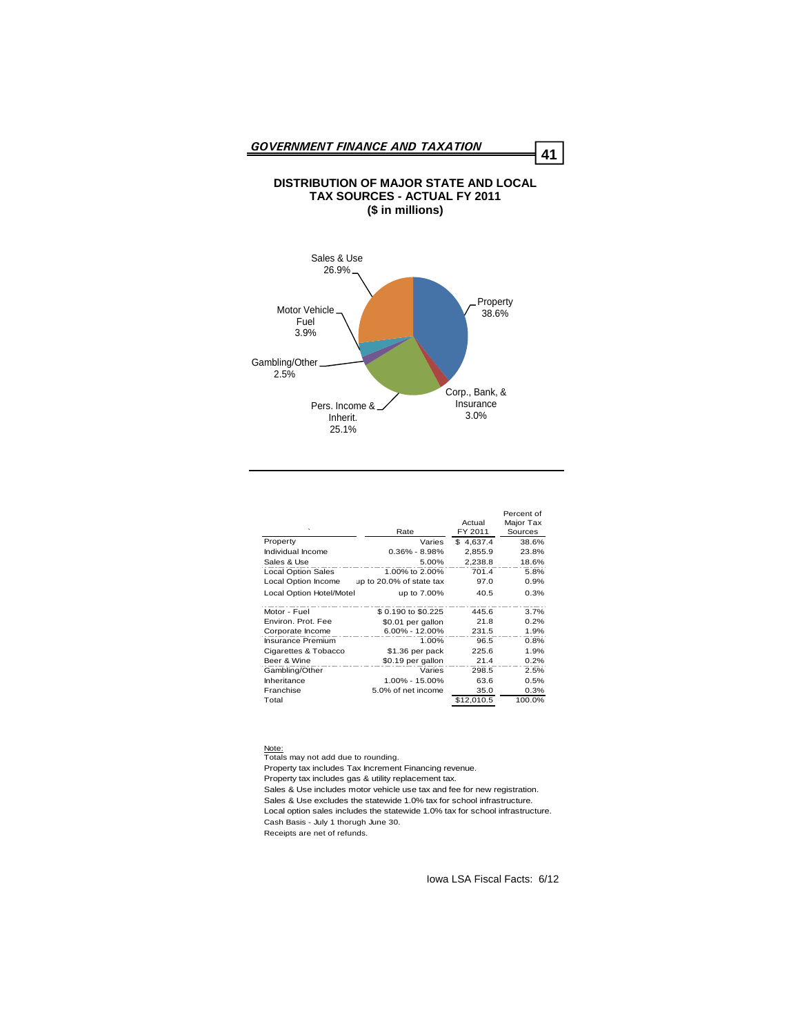## DISTRIBUTION OF MAJOR STATE AND LOCAL TAX SOURCES - ACTUAL FY 2011

### ($ in millions)

Sales & Use 26.9%

Property 38.6%

Motor Vehicle Fuel 3.9%

Gambling/Other 2.5%

Corp., Bank, & Insurance 3.0%

Pers. Income & Inherit. 25.1%

| | Rate | Actual FY 2011 | Percent of Major Tax Sources |
|---|---|---|---|
| Property | Varies | $ 4,637.4 | 38.6% |
| Individual Income | 0.36% - 8.98% | 2,855.9 | 23.8% |
| Sales & Use | 5.00% | 2,238.8 | 18.6% |
| Local Option Sales | 1.00% to 2.00% | 701.4 | 5.8% |
| Local Option Income | up to 20.0% of state tax | 97.0 | 0.9% |
| Local Option Hotel/Motel | up to 7.00% | 40.5 | 0.3% |
| Motor - Fuel | $ 0.190 to $0.225 | 445.6 | 3.7% |
| Environ. Prot. Fee | $0.01 per gallon | 21.8 | 0.2% |
| Corporate Income | 6.00% - 12.00% | 231.5 | 1.9% |
| Insurance Premium | 1.00% | 96.5 | 0.8% |
| Cigarettes & Tobacco | $1.36 per pack | 225.6 | 1.9% |
| Beer & Wine | $0.19 per gallon | 21.4 | 0.2% |
| Gambling/Other | Varies | 298.5 | 2.5% |
| Inheritance | 1.00% - 15.00% | 63.6 | 0.5% |
| Franchise | 5.0% of net income | 35.0 | 0.3% |
| Total | | $12,010.5 | 100.0% |

Note:
Totals may not add due to rounding.
Property tax includes Tax Increment Financing revenue.
Property tax includes gas & utility replacement tax.
Sales & Use includes motor vehicle use tax and fee for new registration.
Sales & Use excludes the statewide 1.0% tax for school infrastructure.
Local option sales includes the statewide 1.0% tax for school infrastructure.
Cash Basis - July 1 thorugh June 30.
Receipts are net of refunds.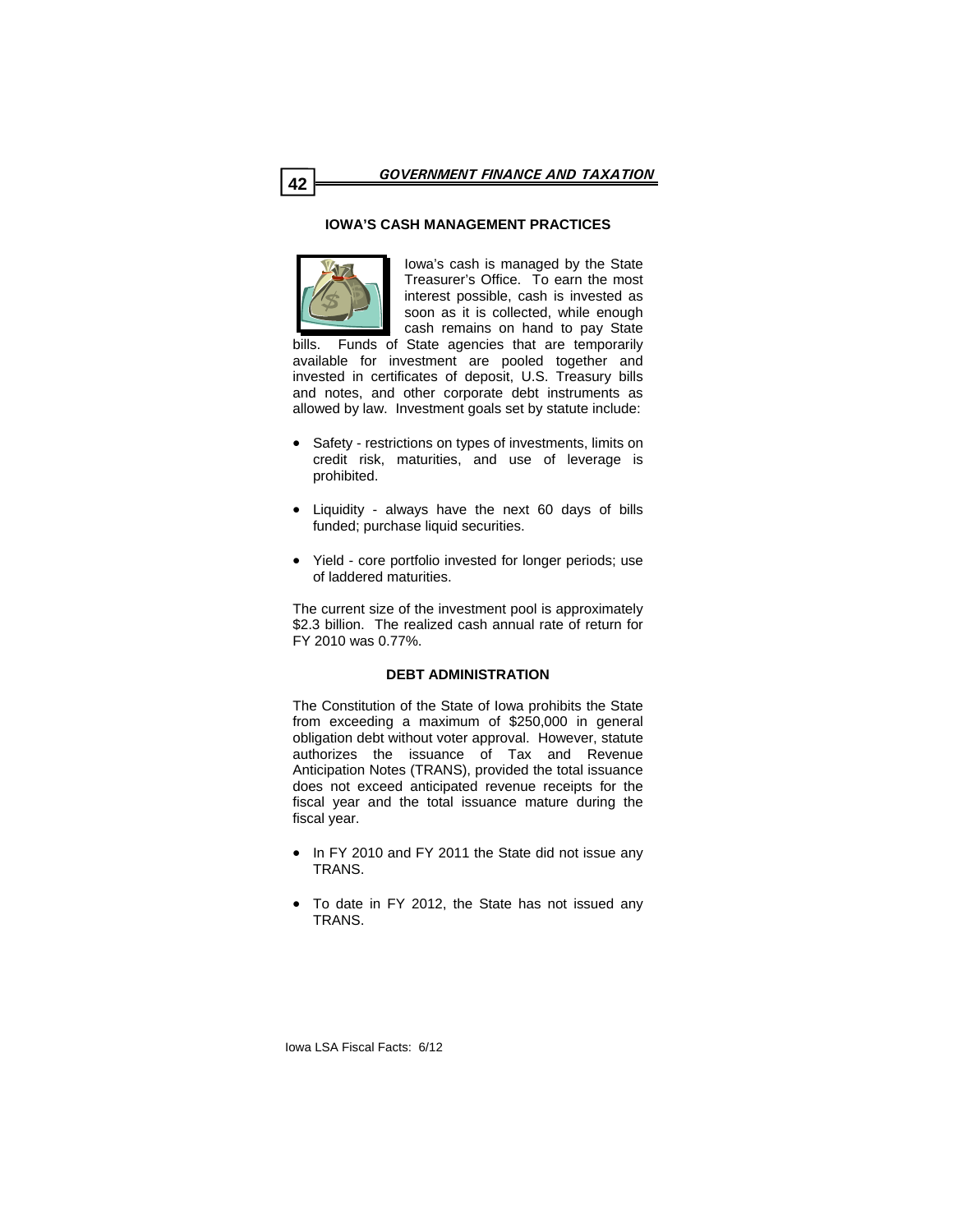## IOWA'S CASH MANAGEMENT PRACTICES

Iowa's cash is managed by the State Treasurer's Office. To earn the most interest possible, cash is invested as soon as it is collected, while enough cash remains on hand to pay State bills. Funds of State agencies that are temporarily available for investment are pooled together and invested in certificates of deposit, U.S. Treasury bills and notes, and other corporate debt instruments as allowed by law. Investment goals set by statute include:

- Safety - restrictions on types of investments, limits on credit risk, maturities, and use of leverage is prohibited.
- Liquidity - always have the next 60 days of bills funded; purchase liquid securities.
- Yield - core portfolio invested for longer periods; use of laddered maturities.

The current size of the investment pool is approximately $2.3 billion. The realized cash annual rate of return for FY 2010 was 0.77%.

## DEBT ADMINISTRATION

The Constitution of the State of Iowa prohibits the State from exceeding a maximum of $250,000 in general obligation debt without voter approval. However, statute authorizes the issuance of Tax and Revenue Anticipation Notes (TRANS), provided the total issuance does not exceed anticipated revenue receipts for the fiscal year and the total issuance mature during the fiscal year.

- In FY 2010 and FY 2011 the State did not issue any TRANS.
- To date in FY 2012, the State has not issued any TRANS.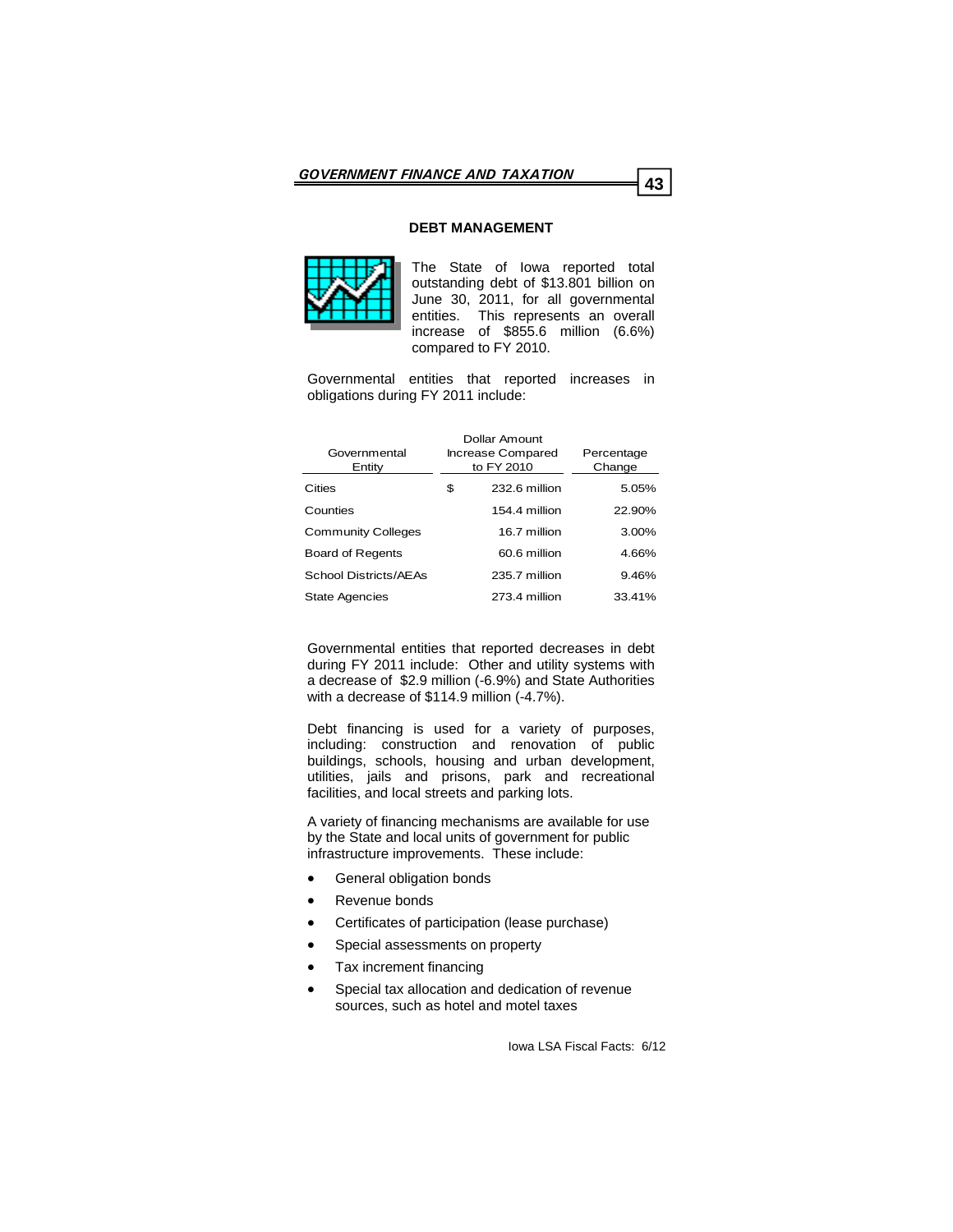## DEBT MANAGEMENT

The State of Iowa reported total outstanding debt of $13.801 billion on June 30, 2011, for all governmental entities. This represents an overall increase of $855.6 million (6.6%) compared to FY 2010.

Governmental entities that reported increases in obligations during FY 2011 include:

| Governmental Entity | Dollar Amount Increase Compared to FY 2010 | Percentage Change |
|---|---|---|
| Cities | $ 232.6 million | 5.05% |
| Counties | 154.4 million | 22.90% |
| Community Colleges | 16.7 million | 3.00% |
| Board of Regents | 60.6 million | 4.66% |
| School Districts/AEAs | 235.7 million | 9.46% |
| State Agencies | 273.4 million | 33.41% |

Governmental entities that reported decreases in debt during FY 2011 include: Other and utility systems with a decrease of $2.9 million (-6.9%) and State Authorities with a decrease of $114.9 million (-4.7%).

Debt financing is used for a variety of purposes, including: construction and renovation of public buildings, schools, housing and urban development, utilities, jails and prisons, park and recreational facilities, and local streets and parking lots.

A variety of financing mechanisms are available for use by the State and local units of government for public infrastructure improvements. These include:

- General obligation bonds
- Revenue bonds
- Certificates of participation (lease purchase)
- Special assessments on property
- Tax increment financing
- Special tax allocation and dedication of revenue sources, such as hotel and motel taxes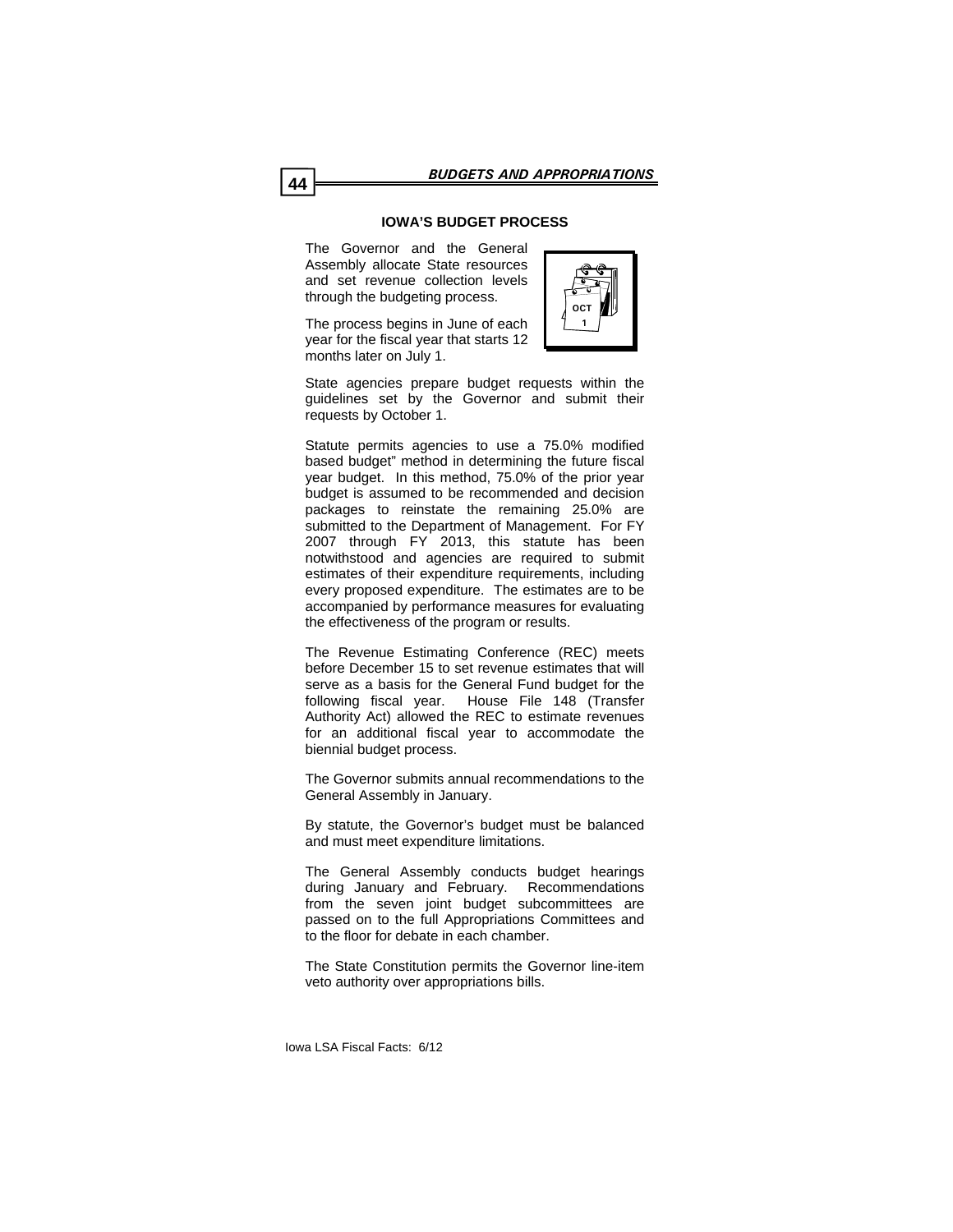## IOWA'S BUDGET PROCESS

The Governor and the General Assembly allocate State resources and set revenue collection levels through the budgeting process.

The process begins in June of each year for the fiscal year that starts 12 months later on July 1.

State agencies prepare budget requests within the guidelines set by the Governor and submit their requests by October 1.

Statute permits agencies to use a 75.0% modified based budget" method in determining the future fiscal year budget. In this method, 75.0% of the prior year budget is assumed to be recommended and decision packages to reinstate the remaining 25.0% are submitted to the Department of Management. For FY 2007 through FY 2013, this statute has been notwithstood and agencies are required to submit estimates of their expenditure requirements, including every proposed expenditure. The estimates are to be accompanied by performance measures for evaluating the effectiveness of the program or results.

The Revenue Estimating Conference (REC) meets before December 15 to set revenue estimates that will serve as a basis for the General Fund budget for the following fiscal year. House File 148 (Transfer Authority Act) allowed the REC to estimate revenues for an additional fiscal year to accommodate the biennial budget process.

The Governor submits annual recommendations to the General Assembly in January.

By statute, the Governor's budget must be balanced and must meet expenditure limitations.

The General Assembly conducts budget hearings during January and February. Recommendations from the seven joint budget subcommittees are passed on to the full Appropriations Committees and to the floor for debate in each chamber.

The State Constitution permits the Governor line-item veto authority over appropriations bills.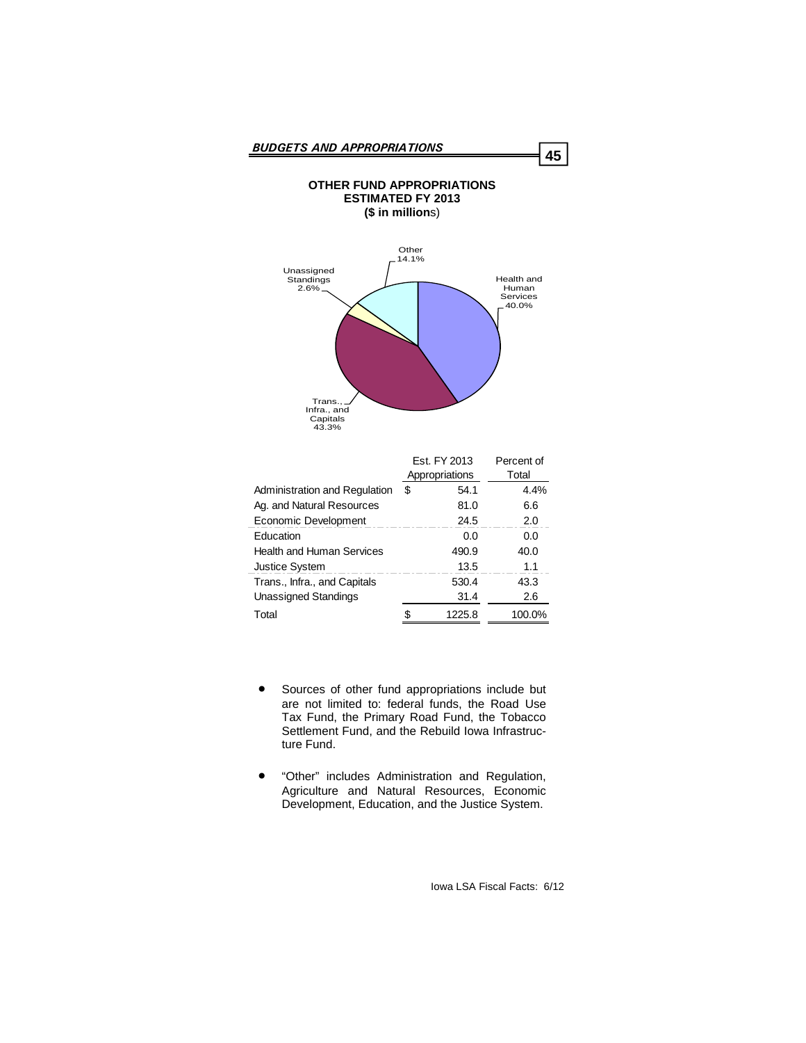## OTHER FUND APPROPRIATIONS
## ESTIMATED FY 2013
**($ in millions)**

Other 14.1%

Unassigned Standings 2.6%

Health and Human Services 40.0%

Trans., Infra., and Capitals 43.3%

| | Est. FY 2013 Appropriations | Percent of Total |
|---|---|---|
| Administration and Regulation | $ 54.1 | 4.4% |
| Ag. and Natural Resources | 81.0 | 6.6 |
| Economic Development | 24.5 | 2.0 |
| Education | 0.0 | 0.0 |
| Health and Human Services | 490.9 | 40.0 |
| Justice System | 13.5 | 1.1 |
| Trans., Infra., and Capitals | 530.4 | 43.3 |
| Unassigned Standings | 31.4 | 2.6 |
| Total | $ 1225.8 | 100.0% |

- Sources of other fund appropriations include but are not limited to: federal funds, the Road Use Tax Fund, the Primary Road Fund, the Tobacco Settlement Fund, and the Rebuild Iowa Infrastructure Fund.

- "Other" includes Administration and Regulation, Agriculture and Natural Resources, Economic Development, Education, and the Justice System.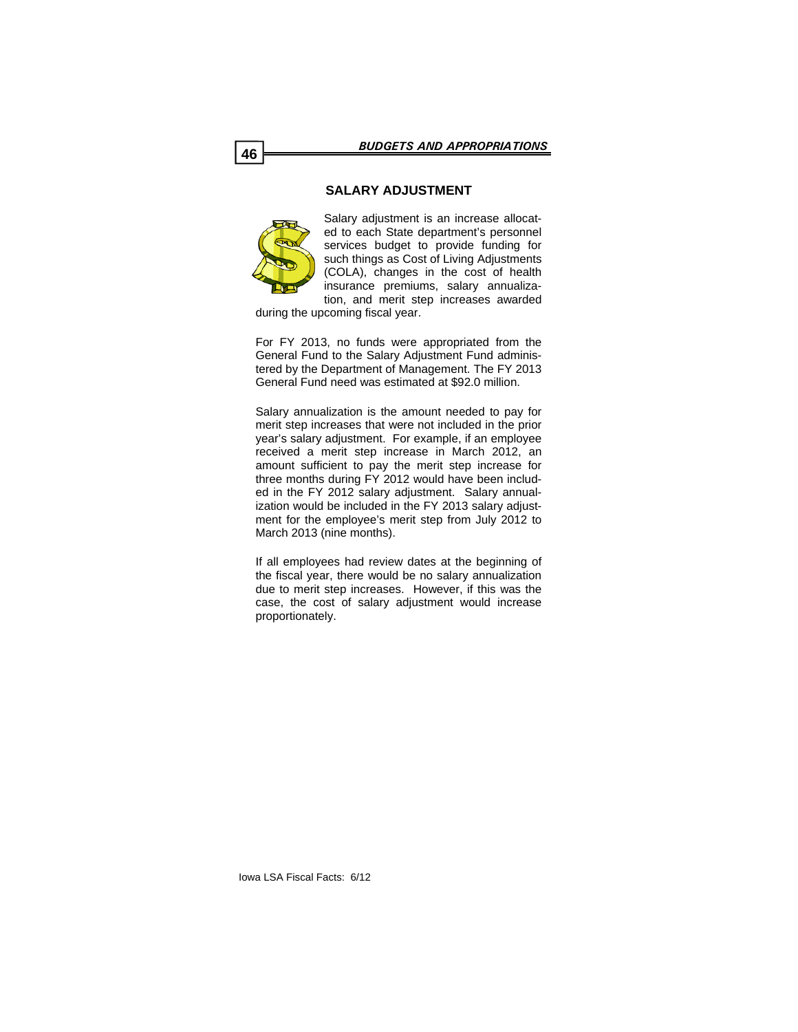## SALARY ADJUSTMENT

Salary adjustment is an increase allocated to each State department's personnel services budget to provide funding for such things as Cost of Living Adjustments (COLA), changes in the cost of health insurance premiums, salary annualization, and merit step increases awarded during the upcoming fiscal year.

For FY 2013, no funds were appropriated from the General Fund to the Salary Adjustment Fund administered by the Department of Management. The FY 2013 General Fund need was estimated at $92.0 million.

Salary annualization is the amount needed to pay for merit step increases that were not included in the prior year's salary adjustment. For example, if an employee received a merit step increase in March 2012, an amount sufficient to pay the merit step increase for three months during FY 2012 would have been included in the FY 2012 salary adjustment. Salary annualization would be included in the FY 2013 salary adjustment for the employee's merit step from July 2012 to March 2013 (nine months).

If all employees had review dates at the beginning of the fiscal year, there would be no salary annualization due to merit step increases. However, if this was the case, the cost of salary adjustment would increase proportionately.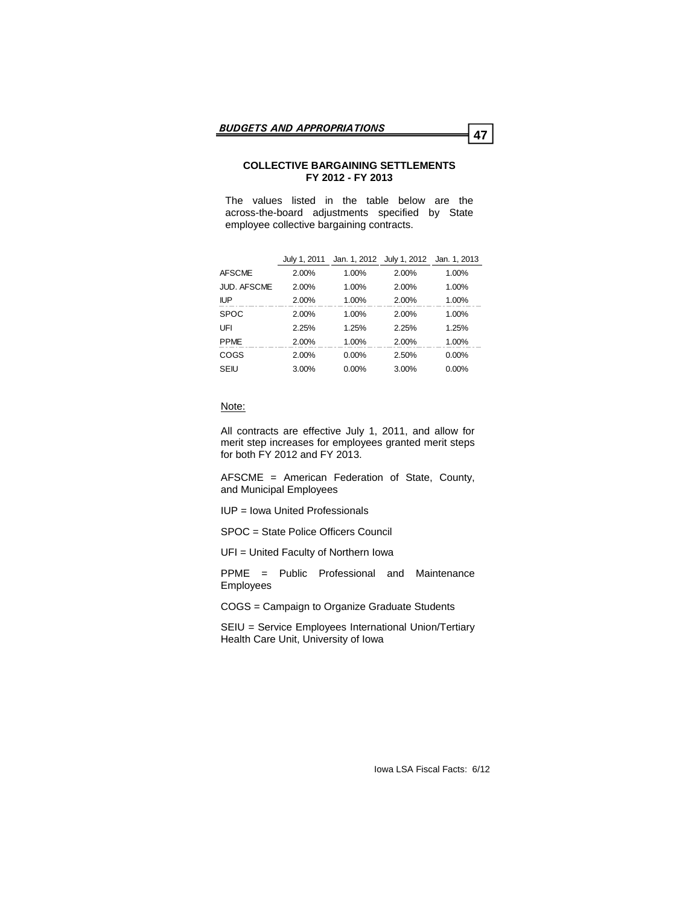## COLLECTIVE BARGAINING SETTLEMENTS
## FY 2012 - FY 2013

The values listed in the table below are the across-the-board adjustments specified by State employee collective bargaining contracts.

| | July 1, 2011 | Jan. 1, 2012 | July 1, 2012 | Jan. 1, 2013 |
|---|---|---|---|---|
| AFSCME | 2.00% | 1.00% | 2.00% | 1.00% |
| JUD. AFSCME | 2.00% | 1.00% | 2.00% | 1.00% |
| IUP | 2.00% | 1.00% | 2.00% | 1.00% |
| SPOC | 2.00% | 1.00% | 2.00% | 1.00% |
| UFI | 2.25% | 1.25% | 2.25% | 1.25% |
| PPME | 2.00% | 1.00% | 2.00% | 1.00% |
| COGS | 2.00% | 0.00% | 2.50% | 0.00% |
| SEIU | 3.00% | 0.00% | 3.00% | 0.00% |

Note:

All contracts are effective July 1, 2011, and allow for merit step increases for employees granted merit steps for both FY 2012 and FY 2013.

AFSCME = American Federation of State, County, and Municipal Employees

IUP = Iowa United Professionals

SPOC = State Police Officers Council

UFI = United Faculty of Northern Iowa

PPME = Public Professional and Maintenance Employees

COGS = Campaign to Organize Graduate Students

SEIU = Service Employees International Union/Tertiary Health Care Unit, University of Iowa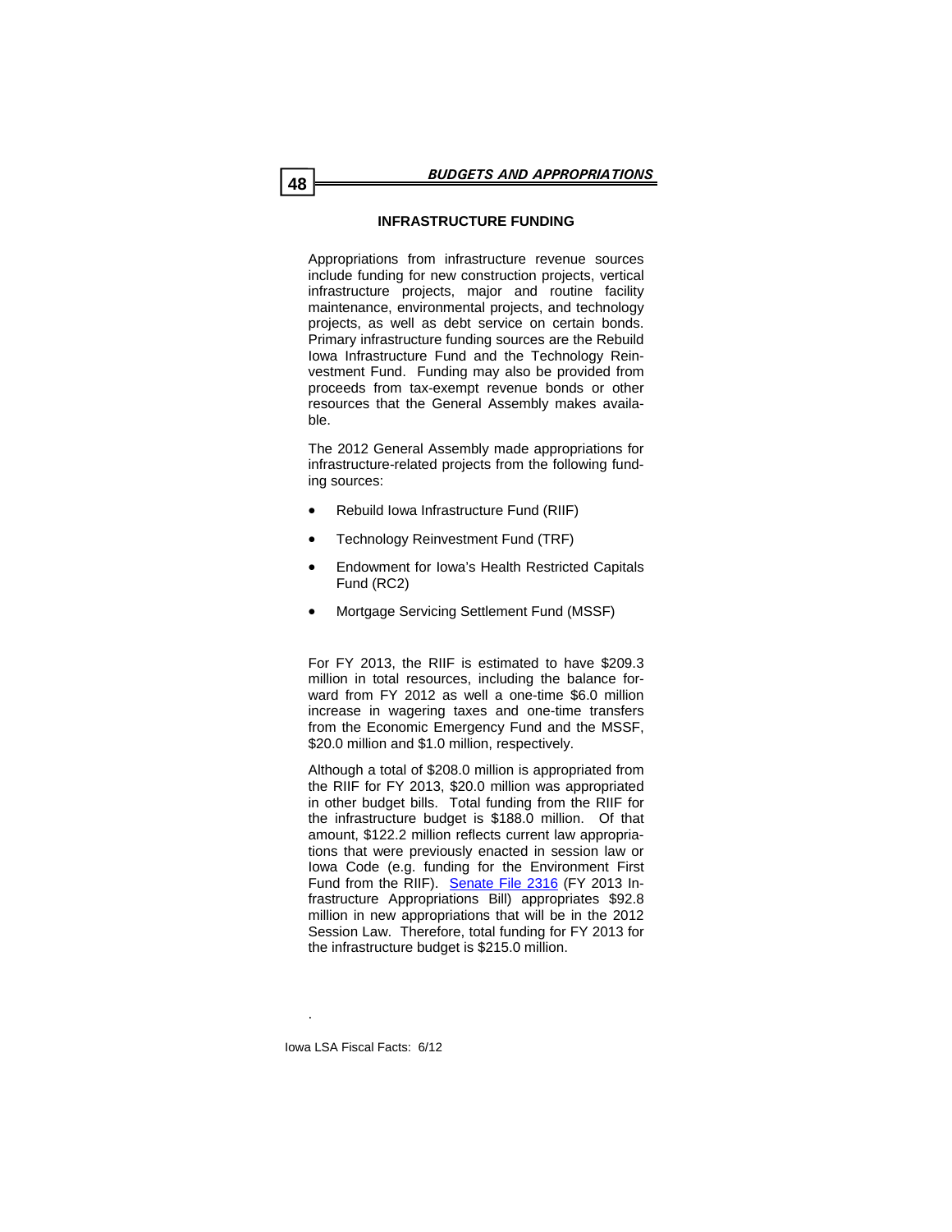## INFRASTRUCTURE FUNDING

Appropriations from infrastructure revenue sources include funding for new construction projects, vertical infrastructure projects, major and routine facility maintenance, environmental projects, and technology projects, as well as debt service on certain bonds. Primary infrastructure funding sources are the Rebuild Iowa Infrastructure Fund and the Technology Reinvestment Fund. Funding may also be provided from proceeds from tax-exempt revenue bonds or other resources that the General Assembly makes available.

The 2012 General Assembly made appropriations for infrastructure-related projects from the following funding sources:

- Rebuild Iowa Infrastructure Fund (RIIF)
- Technology Reinvestment Fund (TRF)
- Endowment for Iowa's Health Restricted Capitals Fund (RC2)
- Mortgage Servicing Settlement Fund (MSSF)

For FY 2013, the RIIF is estimated to have $209.3 million in total resources, including the balance forward from FY 2012 as well a one-time $6.0 million increase in wagering taxes and one-time transfers from the Economic Emergency Fund and the MSSF, $20.0 million and $1.0 million, respectively.

Although a total of $208.0 million is appropriated from the RIIF for FY 2013, $20.0 million was appropriated in other budget bills. Total funding from the RIIF for the infrastructure budget is $188.0 million. Of that amount, $122.2 million reflects current law appropriations that were previously enacted in session law or Iowa Code (e.g. funding for the Environment First Fund from the RIIF). Senate File 2316 (FY 2013 Infrastructure Appropriations Bill) appropriates $92.8 million in new appropriations that will be in the 2012 Session Law. Therefore, total funding for FY 2013 for the infrastructure budget is $215.0 million.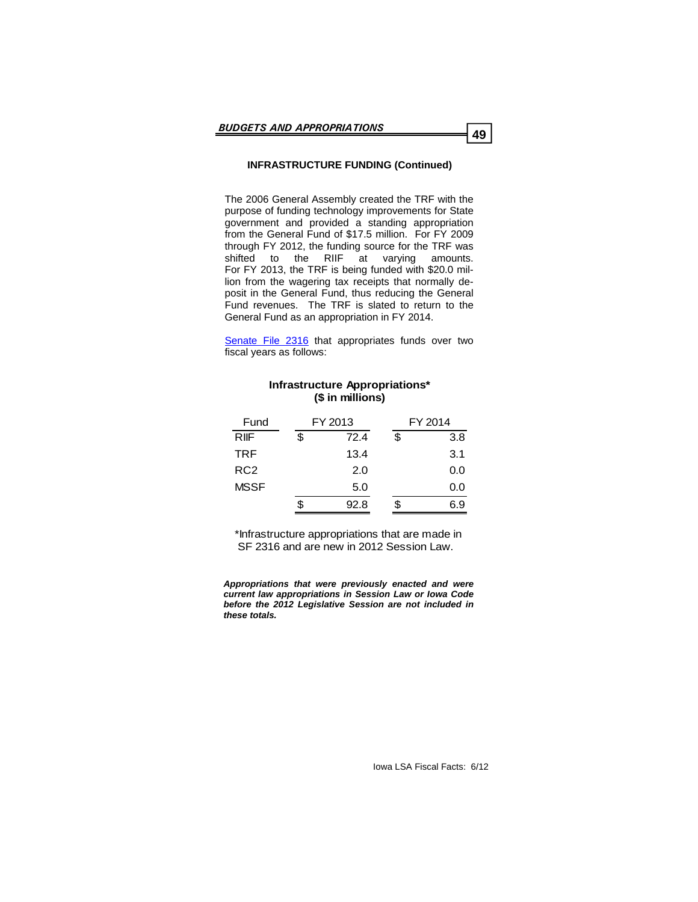## INFRASTRUCTURE FUNDING (Continued)

The 2006 General Assembly created the TRF with the purpose of funding technology improvements for State government and provided a standing appropriation from the General Fund of $17.5 million. For FY 2009 through FY 2012, the funding source for the TRF was shifted to the RIIF at varying amounts. For FY 2013, the TRF is being funded with $20.0 million from the wagering tax receipts that normally deposit in the General Fund, thus reducing the General Fund revenues. The TRF is slated to return to the General Fund as an appropriation in FY 2014.

[Senate File 2316](Senate File 2316) that appropriates funds over two fiscal years as follows:

**Infrastructure Appropriations***
**($ in millions)**

| Fund | FY 2013 | FY 2014 |
|---|---|---|
| RIIF | $ 72.4 | $ 3.8 |
| TRF | 13.4 | 3.1 |
| RC2 | 2.0 | 0.0 |
| MSSF | 5.0 | 0.0 |
| | $ 92.8 | $ 6.9 |

*Infrastructure appropriations that are made in SF 2316 and are new in 2012 Session Law.

***Appropriations that were previously enacted and were current law appropriations in Session Law or Iowa Code before the 2012 Legislative Session are not included in these totals.***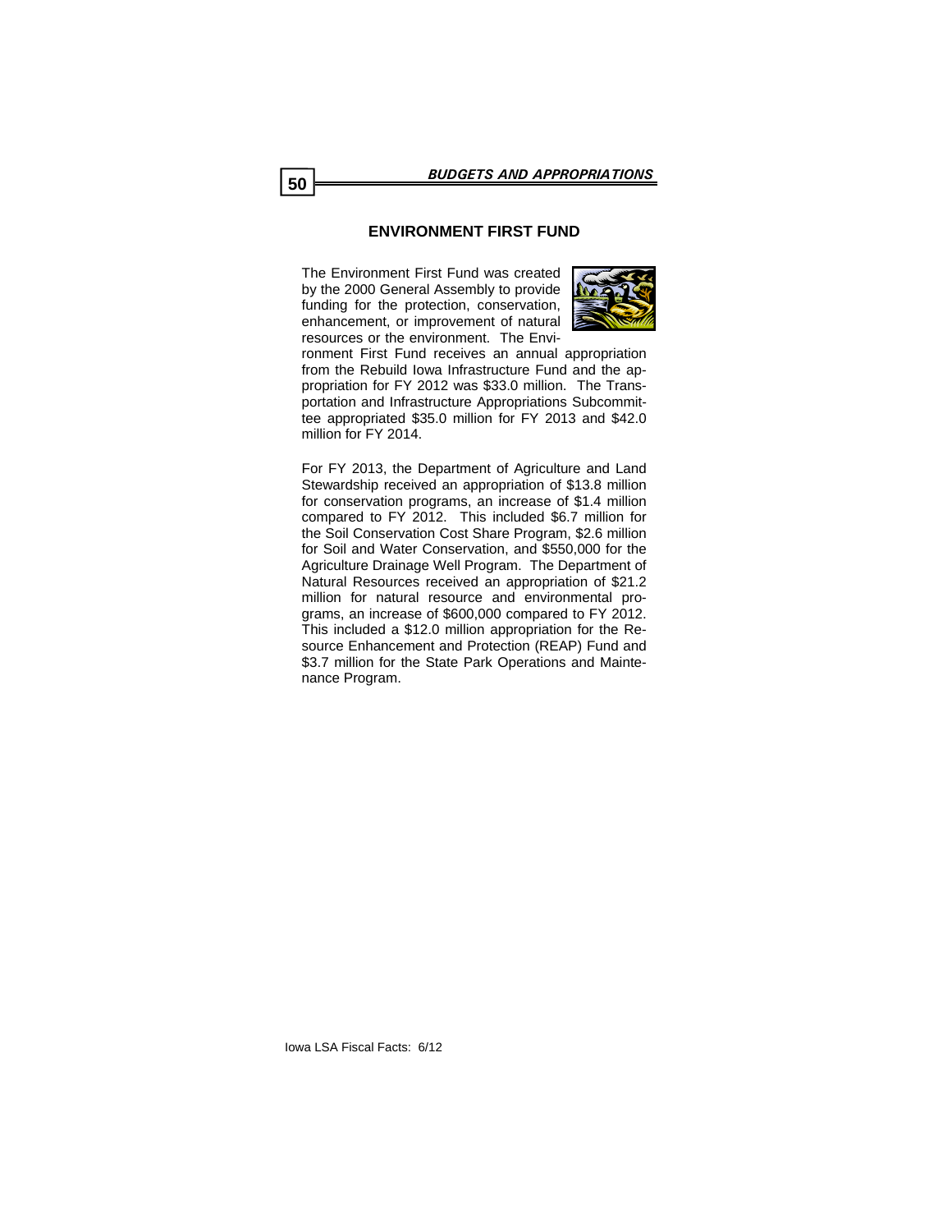## ENVIRONMENT FIRST FUND

The Environment First Fund was created by the 2000 General Assembly to provide funding for the protection, conservation, enhancement, or improvement of natural resources or the environment. The Environment First Fund receives an annual appropriation from the Rebuild Iowa Infrastructure Fund and the appropriation for FY 2012 was $33.0 million. The Transportation and Infrastructure Appropriations Subcommittee appropriated $35.0 million for FY 2013 and $42.0 million for FY 2014.

For FY 2013, the Department of Agriculture and Land Stewardship received an appropriation of $13.8 million for conservation programs, an increase of $1.4 million compared to FY 2012. This included $6.7 million for the Soil Conservation Cost Share Program, $2.6 million for Soil and Water Conservation, and $550,000 for the Agriculture Drainage Well Program. The Department of Natural Resources received an appropriation of $21.2 million for natural resource and environmental programs, an increase of $600,000 compared to FY 2012. This included a $12.0 million appropriation for the Resource Enhancement and Protection (REAP) Fund and $3.7 million for the State Park Operations and Maintenance Program.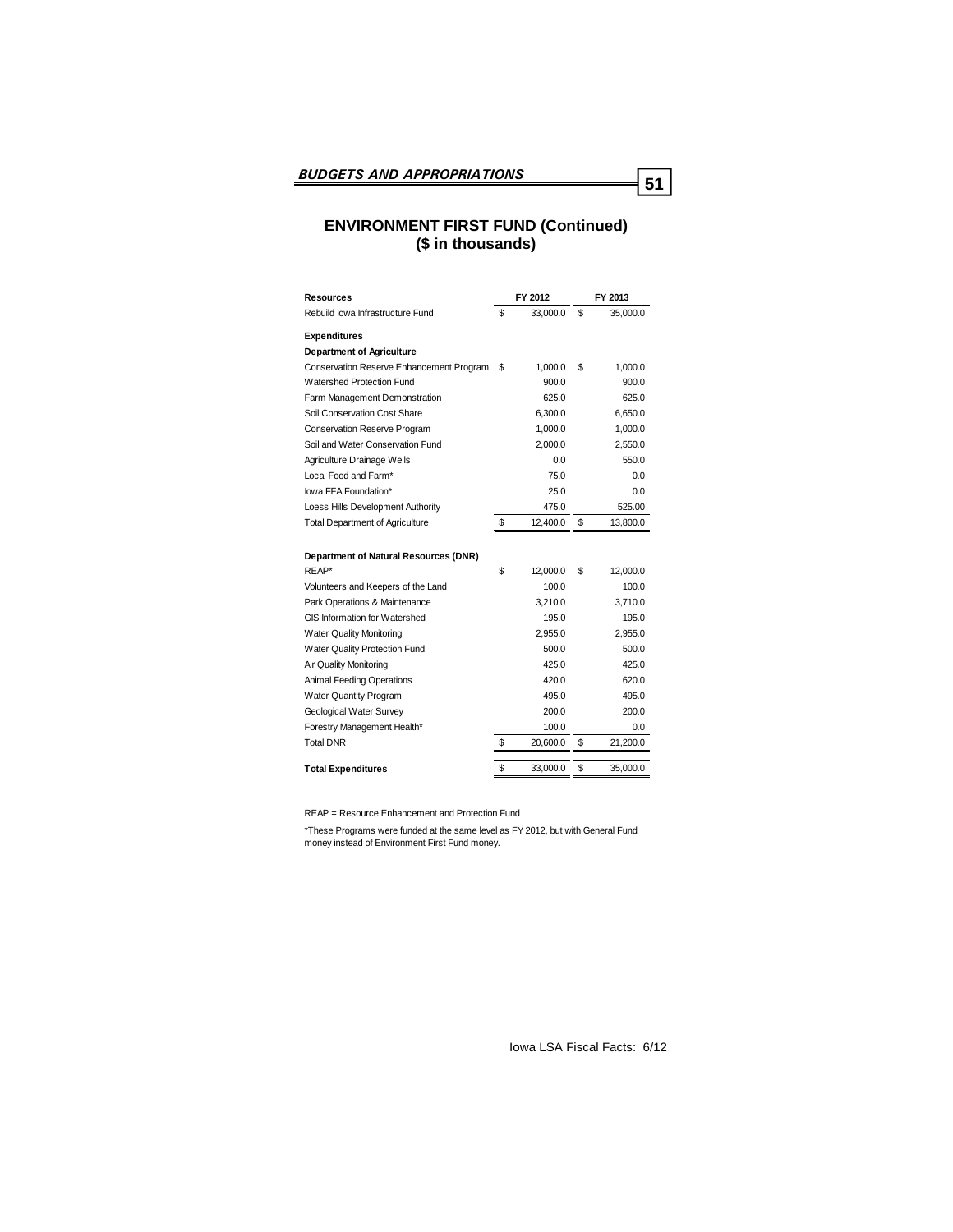# ENVIRONMENT FIRST FUND (Continued)
## ($ in thousands)

| Resources | FY 2012 | FY 2013 |
|---|---|---|
| Rebuild Iowa Infrastructure Fund | $ 33,000.0 | $ 35,000.0 |
| | | |
| **Expenditures** | | |
| **Department of Agriculture** | | |
| Conservation Reserve Enhancement Program | $ 1,000.0 | $ 1,000.0 |
| Watershed Protection Fund | 900.0 | 900.0 |
| Farm Management Demonstration | 625.0 | 625.0 |
| Soil Conservation Cost Share | 6,300.0 | 6,650.0 |
| Conservation Reserve Program | 1,000.0 | 1,000.0 |
| Soil and Water Conservation Fund | 2,000.0 | 2,550.0 |
| Agriculture Drainage Wells | 0.0 | 550.0 |
| Local Food and Farm* | 75.0 | 0.0 |
| Iowa FFA Foundation* | 25.0 | 0.0 |
| Loess Hills Development Authority | 475.0 | 525.00 |
| Total Department of Agriculture | $ 12,400.0 | $ 13,800.0 |
| | | |
| **Department of Natural Resources (DNR)** | | |
| REAP* | $ 12,000.0 | $ 12,000.0 |
| Volunteers and Keepers of the Land | 100.0 | 100.0 |
| Park Operations & Maintenance | 3,210.0 | 3,710.0 |
| GIS Information for Watershed | 195.0 | 195.0 |
| Water Quality Monitoring | 2,955.0 | 2,955.0 |
| Water Quality Protection Fund | 500.0 | 500.0 |
| Air Quality Monitoring | 425.0 | 425.0 |
| Animal Feeding Operations | 420.0 | 620.0 |
| Water Quantity Program | 495.0 | 495.0 |
| Geological Water Survey | 200.0 | 200.0 |
| Forestry Management Health* | 100.0 | 0.0 |
| Total DNR | $ 20,600.0 | $ 21,200.0 |
| | | |
| **Total Expenditures** | $ 33,000.0 | $ 35,000.0 |

REAP = Resource Enhancement and Protection Fund

*These Programs were funded at the same level as FY 2012, but with General Fund money instead of Environment First Fund money.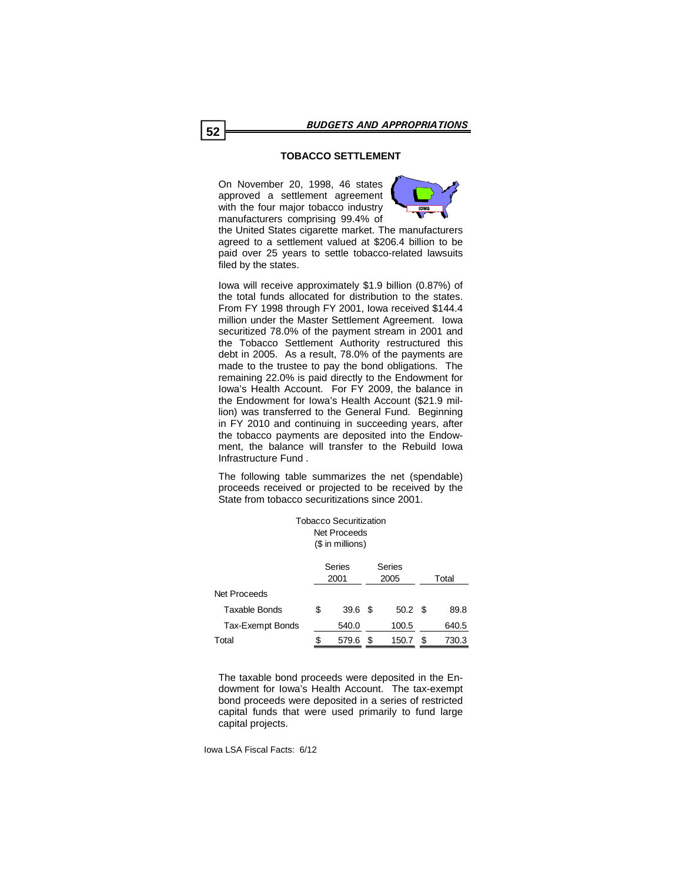## TOBACCO SETTLEMENT

On November 20, 1998, 46 states approved a settlement agreement with the four major tobacco industry manufacturers comprising 99.4% of the United States cigarette market. The manufacturers agreed to a settlement valued at $206.4 billion to be paid over 25 years to settle tobacco-related lawsuits filed by the states.

Iowa will receive approximately $1.9 billion (0.87%) of the total funds allocated for distribution to the states. From FY 1998 through FY 2001, Iowa received $144.4 million under the Master Settlement Agreement. Iowa securitized 78.0% of the payment stream in 2001 and the Tobacco Settlement Authority restructured this debt in 2005. As a result, 78.0% of the payments are made to the trustee to pay the bond obligations. The remaining 22.0% is paid directly to the Endowment for Iowa's Health Account. For FY 2009, the balance in the Endowment for Iowa's Health Account ($21.9 million) was transferred to the General Fund. Beginning in FY 2010 and continuing in succeeding years, after the tobacco payments are deposited into the Endowment, the balance will transfer to the Rebuild Iowa Infrastructure Fund .

The following table summarizes the net (spendable) proceeds received or projected to be received by the State from tobacco securitizations since 2001.

Tobacco Securitization
Net Proceeds
($ in millions)

| | Series 2001 | Series 2005 | Total |
|---|---|---|---|
| Net Proceeds | | | |
| Taxable Bonds | $ 39.6 | $ 50.2 | $ 89.8 |
| Tax-Exempt Bonds | 540.0 | 100.5 | 640.5 |
| Total | $ 579.6 | $ 150.7 | $ 730.3 |

The taxable bond proceeds were deposited in the Endowment for Iowa's Health Account. The tax-exempt bond proceeds were deposited in a series of restricted capital funds that were used primarily to fund large capital projects.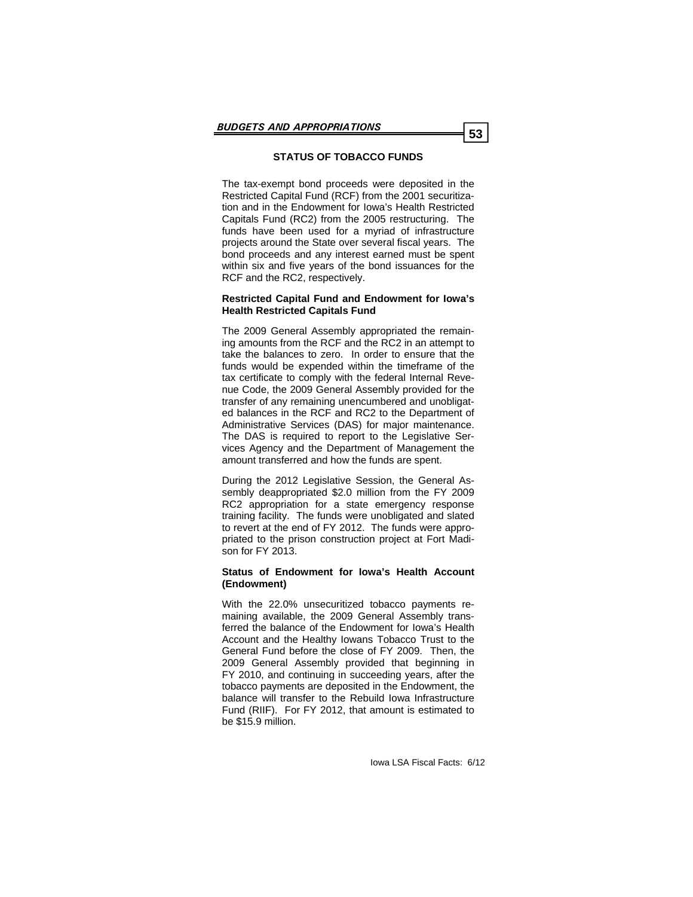## STATUS OF TOBACCO FUNDS

The tax-exempt bond proceeds were deposited in the Restricted Capital Fund (RCF) from the 2001 securitization and in the Endowment for Iowa's Health Restricted Capitals Fund (RC2) from the 2005 restructuring. The funds have been used for a myriad of infrastructure projects around the State over several fiscal years. The bond proceeds and any interest earned must be spent within six and five years of the bond issuances for the RCF and the RC2, respectively.

### Restricted Capital Fund and Endowment for Iowa's Health Restricted Capitals Fund

The 2009 General Assembly appropriated the remaining amounts from the RCF and the RC2 in an attempt to take the balances to zero. In order to ensure that the funds would be expended within the timeframe of the tax certificate to comply with the federal Internal Revenue Code, the 2009 General Assembly provided for the transfer of any remaining unencumbered and unobligated balances in the RCF and RC2 to the Department of Administrative Services (DAS) for major maintenance. The DAS is required to report to the Legislative Services Agency and the Department of Management the amount transferred and how the funds are spent.

During the 2012 Legislative Session, the General Assembly deappropriated $2.0 million from the FY 2009 RC2 appropriation for a state emergency response training facility. The funds were unobligated and slated to revert at the end of FY 2012. The funds were appropriated to the prison construction project at Fort Madison for FY 2013.

### Status of Endowment for Iowa's Health Account (Endowment)

With the 22.0% unsecuritized tobacco payments remaining available, the 2009 General Assembly transferred the balance of the Endowment for Iowa's Health Account and the Healthy Iowans Tobacco Trust to the General Fund before the close of FY 2009. Then, the 2009 General Assembly provided that beginning in FY 2010, and continuing in succeeding years, after the tobacco payments are deposited in the Endowment, the balance will transfer to the Rebuild Iowa Infrastructure Fund (RIIF). For FY 2012, that amount is estimated to be $15.9 million.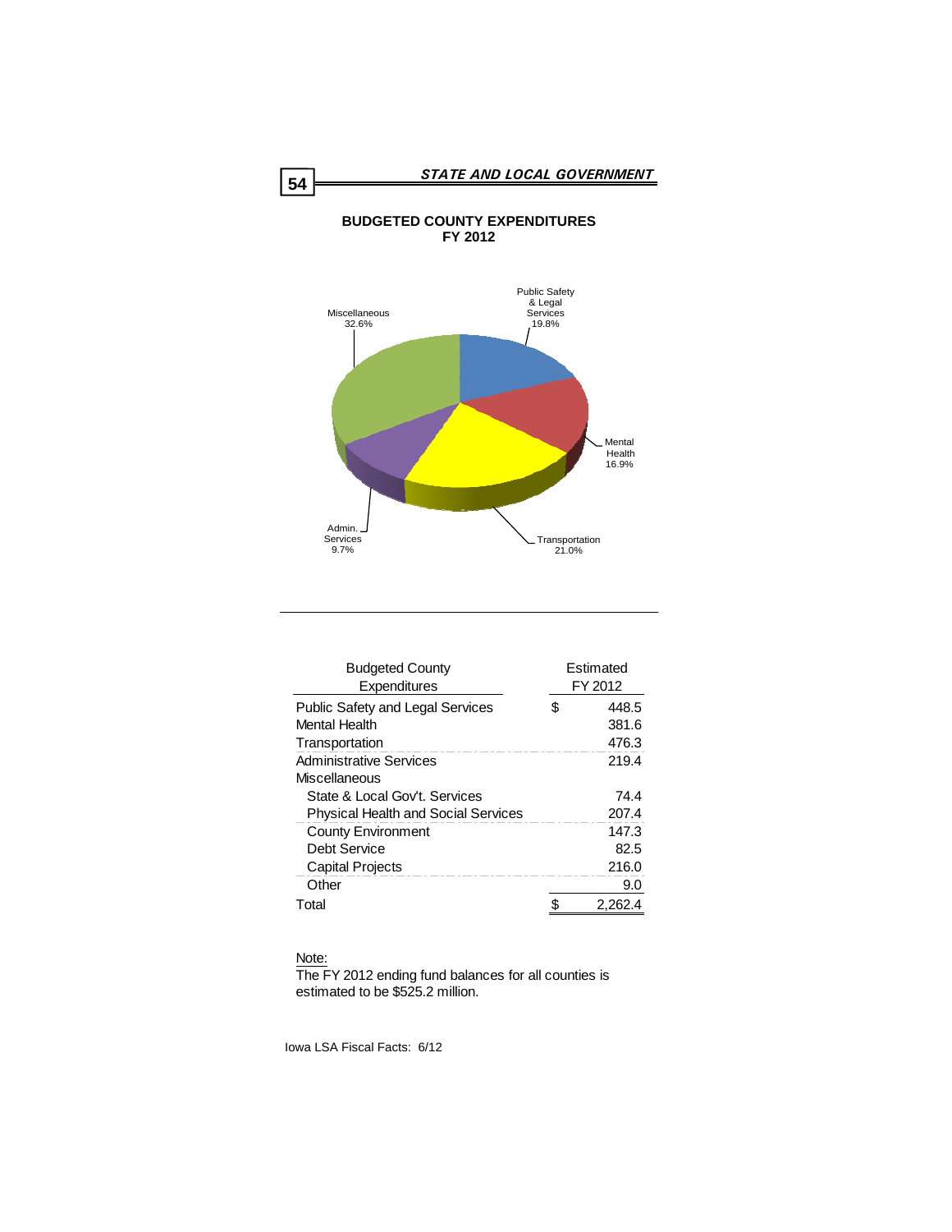## BUDGETED COUNTY EXPENDITURES
## FY 2012

Public Safety & Legal Services 19.8%

Mental Health 16.9%

Transportation 21.0%

Admin. Services 9.7%

Miscellaneous 32.6%

| Budgeted County Expenditures | | Estimated FY 2012 |
|---|---|---|
| Public Safety and Legal Services | $ | 448.5 |
| Mental Health | | 381.6 |
| Transportation | | 476.3 |
| Administrative Services | | 219.4 |
| Miscellaneous | | |
| State & Local Gov't. Services | | 74.4 |
| Physical Health and Social Services | | 207.4 |
| County Environment | | 147.3 |
| Debt Service | | 82.5 |
| Capital Projects | | 216.0 |
| Other | | 9.0 |
| Total | $ | 2,262.4 |

Note:
The FY 2012 ending fund balances for all counties is estimated to be $525.2 million.

Iowa LSA Fiscal Facts: 6/12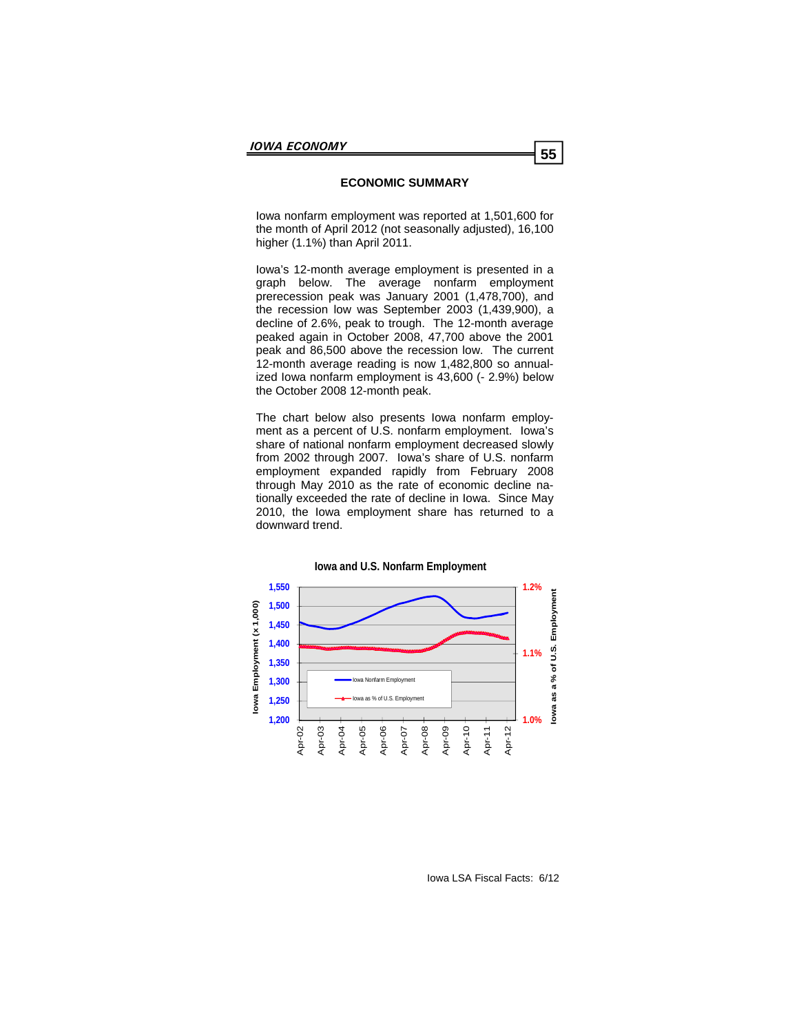## ECONOMIC SUMMARY

Iowa nonfarm employment was reported at 1,501,600 for the month of April 2012 (not seasonally adjusted), 16,100 higher (1.1%) than April 2011.

Iowa's 12-month average employment is presented in a graph below. The average nonfarm employment prerecession peak was January 2001 (1,478,700), and the recession low was September 2003 (1,439,900), a decline of 2.6%, peak to trough. The 12-month average peaked again in October 2008, 47,700 above the 2001 peak and 86,500 above the recession low. The current 12-month average reading is now 1,482,800 so annualized Iowa nonfarm employment is 43,600 (- 2.9%) below the October 2008 12-month peak.

The chart below also presents Iowa nonfarm employment as a percent of U.S. nonfarm employment. Iowa's share of national nonfarm employment decreased slowly from 2002 through 2007. Iowa's share of U.S. nonfarm employment expanded rapidly from February 2008 through May 2010 as the rate of economic decline nationally exceeded the rate of decline in Iowa. Since May 2010, the Iowa employment share has returned to a downward trend.

**Iowa and U.S. Nonfarm Employment**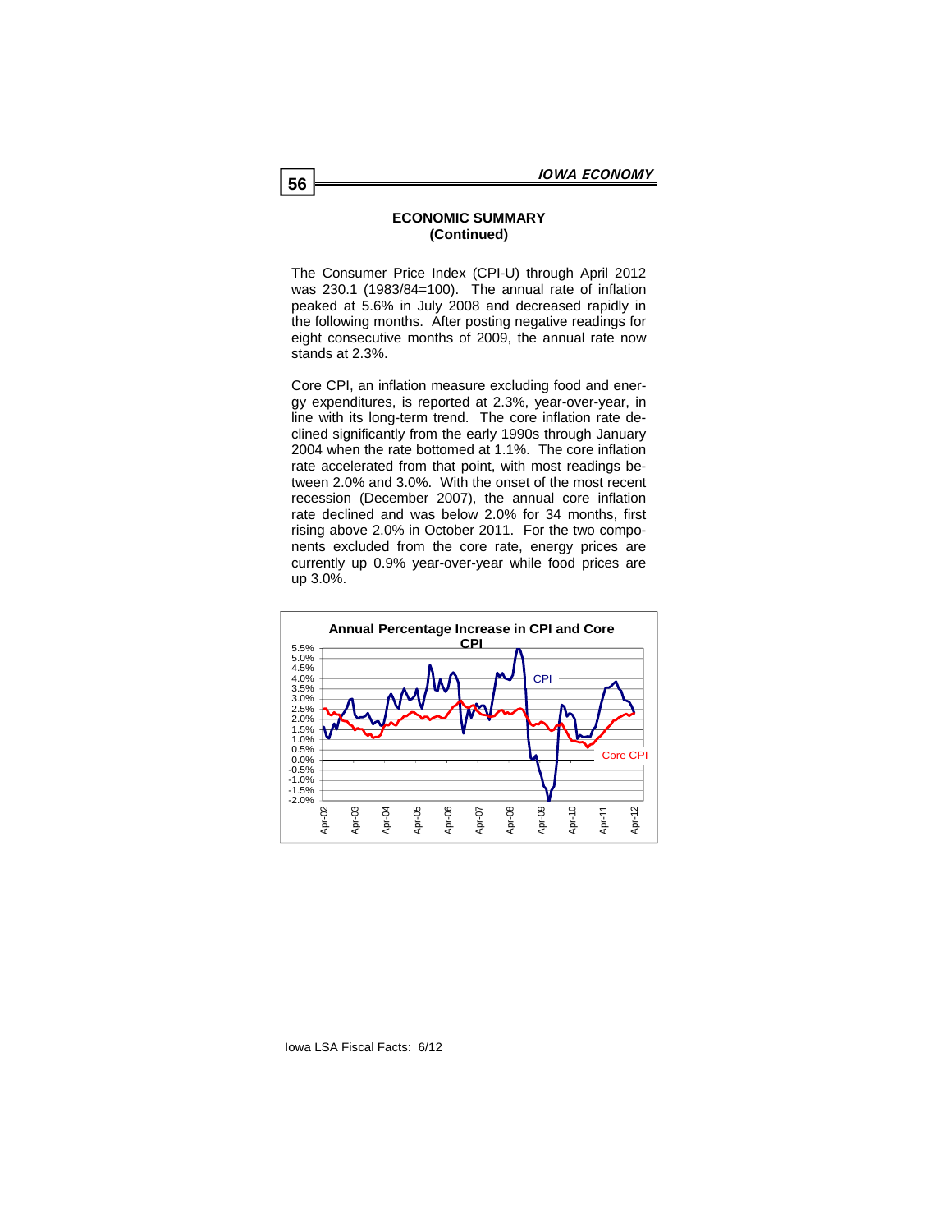## ECONOMIC SUMMARY
## (Continued)

The Consumer Price Index (CPI-U) through April 2012 was 230.1 (1983/84=100). The annual rate of inflation peaked at 5.6% in July 2008 and decreased rapidly in the following months. After posting negative readings for eight consecutive months of 2009, the annual rate now stands at 2.3%.

Core CPI, an inflation measure excluding food and energy expenditures, is reported at 2.3%, year-over-year, in line with its long-term trend. The core inflation rate declined significantly from the early 1990s through January 2004 when the rate bottomed at 1.1%. The core inflation rate accelerated from that point, with most readings between 2.0% and 3.0%. With the onset of the most recent recession (December 2007), the annual core inflation rate declined and was below 2.0% for 34 months, first rising above 2.0% in October 2011. For the two components excluded from the core rate, energy prices are currently up 0.9% year-over-year while food prices are up 3.0%.

**Annual Percentage Increase in CPI and Core CPI**

Y-axis: -2.0% to 5.5%. X-axis: Apr-02, Apr-03, Apr-04, Apr-05, Apr-06, Apr-07, Apr-08, Apr-09, Apr-10, Apr-11, Apr-12. Series: CPI, Core CPI.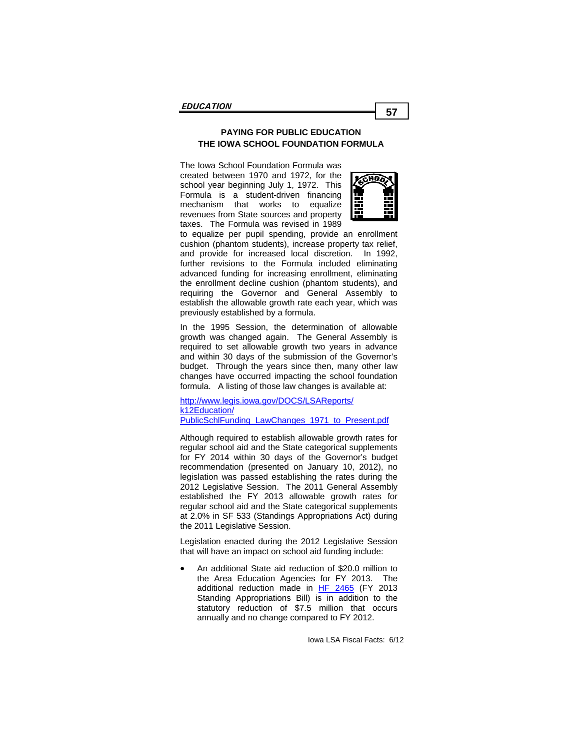## PAYING FOR PUBLIC EDUCATION
## THE IOWA SCHOOL FOUNDATION FORMULA

The Iowa School Foundation Formula was created between 1970 and 1972, for the school year beginning July 1, 1972. This Formula is a student-driven financing mechanism that works to equalize revenues from State sources and property taxes. The Formula was revised in 1989 to equalize per pupil spending, provide an enrollment cushion (phantom students), increase property tax relief, and provide for increased local discretion. In 1992, further revisions to the Formula included eliminating advanced funding for increasing enrollment, eliminating the enrollment decline cushion (phantom students), and requiring the Governor and General Assembly to establish the allowable growth rate each year, which was previously established by a formula.

In the 1995 Session, the determination of allowable growth was changed again. The General Assembly is required to set allowable growth two years in advance and within 30 days of the submission of the Governor's budget. Through the years since then, many other law changes have occurred impacting the school foundation formula. A listing of those law changes is available at:

http://www.legis.iowa.gov/DOCS/LSAReports/k12Education/PublicSchlFunding_LawChanges_1971_to_Present.pdf

Although required to establish allowable growth rates for regular school aid and the State categorical supplements for FY 2014 within 30 days of the Governor's budget recommendation (presented on January 10, 2012), no legislation was passed establishing the rates during the 2012 Legislative Session. The 2011 General Assembly established the FY 2013 allowable growth rates for regular school aid and the State categorical supplements at 2.0% in SF 533 (Standings Appropriations Act) during the 2011 Legislative Session.

Legislation enacted during the 2012 Legislative Session that will have an impact on school aid funding include:

- An additional State aid reduction of $20.0 million to the Area Education Agencies for FY 2013. The additional reduction made in HF 2465 (FY 2013 Standing Appropriations Bill) is in addition to the statutory reduction of $7.5 million that occurs annually and no change compared to FY 2012.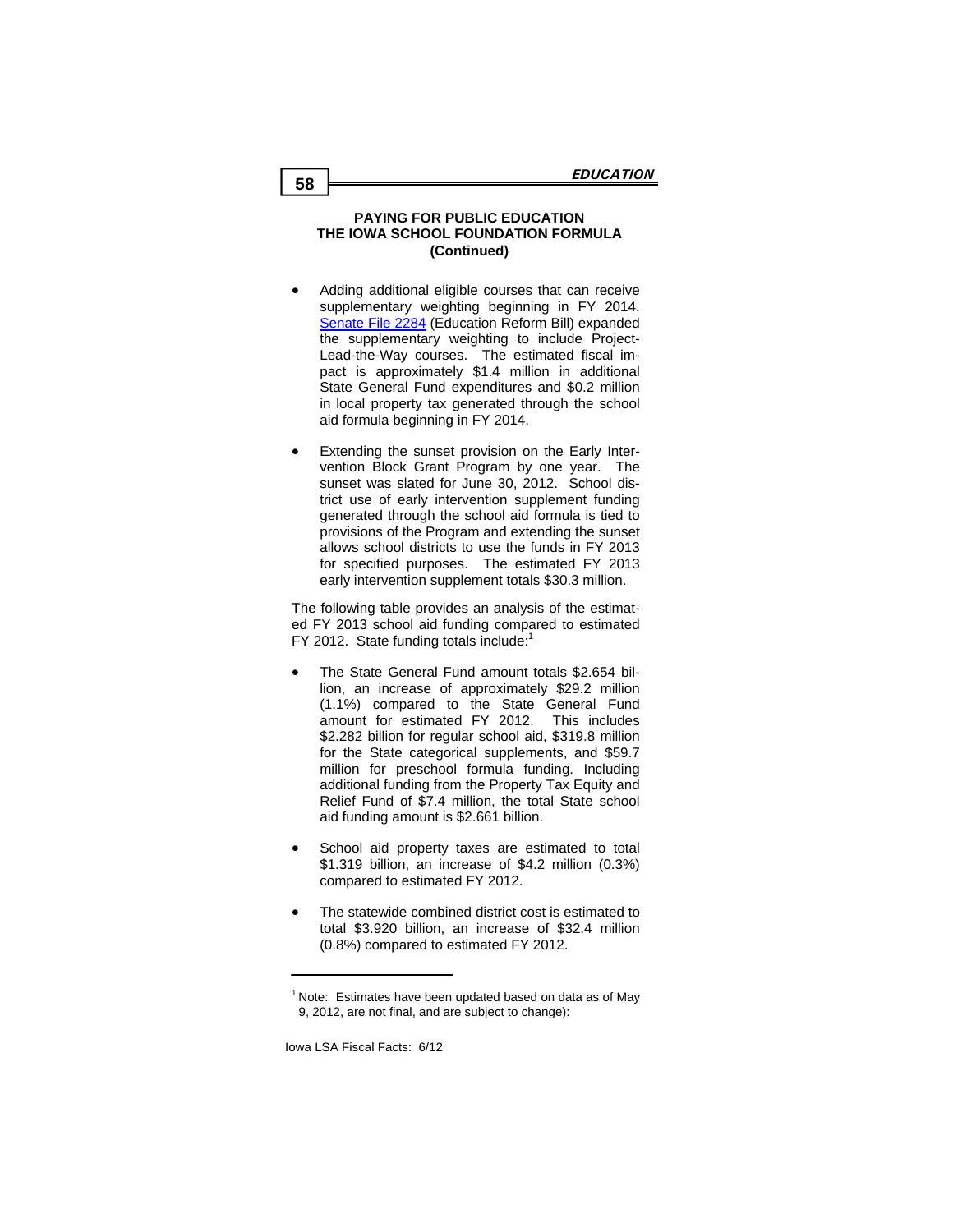## PAYING FOR PUBLIC EDUCATION THE IOWA SCHOOL FOUNDATION FORMULA (Continued)

- Adding additional eligible courses that can receive supplementary weighting beginning in FY 2014. Senate File 2284 (Education Reform Bill) expanded the supplementary weighting to include Project-Lead-the-Way courses. The estimated fiscal impact is approximately $1.4 million in additional State General Fund expenditures and $0.2 million in local property tax generated through the school aid formula beginning in FY 2014.

- Extending the sunset provision on the Early Intervention Block Grant Program by one year. The sunset was slated for June 30, 2012. School district use of early intervention supplement funding generated through the school aid formula is tied to provisions of the Program and extending the sunset allows school districts to use the funds in FY 2013 for specified purposes. The estimated FY 2013 early intervention supplement totals $30.3 million.

The following table provides an analysis of the estimated FY 2013 school aid funding compared to estimated FY 2012. State funding totals include:[1]

- The State General Fund amount totals $2.654 billion, an increase of approximately $29.2 million (1.1%) compared to the State General Fund amount for estimated FY 2012. This includes $2.282 billion for regular school aid, $319.8 million for the State categorical supplements, and $59.7 million for preschool formula funding. Including additional funding from the Property Tax Equity and Relief Fund of $7.4 million, the total State school aid funding amount is $2.661 billion.

- School aid property taxes are estimated to total $1.319 billion, an increase of $4.2 million (0.3%) compared to estimated FY 2012.

- The statewide combined district cost is estimated to total $3.920 billion, an increase of $32.4 million (0.8%) compared to estimated FY 2012.

---

[1] Note: Estimates have been updated based on data as of May 9, 2012, are not final, and are subject to change):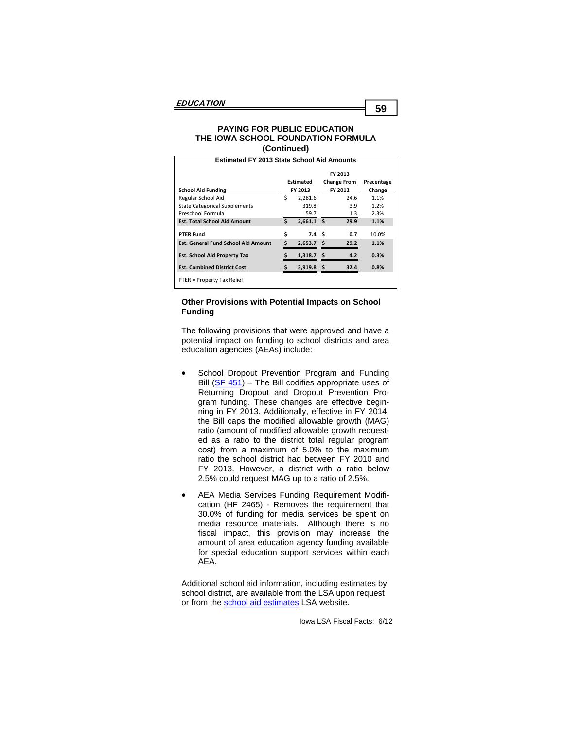## PAYING FOR PUBLIC EDUCATION THE IOWA SCHOOL FOUNDATION FORMULA (Continued)

**Estimated FY 2013 State School Aid Amounts**

| School Aid Funding | Estimated FY 2013 | FY 2013 Change From FY 2012 | Precentage Change |
|---|---|---|---|
| Regular School Aid | $ 2,281.6 | 24.6 | 1.1% |
| State Categorical Supplements | 319.8 | 3.9 | 1.2% |
| Preschool Formula | 59.7 | 1.3 | 2.3% |
| **Est. Total School Aid Amount** | **$ 2,661.1** | **$ 29.9** | **1.1%** |
| **PTER Fund** | **$ 7.4** | **$ 0.7** | 10.0% |
| **Est. General Fund School Aid Amount** | **$ 2,653.7** | **$ 29.2** | **1.1%** |
| **Est. School Aid Property Tax** | **$ 1,318.7** | **$ 4.2** | **0.3%** |
| **Est. Combined District Cost** | **$ 3,919.8** | **$ 32.4** | **0.8%** |

PTER = Property Tax Relief

### Other Provisions with Potential Impacts on School Funding

The following provisions that were approved and have a potential impact on funding to school districts and area education agencies (AEAs) include:

- School Dropout Prevention Program and Funding Bill (SF 451) – The Bill codifies appropriate uses of Returning Dropout and Dropout Prevention Program funding. These changes are effective beginning in FY 2013. Additionally, effective in FY 2014, the Bill caps the modified allowable growth (MAG) ratio (amount of modified allowable growth requested as a ratio to the district total regular program cost) from a maximum of 5.0% to the maximum ratio the school district had between FY 2010 and FY 2013. However, a district with a ratio below 2.5% could request MAG up to a ratio of 2.5%.
- AEA Media Services Funding Requirement Modification (HF 2465) - Removes the requirement that 30.0% of funding for media services be spent on media resource materials. Although there is no fiscal impact, this provision may increase the amount of area education agency funding available for special education support services within each AEA.

Additional school aid information, including estimates by school district, are available from the LSA upon request or from the school aid estimates LSA website.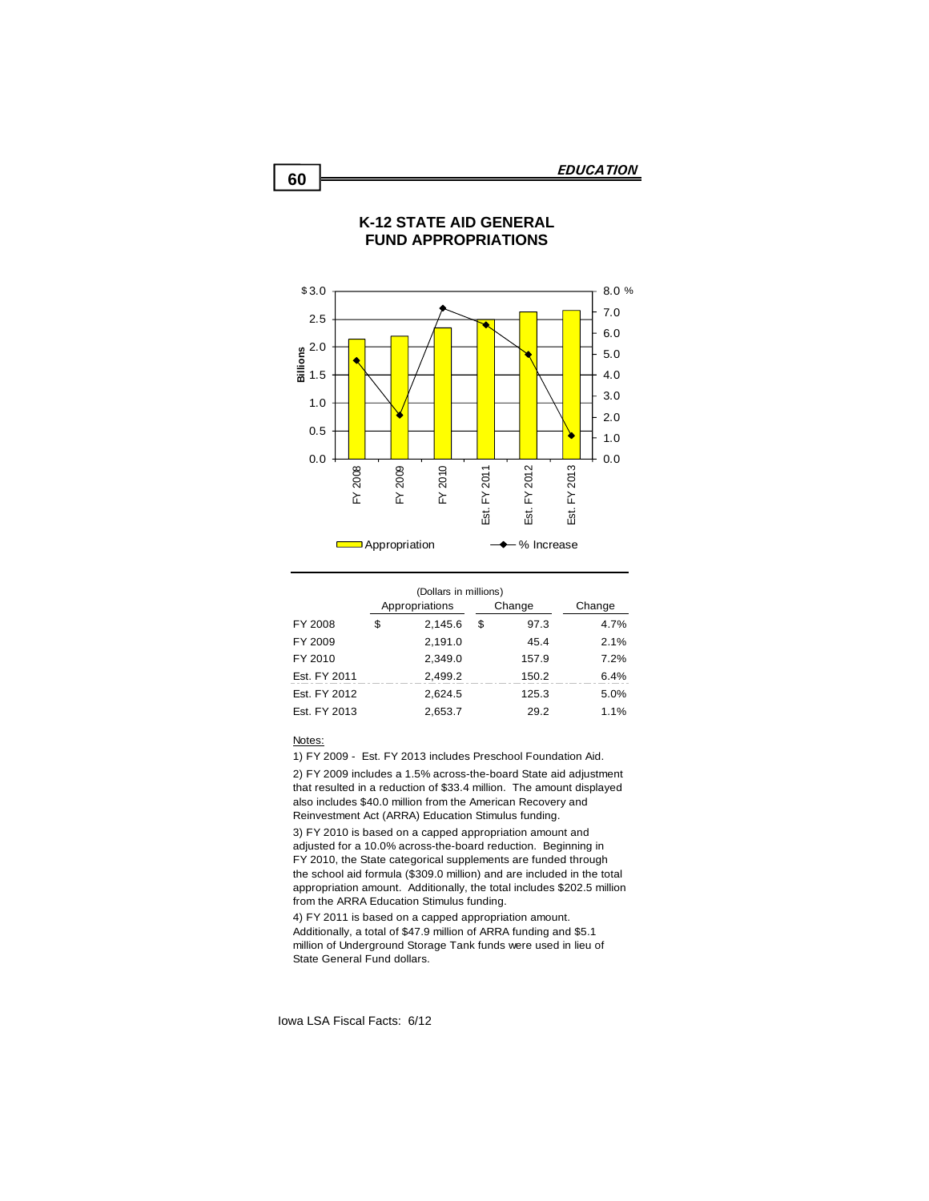# K-12 STATE AID GENERAL FUND APPROPRIATIONS

(Dollars in millions)

| | Appropriations | Change | Change |
|---|---|---|---|
| FY 2008 | $ 2,145.6 | $ 97.3 | 4.7% |
| FY 2009 | 2,191.0 | 45.4 | 2.1% |
| FY 2010 | 2,349.0 | 157.9 | 7.2% |
| Est. FY 2011 | 2,499.2 | 150.2 | 6.4% |
| Est. FY 2012 | 2,624.5 | 125.3 | 5.0% |
| Est. FY 2013 | 2,653.7 | 29.2 | 1.1% |

Notes:

1) FY 2009 - Est. FY 2013 includes Preschool Foundation Aid.

2) FY 2009 includes a 1.5% across-the-board State aid adjustment that resulted in a reduction of $33.4 million. The amount displayed also includes $40.0 million from the American Recovery and Reinvestment Act (ARRA) Education Stimulus funding.

3) FY 2010 is based on a capped appropriation amount and adjusted for a 10.0% across-the-board reduction. Beginning in FY 2010, the State categorical supplements are funded through the school aid formula ($309.0 million) and are included in the total appropriation amount. Additionally, the total includes $202.5 million from the ARRA Education Stimulus funding.

4) FY 2011 is based on a capped appropriation amount. Additionally, a total of $47.9 million of ARRA funding and $5.1 million of Underground Storage Tank funds were used in lieu of State General Fund dollars.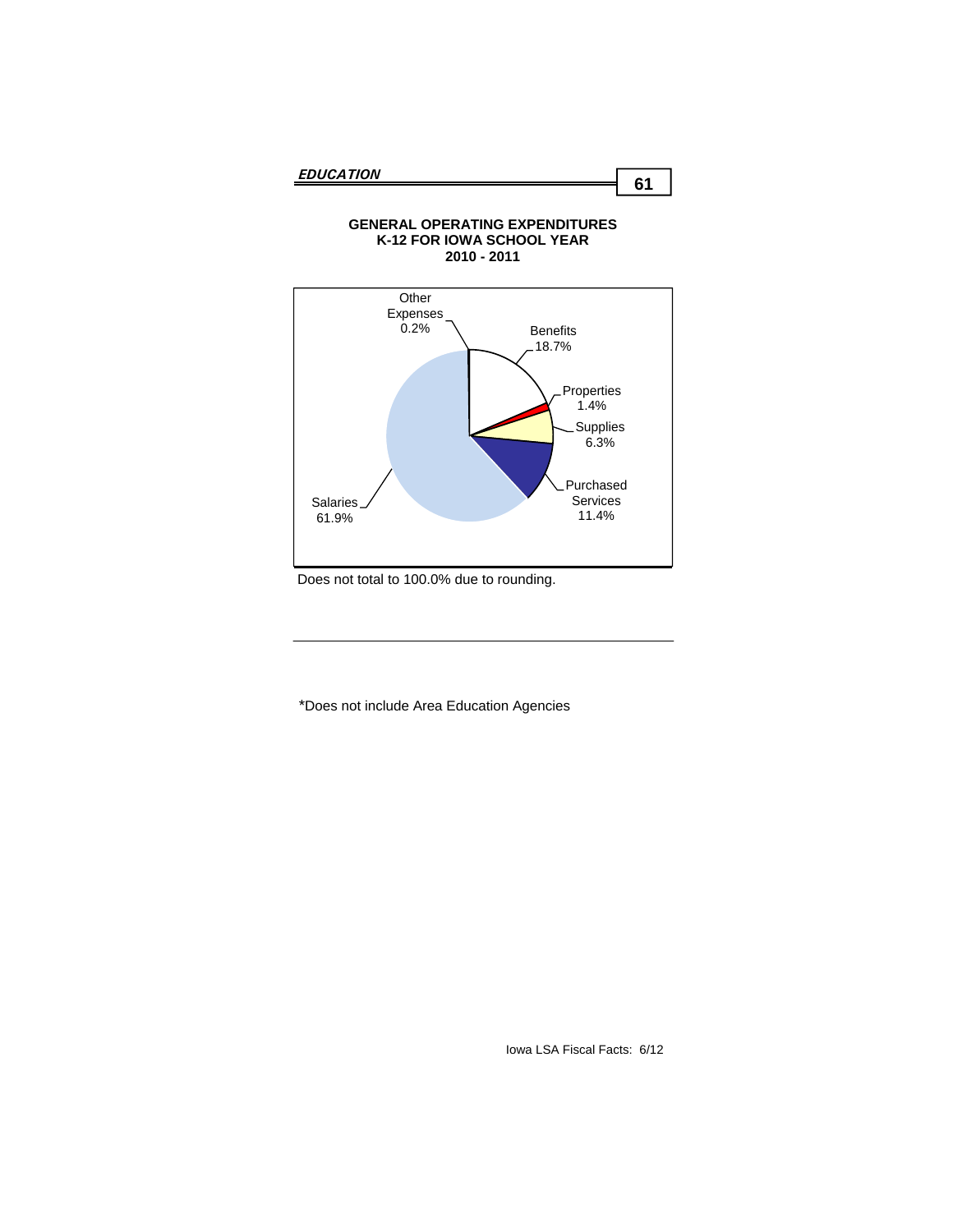## GENERAL OPERATING EXPENDITURES K-12 FOR IOWA SCHOOL YEAR 2010 - 2011

| Category | Percent |
|---|---|
| Salaries | 61.9% |
| Benefits | 18.7% |
| Purchased Services | 11.4% |
| Supplies | 6.3% |
| Properties | 1.4% |
| Other Expenses | 0.2% |

Does not total to 100.0% due to rounding.

*Does not include Area Education Agencies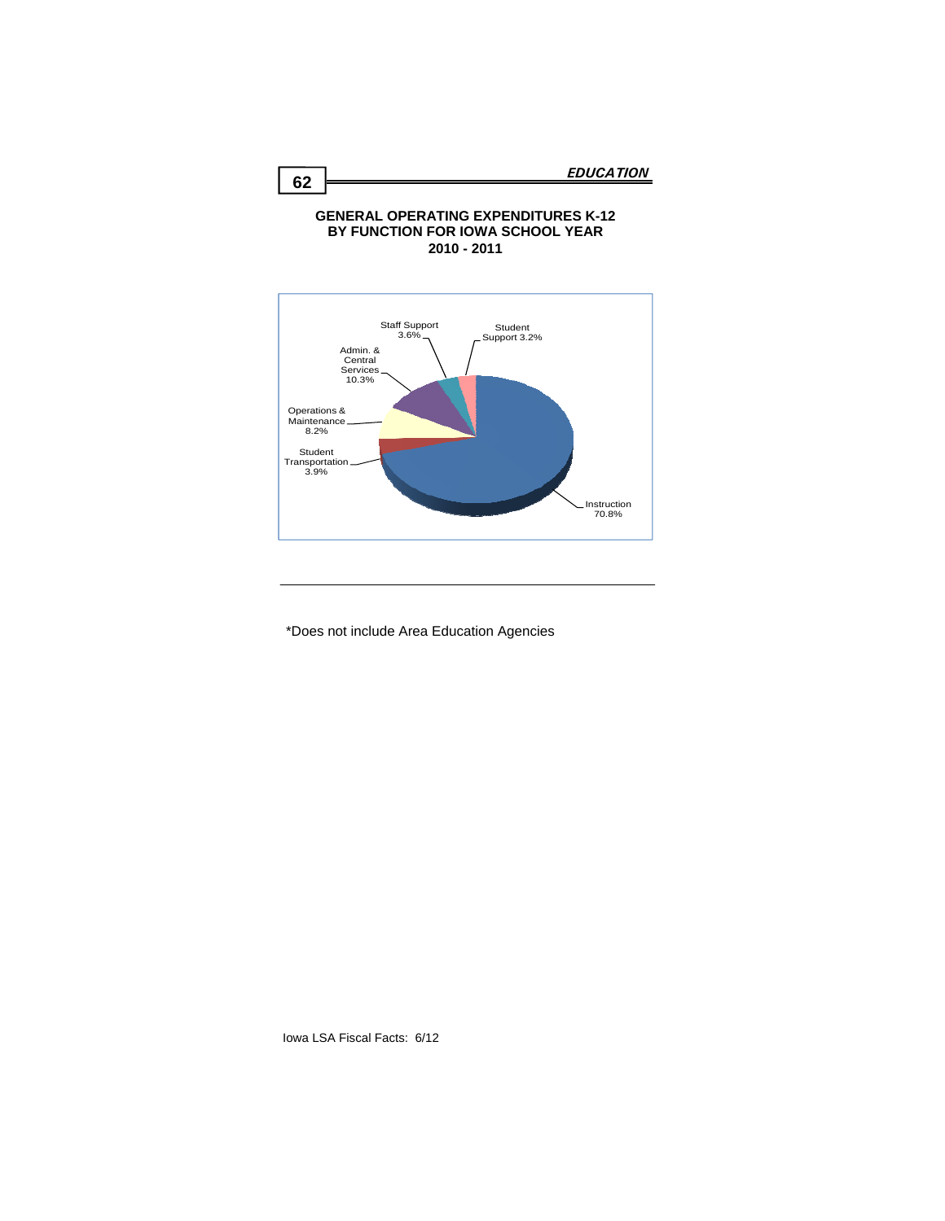## GENERAL OPERATING EXPENDITURES K-12 BY FUNCTION FOR IOWA SCHOOL YEAR 2010 - 2011

Staff Support 3.6%

Student Support 3.2%

Admin. & Central Services 10.3%

Operations & Maintenance 8.2%

Student Transportation 3.9%

Instruction 70.8%

*Does not include Area Education Agencies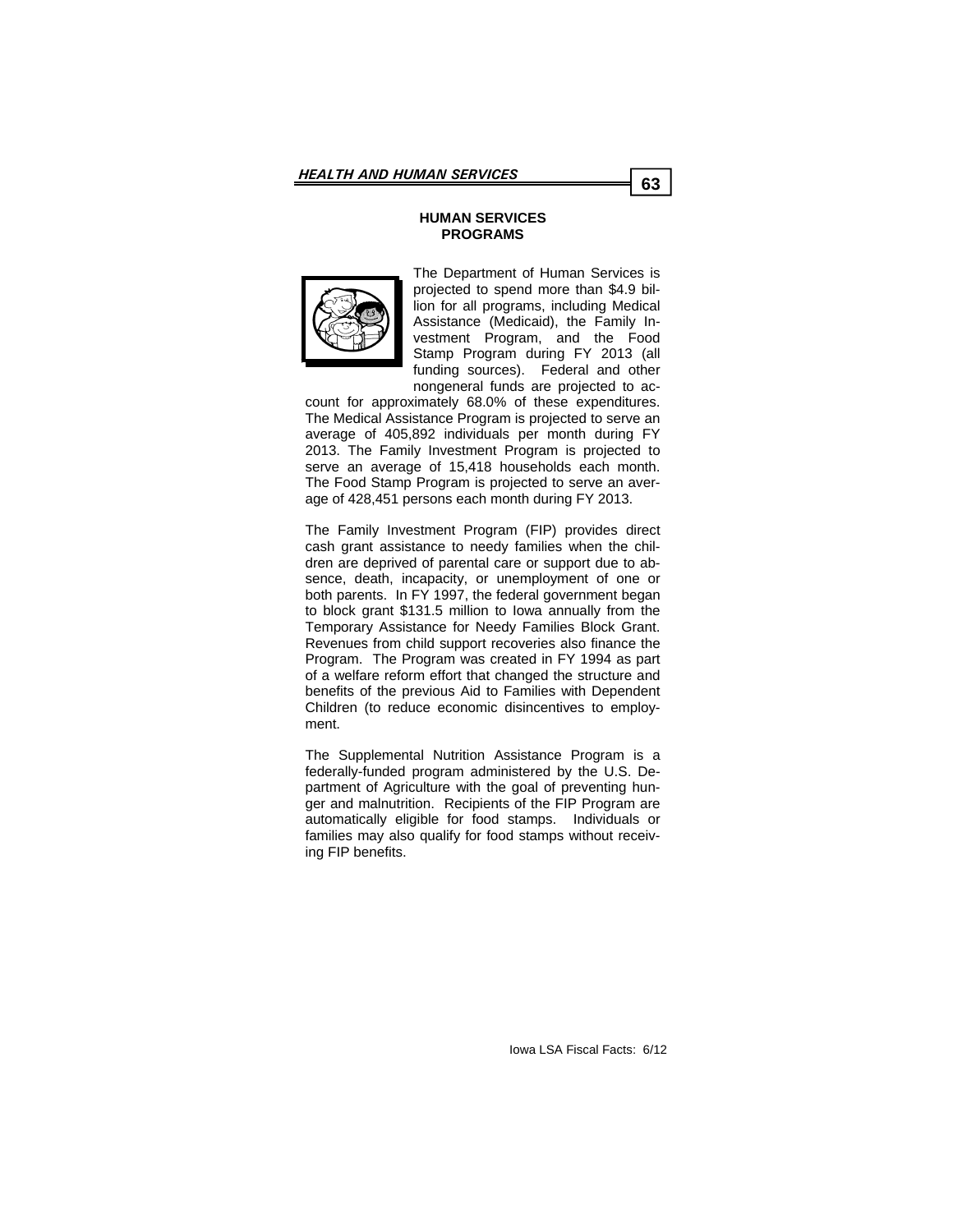## HUMAN SERVICES PROGRAMS

The Department of Human Services is projected to spend more than $4.9 billion for all programs, including Medical Assistance (Medicaid), the Family Investment Program, and the Food Stamp Program during FY 2013 (all funding sources). Federal and other nongeneral funds are projected to account for approximately 68.0% of these expenditures. The Medical Assistance Program is projected to serve an average of 405,892 individuals per month during FY 2013. The Family Investment Program is projected to serve an average of 15,418 households each month. The Food Stamp Program is projected to serve an average of 428,451 persons each month during FY 2013.

The Family Investment Program (FIP) provides direct cash grant assistance to needy families when the children are deprived of parental care or support due to absence, death, incapacity, or unemployment of one or both parents. In FY 1997, the federal government began to block grant $131.5 million to Iowa annually from the Temporary Assistance for Needy Families Block Grant. Revenues from child support recoveries also finance the Program. The Program was created in FY 1994 as part of a welfare reform effort that changed the structure and benefits of the previous Aid to Families with Dependent Children (to reduce economic disincentives to employment.

The Supplemental Nutrition Assistance Program is a federally-funded program administered by the U.S. Department of Agriculture with the goal of preventing hunger and malnutrition. Recipients of the FIP Program are automatically eligible for food stamps. Individuals or families may also qualify for food stamps without receiving FIP benefits.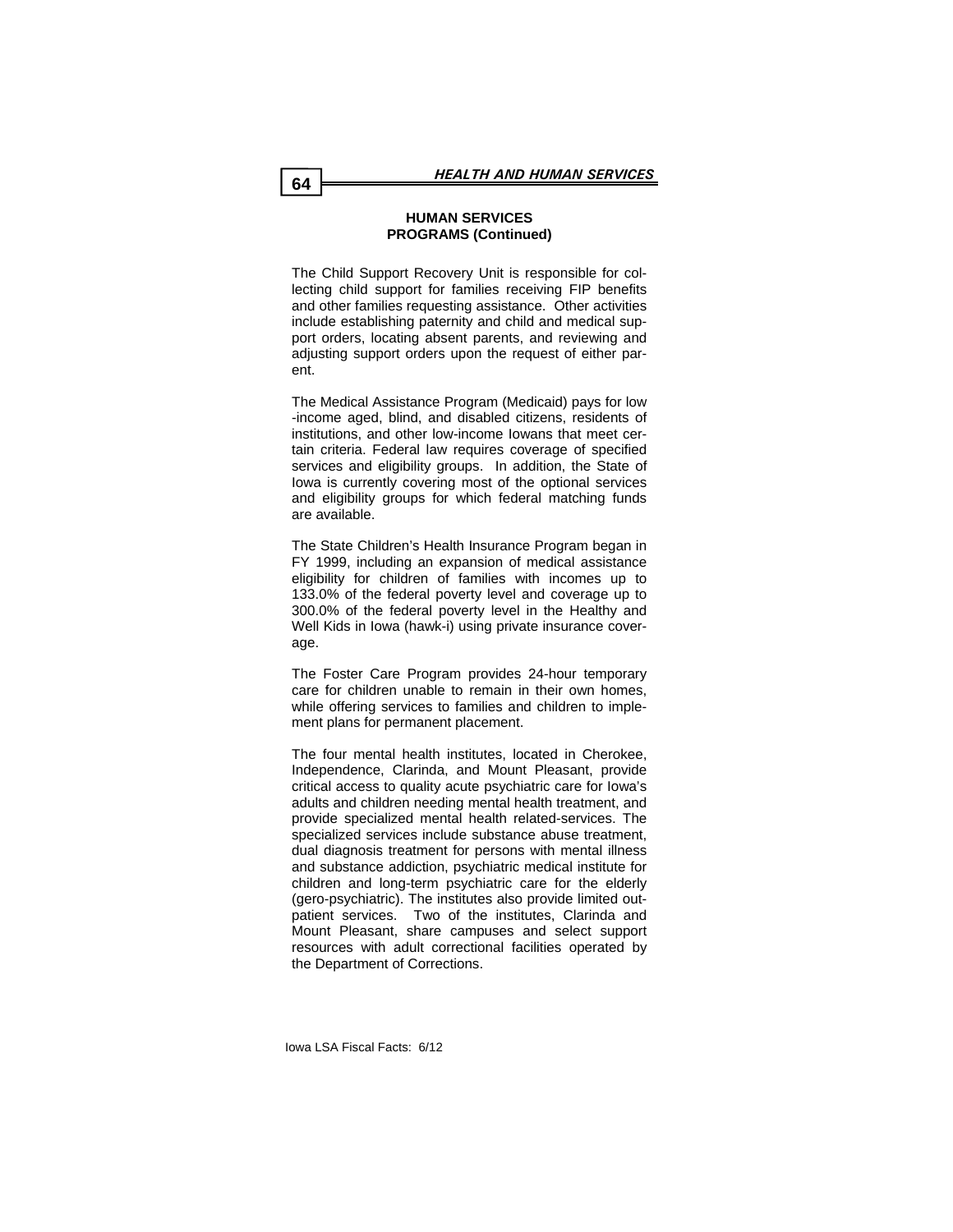## HUMAN SERVICES PROGRAMS (Continued)

The Child Support Recovery Unit is responsible for collecting child support for families receiving FIP benefits and other families requesting assistance. Other activities include establishing paternity and child and medical support orders, locating absent parents, and reviewing and adjusting support orders upon the request of either parent.

The Medical Assistance Program (Medicaid) pays for low-income aged, blind, and disabled citizens, residents of institutions, and other low-income Iowans that meet certain criteria. Federal law requires coverage of specified services and eligibility groups. In addition, the State of Iowa is currently covering most of the optional services and eligibility groups for which federal matching funds are available.

The State Children's Health Insurance Program began in FY 1999, including an expansion of medical assistance eligibility for children of families with incomes up to 133.0% of the federal poverty level and coverage up to 300.0% of the federal poverty level in the Healthy and Well Kids in Iowa (hawk-i) using private insurance coverage.

The Foster Care Program provides 24-hour temporary care for children unable to remain in their own homes, while offering services to families and children to implement plans for permanent placement.

The four mental health institutes, located in Cherokee, Independence, Clarinda, and Mount Pleasant, provide critical access to quality acute psychiatric care for Iowa's adults and children needing mental health treatment, and provide specialized mental health related-services. The specialized services include substance abuse treatment, dual diagnosis treatment for persons with mental illness and substance addiction, psychiatric medical institute for children and long-term psychiatric care for the elderly (gero-psychiatric). The institutes also provide limited outpatient services. Two of the institutes, Clarinda and Mount Pleasant, share campuses and select support resources with adult correctional facilities operated by the Department of Corrections.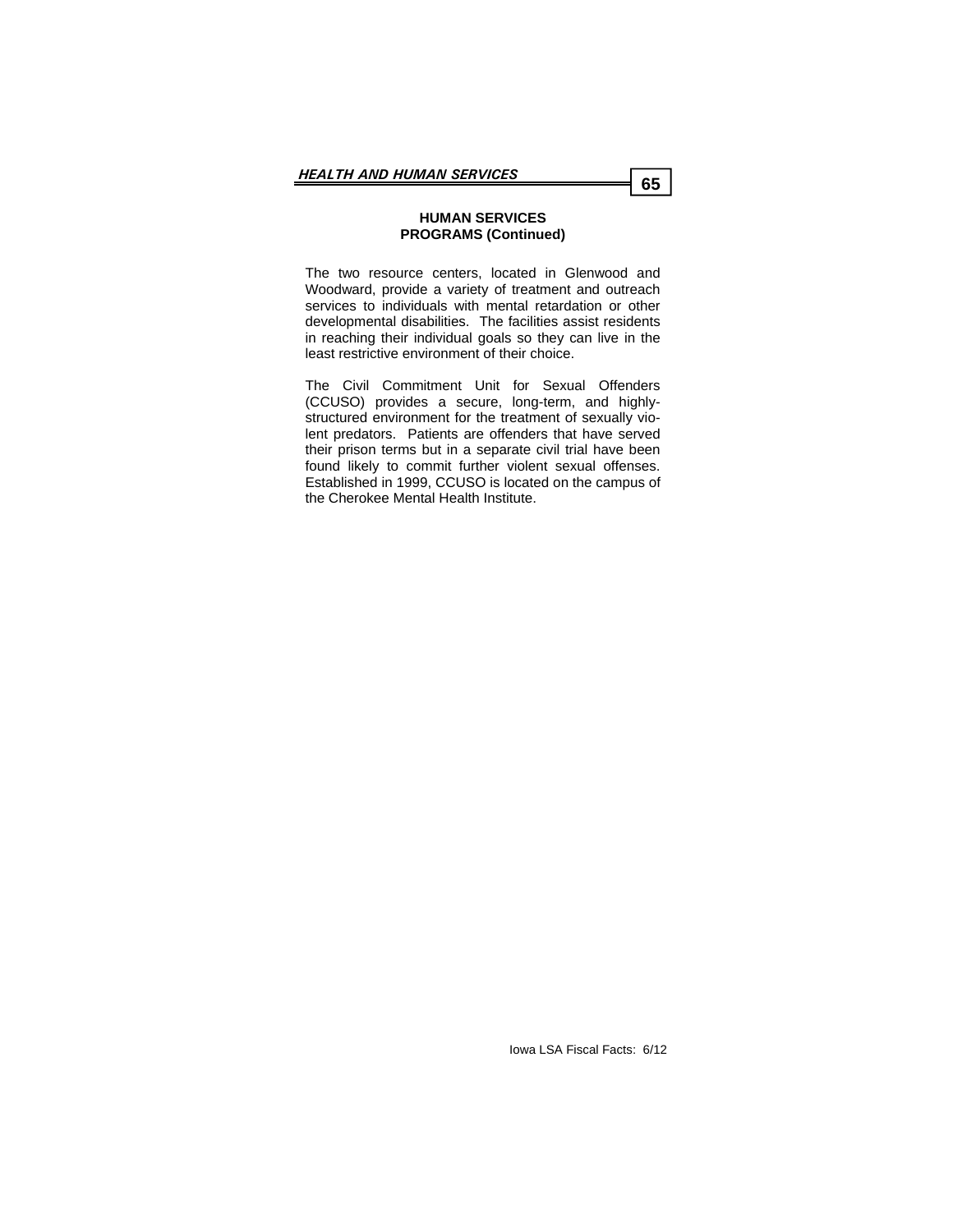## HUMAN SERVICES PROGRAMS (Continued)

The two resource centers, located in Glenwood and Woodward, provide a variety of treatment and outreach services to individuals with mental retardation or other developmental disabilities. The facilities assist residents in reaching their individual goals so they can live in the least restrictive environment of their choice.

The Civil Commitment Unit for Sexual Offenders (CCUSO) provides a secure, long-term, and highly-structured environment for the treatment of sexually violent predators. Patients are offenders that have served their prison terms but in a separate civil trial have been found likely to commit further violent sexual offenses. Established in 1999, CCUSO is located on the campus of the Cherokee Mental Health Institute.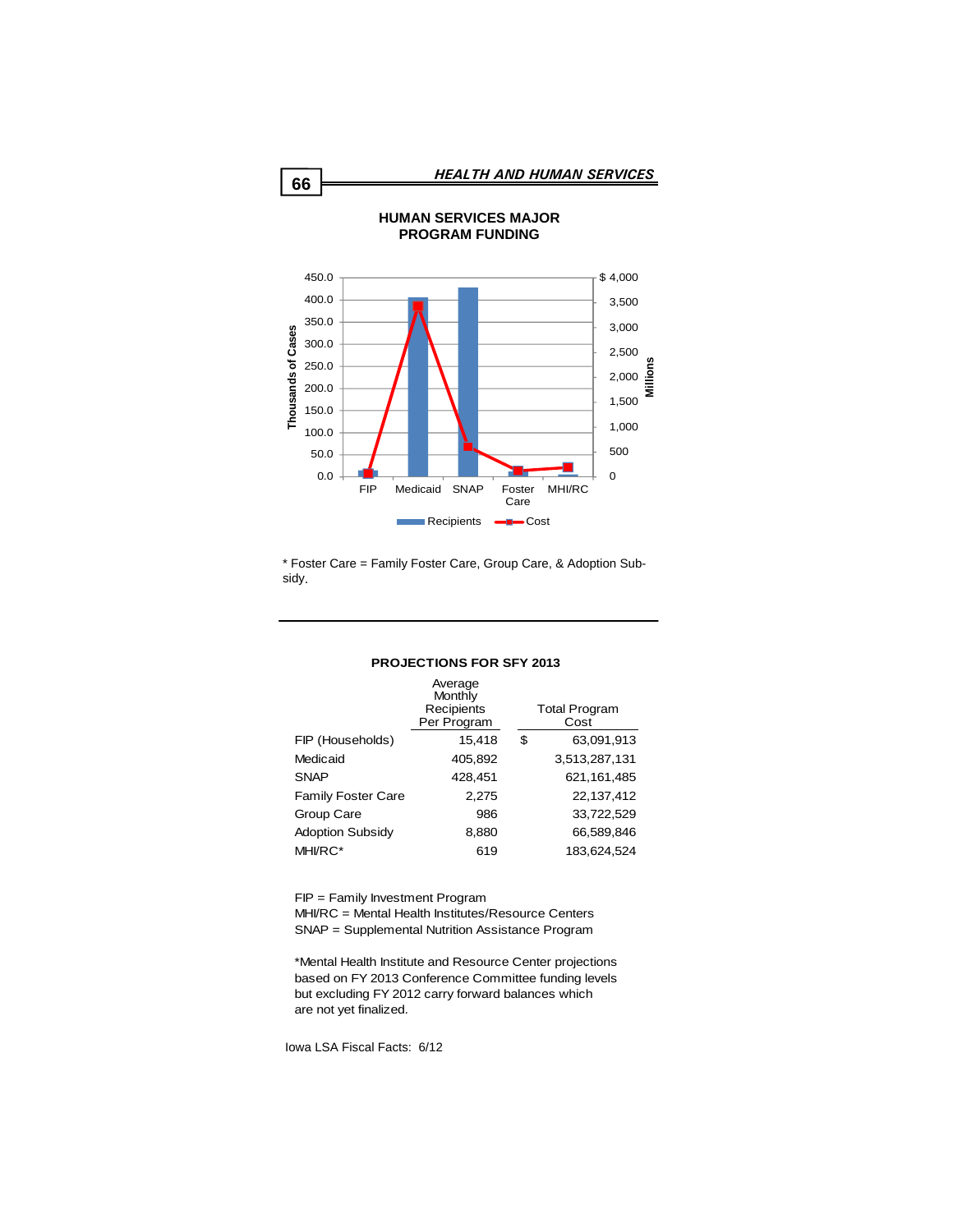## HUMAN SERVICES MAJOR PROGRAM FUNDING

\* Foster Care = Family Foster Care, Group Care, & Adoption Subsidy.

### PROJECTIONS FOR SFY 2013

| | Average Monthly Recipients Per Program | Total Program Cost |
|---|---|---|
| FIP (Households) | 15,418 | $ 63,091,913 |
| Medicaid | 405,892 | 3,513,287,131 |
| SNAP | 428,451 | 621,161,485 |
| Family Foster Care | 2,275 | 22,137,412 |
| Group Care | 986 | 33,722,529 |
| Adoption Subsidy | 8,880 | 66,589,846 |
| MHI/RC* | 619 | 183,624,524 |

FIP = Family Investment Program
MHI/RC = Mental Health Institutes/Resource Centers
SNAP = Supplemental Nutrition Assistance Program

*Mental Health Institute and Resource Center projections based on FY 2013 Conference Committee funding levels but excluding FY 2012 carry forward balances which are not yet finalized.

Iowa LSA Fiscal Facts: 6/12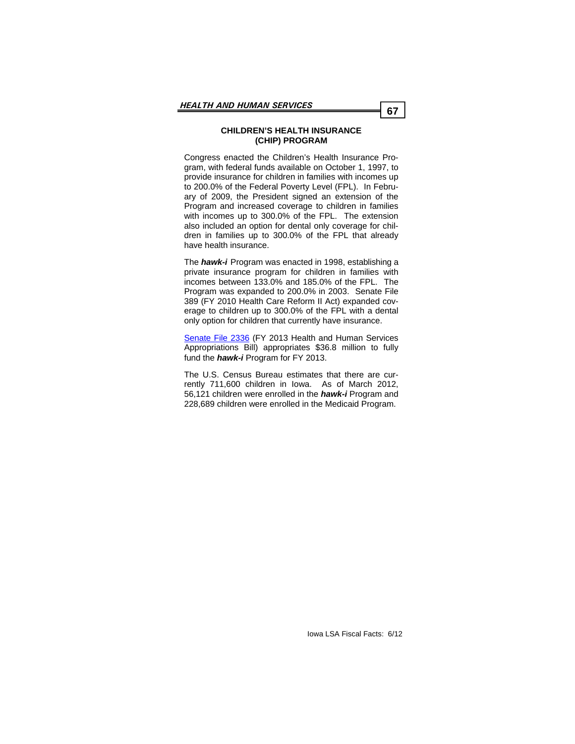## CHILDREN'S HEALTH INSURANCE (CHIP) PROGRAM

Congress enacted the Children's Health Insurance Program, with federal funds available on October 1, 1997, to provide insurance for children in families with incomes up to 200.0% of the Federal Poverty Level (FPL). In February of 2009, the President signed an extension of the Program and increased coverage to children in families with incomes up to 300.0% of the FPL. The extension also included an option for dental only coverage for children in families up to 300.0% of the FPL that already have health insurance.

The ***hawk-i*** Program was enacted in 1998, establishing a private insurance program for children in families with incomes between 133.0% and 185.0% of the FPL. The Program was expanded to 200.0% in 2003. Senate File 389 (FY 2010 Health Care Reform II Act) expanded coverage to children up to 300.0% of the FPL with a dental only option for children that currently have insurance.

Senate File 2336 (FY 2013 Health and Human Services Appropriations Bill) appropriates $36.8 million to fully fund the ***hawk-i*** Program for FY 2013.

The U.S. Census Bureau estimates that there are currently 711,600 children in Iowa. As of March 2012, 56,121 children were enrolled in the ***hawk-i*** Program and 228,689 children were enrolled in the Medicaid Program.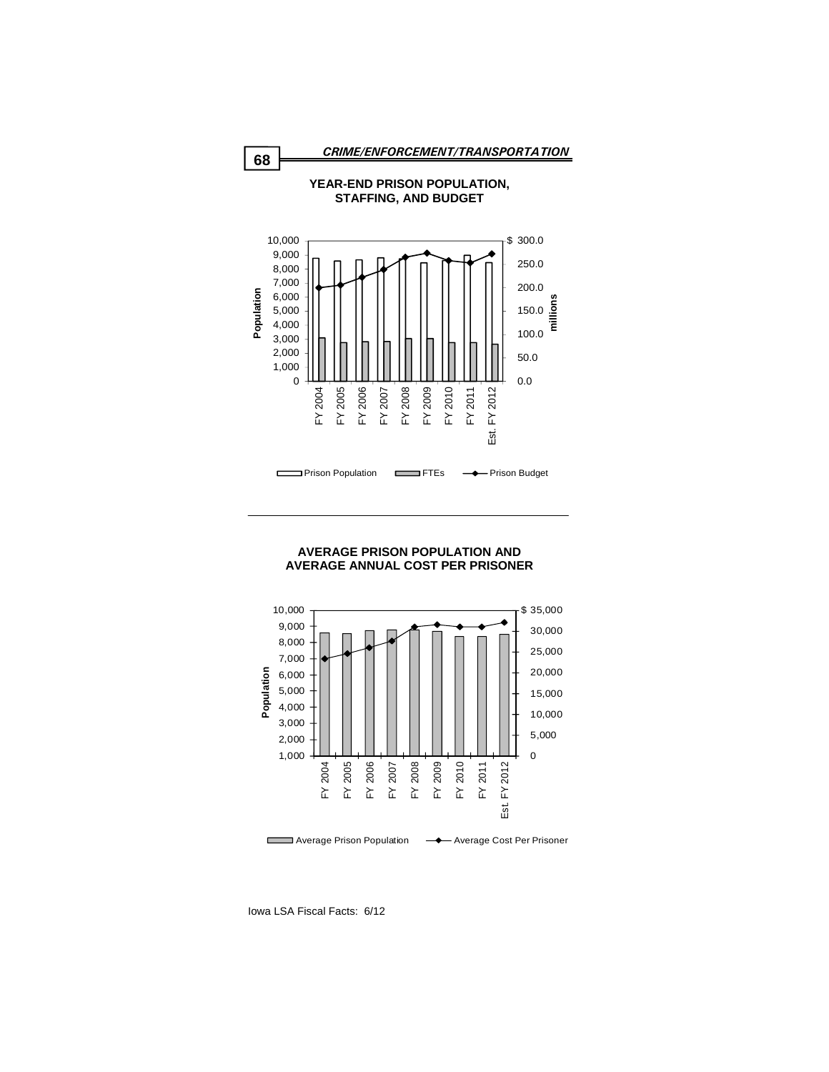## YEAR-END PRISON POPULATION, STAFFING, AND BUDGET

## AVERAGE PRISON POPULATION AND AVERAGE ANNUAL COST PER PRISONER

Iowa LSA Fiscal Facts: 6/12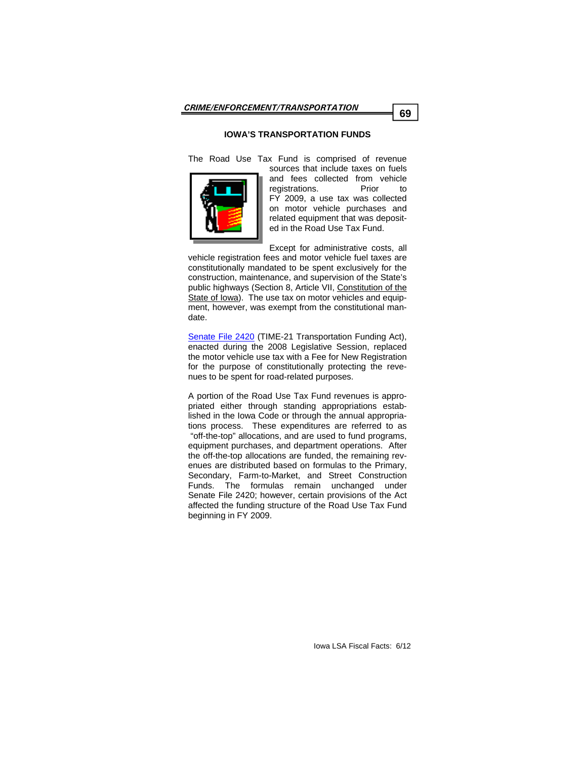# IOWA'S TRANSPORTATION FUNDS

The Road Use Tax Fund is comprised of revenue sources that include taxes on fuels and fees collected from vehicle registrations. Prior to FY 2009, a use tax was collected on motor vehicle purchases and related equipment that was deposited in the Road Use Tax Fund.

Except for administrative costs, all vehicle registration fees and motor vehicle fuel taxes are constitutionally mandated to be spent exclusively for the construction, maintenance, and supervision of the State's public highways (Section 8, Article VII, Constitution of the State of Iowa). The use tax on motor vehicles and equipment, however, was exempt from the constitutional mandate.

Senate File 2420 (TIME-21 Transportation Funding Act), enacted during the 2008 Legislative Session, replaced the motor vehicle use tax with a Fee for New Registration for the purpose of constitutionally protecting the revenues to be spent for road-related purposes.

A portion of the Road Use Tax Fund revenues is appropriated either through standing appropriations established in the Iowa Code or through the annual appropriations process. These expenditures are referred to as "off-the-top" allocations, and are used to fund programs, equipment purchases, and department operations. After the off-the-top allocations are funded, the remaining revenues are distributed based on formulas to the Primary, Secondary, Farm-to-Market, and Street Construction Funds. The formulas remain unchanged under Senate File 2420; however, certain provisions of the Act affected the funding structure of the Road Use Tax Fund beginning in FY 2009.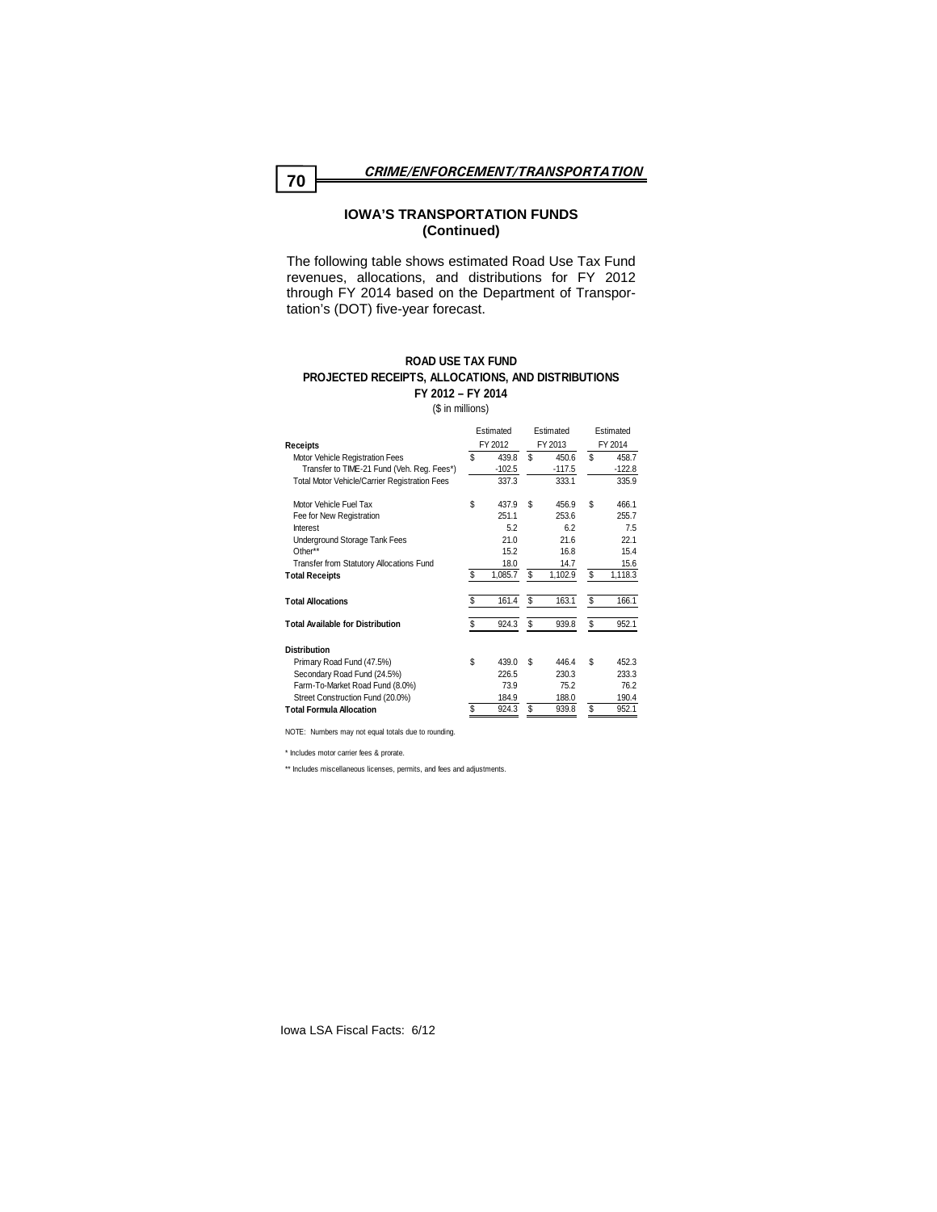## IOWA'S TRANSPORTATION FUNDS (Continued)

The following table shows estimated Road Use Tax Fund revenues, allocations, and distributions for FY 2012 through FY 2014 based on the Department of Transportation's (DOT) five-year forecast.

### ROAD USE TAX FUND
### PROJECTED RECEIPTS, ALLOCATIONS, AND DISTRIBUTIONS
### FY 2012 – FY 2014

($ in millions)

| | Estimated FY 2012 | Estimated FY 2013 | Estimated FY 2014 |
|---|---|---|---|
| **Receipts** | | | |
| Motor Vehicle Registration Fees | $ 439.8 | $ 450.6 | $ 458.7 |
| Transfer to TIME-21 Fund (Veh. Reg. Fees*) | -102.5 | -117.5 | -122.8 |
| Total Motor Vehicle/Carrier Registration Fees | 337.3 | 333.1 | 335.9 |
| | | | |
| Motor Vehicle Fuel Tax | $ 437.9 | $ 456.9 | $ 466.1 |
| Fee for New Registration | 251.1 | 253.6 | 255.7 |
| Interest | 5.2 | 6.2 | 7.5 |
| Underground Storage Tank Fees | 21.0 | 21.6 | 22.1 |
| Other** | 15.2 | 16.8 | 15.4 |
| Transfer from Statutory Allocations Fund | 18.0 | 14.7 | 15.6 |
| **Total Receipts** | $ 1,085.7 | $ 1,102.9 | $ 1,118.3 |
| | | | |
| **Total Allocations** | $ 161.4 | $ 163.1 | $ 166.1 |
| | | | |
| **Total Available for Distribution** | $ 924.3 | $ 939.8 | $ 952.1 |
| | | | |
| **Distribution** | | | |
| Primary Road Fund (47.5%) | $ 439.0 | $ 446.4 | $ 452.3 |
| Secondary Road Fund (24.5%) | 226.5 | 230.3 | 233.3 |
| Farm-To-Market Road Fund (8.0%) | 73.9 | 75.2 | 76.2 |
| Street Construction Fund (20.0%) | 184.9 | 188.0 | 190.4 |
| **Total Formula Allocation** | $ 924.3 | $ 939.8 | $ 952.1 |

NOTE: Numbers may not equal totals due to rounding.

\* Includes motor carrier fees & prorate.

\*\* Includes miscellaneous licenses, permits, and fees and adjustments.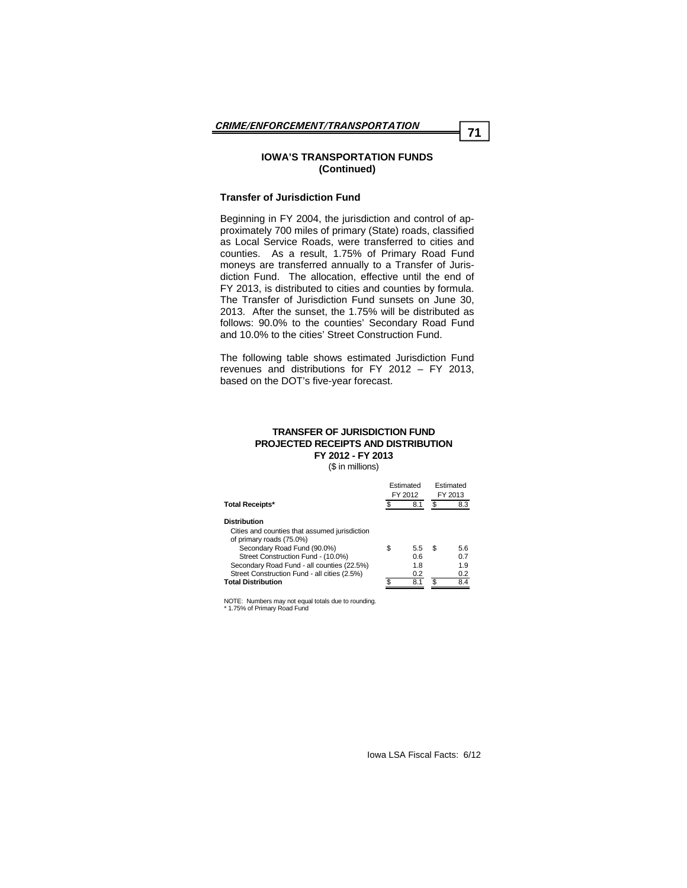## IOWA'S TRANSPORTATION FUNDS (Continued)

### Transfer of Jurisdiction Fund

Beginning in FY 2004, the jurisdiction and control of approximately 700 miles of primary (State) roads, classified as Local Service Roads, were transferred to cities and counties. As a result, 1.75% of Primary Road Fund moneys are transferred annually to a Transfer of Jurisdiction Fund. The allocation, effective until the end of FY 2013, is distributed to cities and counties by formula. The Transfer of Jurisdiction Fund sunsets on June 30, 2013. After the sunset, the 1.75% will be distributed as follows: 90.0% to the counties' Secondary Road Fund and 10.0% to the cities' Street Construction Fund.

The following table shows estimated Jurisdiction Fund revenues and distributions for FY 2012 – FY 2013, based on the DOT's five-year forecast.

**TRANSFER OF JURISDICTION FUND**
**PROJECTED RECEIPTS AND DISTRIBUTION**
**FY 2012 - FY 2013**
($ in millions)

| | Estimated FY 2012 | Estimated FY 2013 |
|---|---|---|
| **Total Receipts*** | $ 8.1 | $ 8.3 |
| **Distribution** | | |
| Cities and counties that assumed jurisdiction of primary roads (75.0%) | | |
| Secondary Road Fund (90.0%) | $ 5.5 | $ 5.6 |
| Street Construction Fund - (10.0%) | 0.6 | 0.7 |
| Secondary Road Fund - all counties (22.5%) | 1.8 | 1.9 |
| Street Construction Fund - all cities (2.5%) | 0.2 | 0.2 |
| **Total Distribution** | $ 8.1 | $ 8.4 |

NOTE: Numbers may not equal totals due to rounding.
* 1.75% of Primary Road Fund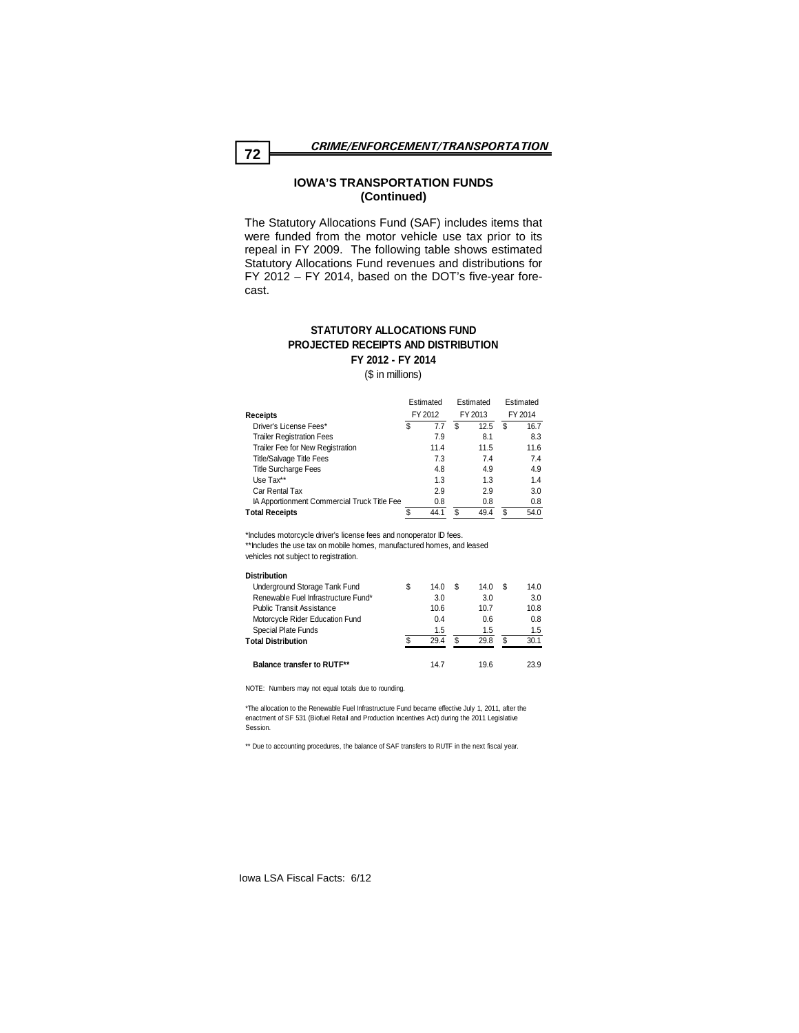## IOWA'S TRANSPORTATION FUNDS (Continued)

The Statutory Allocations Fund (SAF) includes items that were funded from the motor vehicle use tax prior to its repeal in FY 2009. The following table shows estimated Statutory Allocations Fund revenues and distributions for FY 2012 – FY 2014, based on the DOT's five-year forecast.

### STATUTORY ALLOCATIONS FUND PROJECTED RECEIPTS AND DISTRIBUTION FY 2012 - FY 2014

($ in millions)

| Receipts | Estimated FY 2012 | Estimated FY 2013 | Estimated FY 2014 |
|---|---|---|---|
| Driver's License Fees* | $ 7.7 | $ 12.5 | $ 16.7 |
| Trailer Registration Fees | 7.9 | 8.1 | 8.3 |
| Trailer Fee for New Registration | 11.4 | 11.5 | 11.6 |
| Title/Salvage Title Fees | 7.3 | 7.4 | 7.4 |
| Title Surcharge Fees | 4.8 | 4.9 | 4.9 |
| Use Tax** | 1.3 | 1.3 | 1.4 |
| Car Rental Tax | 2.9 | 2.9 | 3.0 |
| IA Apportionment Commercial Truck Title Fee | 0.8 | 0.8 | 0.8 |
| **Total Receipts** | $ 44.1 | $ 49.4 | $ 54.0 |

*Includes motorcycle driver's license fees and nonoperator ID fees.
**Includes the use tax on mobile homes, manufactured homes, and leased vehicles not subject to registration.

| Distribution | Estimated FY 2012 | Estimated FY 2013 | Estimated FY 2014 |
|---|---|---|---|
| Underground Storage Tank Fund | $ 14.0 | $ 14.0 | $ 14.0 |
| Renewable Fuel Infrastructure Fund* | 3.0 | 3.0 | 3.0 |
| Public Transit Assistance | 10.6 | 10.7 | 10.8 |
| Motorcycle Rider Education Fund | 0.4 | 0.6 | 0.8 |
| Special Plate Funds | 1.5 | 1.5 | 1.5 |
| **Total Distribution** | $ 29.4 | $ 29.8 | $ 30.1 |
| **Balance transfer to RUTF**** | 14.7 | 19.6 | 23.9 |

NOTE: Numbers may not equal totals due to rounding.

*The allocation to the Renewable Fuel Infrastructure Fund became effective July 1, 2011, after the enactment of SF 531 (Biofuel Retail and Production Incentives Act) during the 2011 Legislative Session.

** Due to accounting procedures, the balance of SAF transfers to RUTF in the next fiscal year.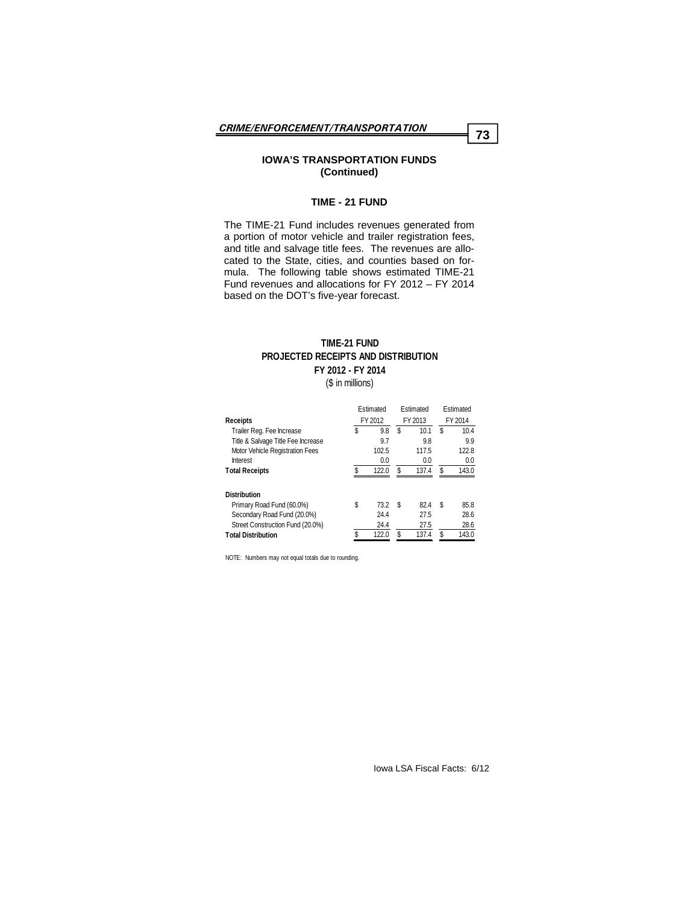## IOWA'S TRANSPORTATION FUNDS (Continued)

### TIME - 21 FUND

The TIME-21 Fund includes revenues generated from a portion of motor vehicle and trailer registration fees, and title and salvage title fees. The revenues are allocated to the State, cities, and counties based on formula. The following table shows estimated TIME-21 Fund revenues and allocations for FY 2012 – FY 2014 based on the DOT's five-year forecast.

**TIME-21 FUND**
**PROJECTED RECEIPTS AND DISTRIBUTION**
**FY 2012 - FY 2014**
($ in millions)

| | Estimated FY 2012 | Estimated FY 2013 | Estimated FY 2014 |
|---|---|---|---|
| **Receipts** | | | |
| Trailer Reg. Fee Increase | $ 9.8 | $ 10.1 | $ 10.4 |
| Title & Salvage Title Fee Increase | 9.7 | 9.8 | 9.9 |
| Motor Vehicle Registration Fees | 102.5 | 117.5 | 122.8 |
| Interest | 0.0 | 0.0 | 0.0 |
| **Total Receipts** | $ 122.0 | $ 137.4 | $ 143.0 |
| **Distribution** | | | |
| Primary Road Fund (60.0%) | $ 73.2 | $ 82.4 | $ 85.8 |
| Secondary Road Fund (20.0%) | 24.4 | 27.5 | 28.6 |
| Street Construction Fund (20.0%) | 24.4 | 27.5 | 28.6 |
| **Total Distribution** | $ 122.0 | $ 137.4 | $ 143.0 |

NOTE: Numbers may not equal totals due to rounding.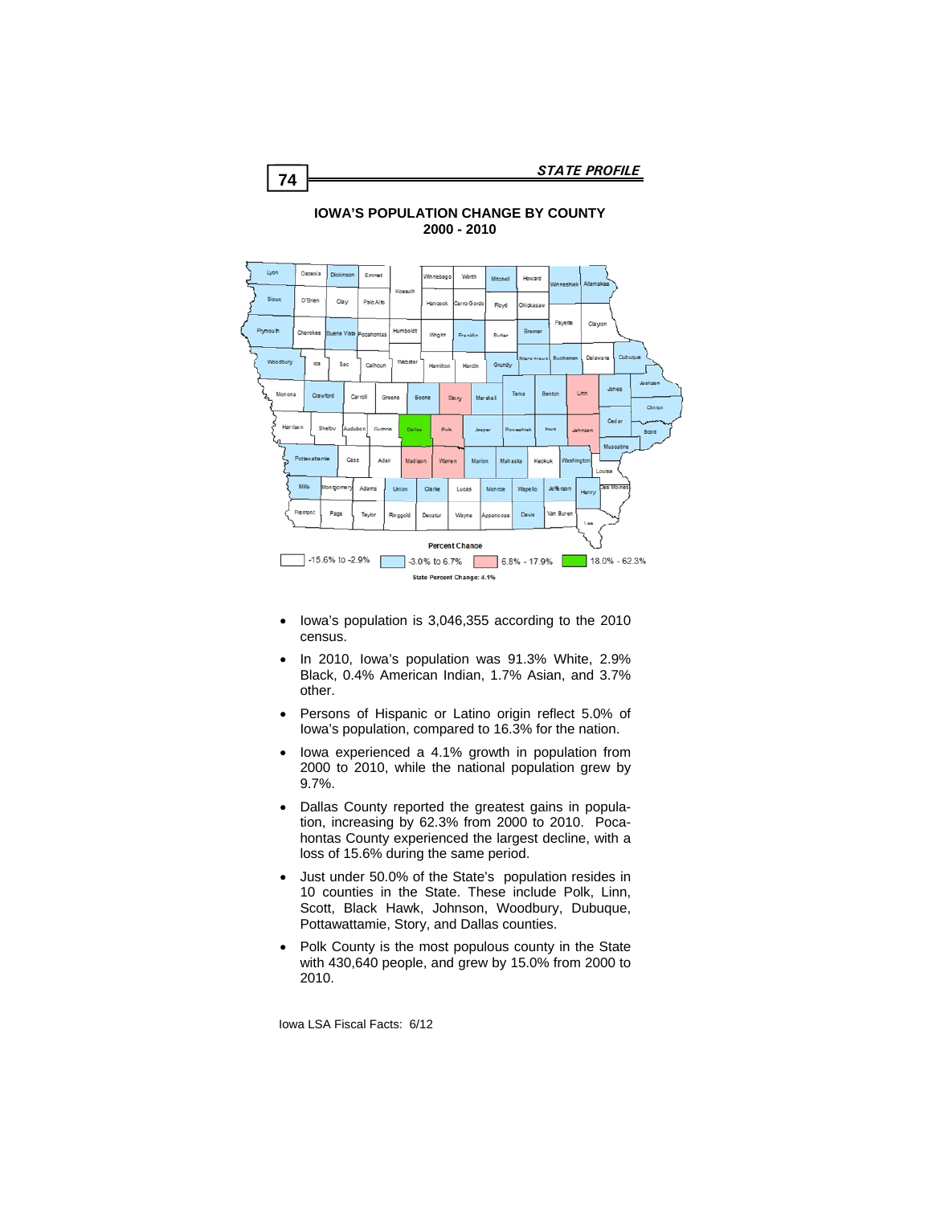## IOWA'S POPULATION CHANGE BY COUNTY 2000 - 2010

Percent Change

-15.6% to -2.9% | -3.0% to 6.7% | 6.8% - 17.9% | 18.0% - 62.3%

State Percent Change: 4.1%

- Iowa's population is 3,046,355 according to the 2010 census.
- In 2010, Iowa's population was 91.3% White, 2.9% Black, 0.4% American Indian, 1.7% Asian, and 3.7% other.
- Persons of Hispanic or Latino origin reflect 5.0% of Iowa's population, compared to 16.3% for the nation.
- Iowa experienced a 4.1% growth in population from 2000 to 2010, while the national population grew by 9.7%.
- Dallas County reported the greatest gains in population, increasing by 62.3% from 2000 to 2010. Pocahontas County experienced the largest decline, with a loss of 15.6% during the same period.
- Just under 50.0% of the State's population resides in 10 counties in the State. These include Polk, Linn, Scott, Black Hawk, Johnson, Woodbury, Dubuque, Pottawattamie, Story, and Dallas counties.
- Polk County is the most populous county in the State with 430,640 people, and grew by 15.0% from 2000 to 2010.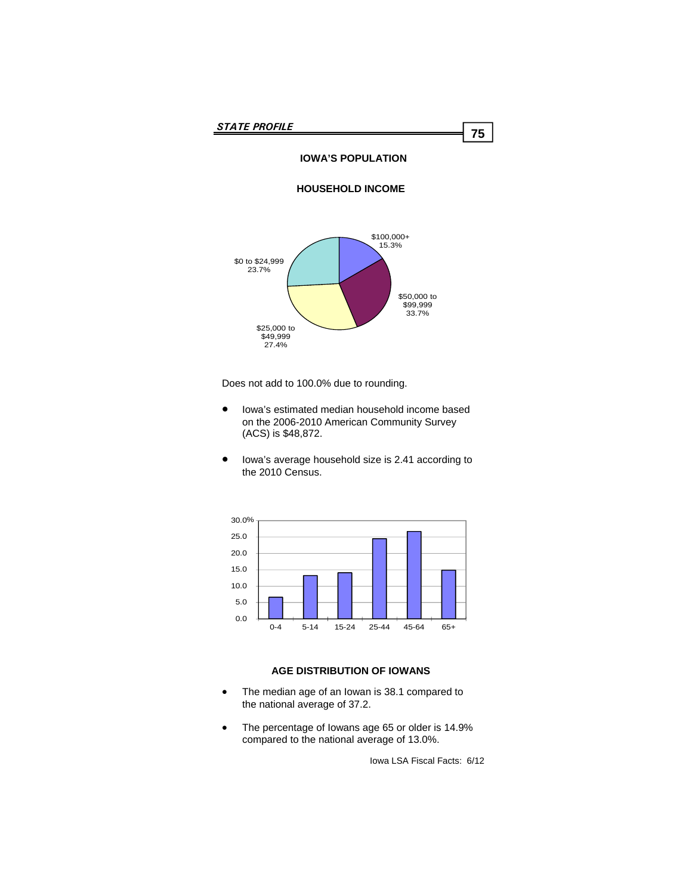## IOWA'S POPULATION

### HOUSEHOLD INCOME

$100,000+ 15.3%

$50,000 to $99,999 33.7%

$25,000 to $49,999 27.4%

$0 to $24,999 23.7%

Does not add to 100.0% due to rounding.

- Iowa's estimated median household income based on the 2006-2010 American Community Survey (ACS) is $48,872.

- Iowa's average household size is 2.41 according to the 2010 Census.

### AGE DISTRIBUTION OF IOWANS

- The median age of an Iowan is 38.1 compared to the national average of 37.2.

- The percentage of Iowans age 65 or older is 14.9% compared to the national average of 13.0%.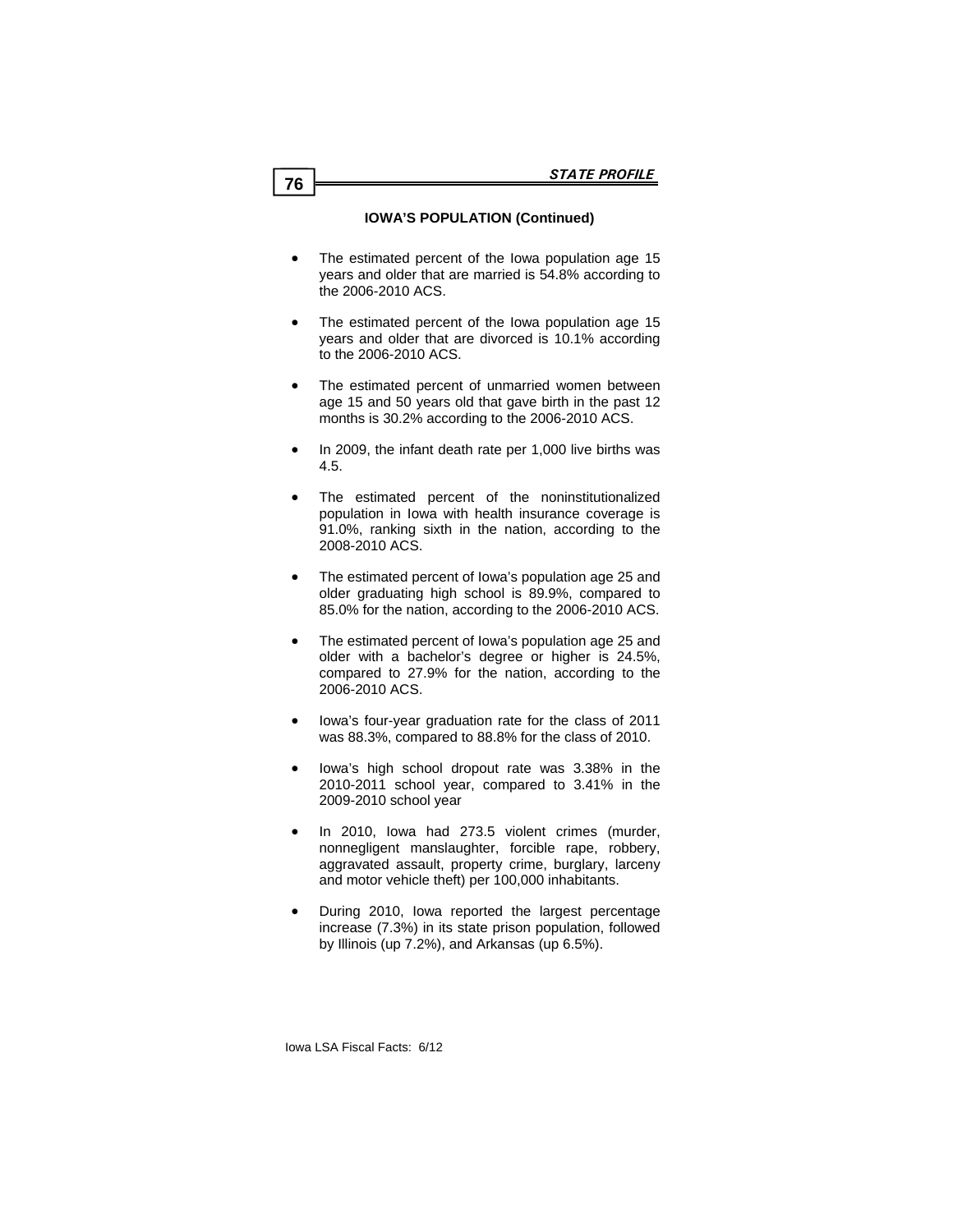## IOWA'S POPULATION (Continued)

- The estimated percent of the Iowa population age 15 years and older that are married is 54.8% according to the 2006-2010 ACS.
- The estimated percent of the Iowa population age 15 years and older that are divorced is 10.1% according to the 2006-2010 ACS.
- The estimated percent of unmarried women between age 15 and 50 years old that gave birth in the past 12 months is 30.2% according to the 2006-2010 ACS.
- In 2009, the infant death rate per 1,000 live births was 4.5.
- The estimated percent of the noninstitutionalized population in Iowa with health insurance coverage is 91.0%, ranking sixth in the nation, according to the 2008-2010 ACS.
- The estimated percent of Iowa's population age 25 and older graduating high school is 89.9%, compared to 85.0% for the nation, according to the 2006-2010 ACS.
- The estimated percent of Iowa's population age 25 and older with a bachelor's degree or higher is 24.5%, compared to 27.9% for the nation, according to the 2006-2010 ACS.
- Iowa's four-year graduation rate for the class of 2011 was 88.3%, compared to 88.8% for the class of 2010.
- Iowa's high school dropout rate was 3.38% in the 2010-2011 school year, compared to 3.41% in the 2009-2010 school year
- In 2010, Iowa had 273.5 violent crimes (murder, nonnegligent manslaughter, forcible rape, robbery, aggravated assault, property crime, burglary, larceny and motor vehicle theft) per 100,000 inhabitants.
- During 2010, Iowa reported the largest percentage increase (7.3%) in its state prison population, followed by Illinois (up 7.2%), and Arkansas (up 6.5%).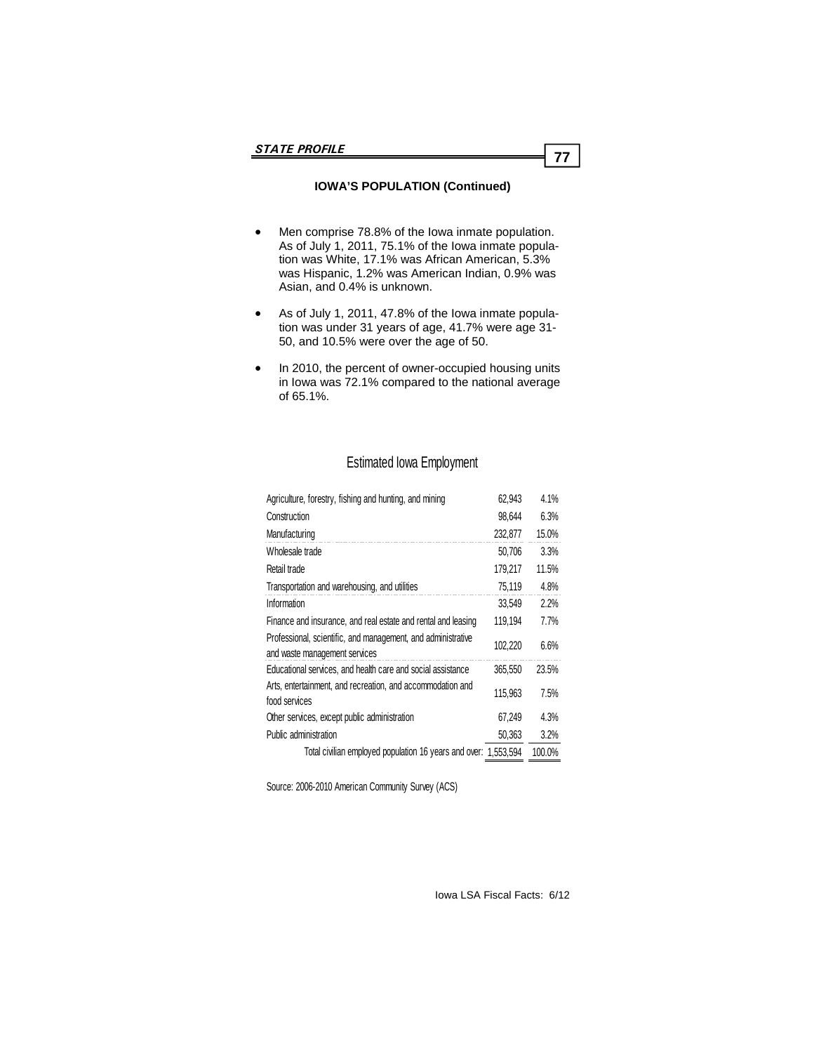## IOWA'S POPULATION (Continued)

- Men comprise 78.8% of the Iowa inmate population. As of July 1, 2011, 75.1% of the Iowa inmate population was White, 17.1% was African American, 5.3% was Hispanic, 1.2% was American Indian, 0.9% was Asian, and 0.4% is unknown.
- As of July 1, 2011, 47.8% of the Iowa inmate population was under 31 years of age, 41.7% were age 31-50, and 10.5% were over the age of 50.
- In 2010, the percent of owner-occupied housing units in Iowa was 72.1% compared to the national average of 65.1%.

### Estimated Iowa Employment

| | | |
|---|---|---|
| Agriculture, forestry, fishing and hunting, and mining | 62,943 | 4.1% |
| Construction | 98,644 | 6.3% |
| Manufacturing | 232,877 | 15.0% |
| Wholesale trade | 50,706 | 3.3% |
| Retail trade | 179,217 | 11.5% |
| Transportation and warehousing, and utilities | 75,119 | 4.8% |
| Information | 33,549 | 2.2% |
| Finance and insurance, and real estate and rental and leasing | 119,194 | 7.7% |
| Professional, scientific, and management, and administrative and waste management services | 102,220 | 6.6% |
| Educational services, and health care and social assistance | 365,550 | 23.5% |
| Arts, entertainment, and recreation, and accommodation and food services | 115,963 | 7.5% |
| Other services, except public administration | 67,249 | 4.3% |
| Public administration | 50,363 | 3.2% |
| Total civilian employed population 16 years and over: | 1,553,594 | 100.0% |

Source: 2006-2010 American Community Survey (ACS)